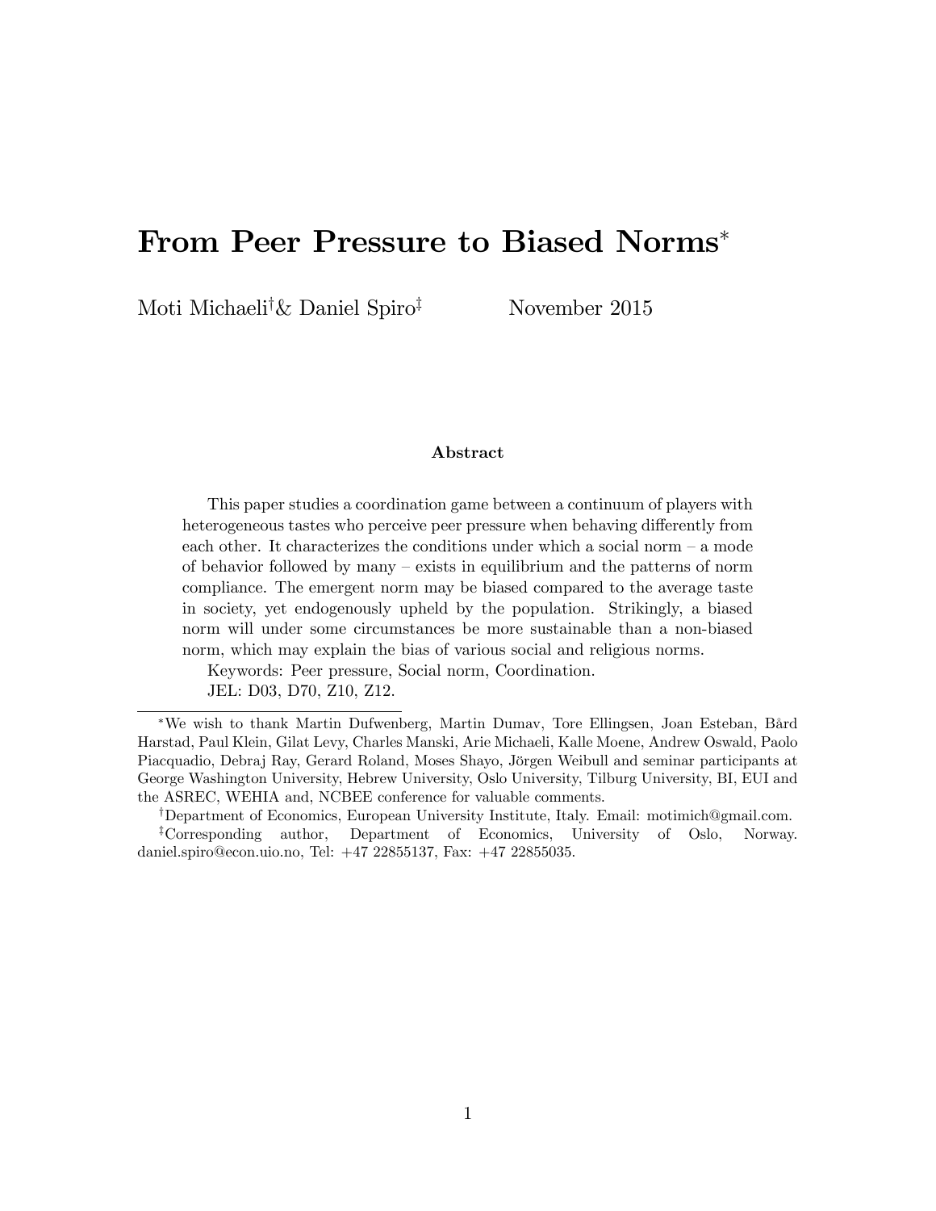# From Peer Pressure to Biased Norms[*]

Moti Michaeli[†]& Daniel Spiro[‡] November 2015

### Abstract

This paper studies a coordination game between a continuum of players with heterogeneous tastes who perceive peer pressure when behaving differently from each other. It characterizes the conditions under which a social norm – a mode of behavior followed by many – exists in equilibrium and the patterns of norm compliance. The emergent norm may be biased compared to the average taste in society, yet endogenously upheld by the population. Strikingly, a biased norm will under some circumstances be more sustainable than a non-biased norm, which may explain the bias of various social and religious norms.

Keywords: Peer pressure, Social norm, Coordination.

JEL: D03, D70, Z10, Z12.

---

[*]We wish to thank Martin Dufwenberg, Martin Dumav, Tore Ellingsen, Joan Esteban, Bård Harstad, Paul Klein, Gilat Levy, Charles Manski, Arie Michaeli, Kalle Moene, Andrew Oswald, Paolo Piacquadio, Debraj Ray, Gerard Roland, Moses Shayo, Jörgen Weibull and seminar participants at George Washington University, Hebrew University, Oslo University, Tilburg University, BI, EUI and the ASREC, WEHIA and, NCBEE conference for valuable comments.

[†]Department of Economics, European University Institute, Italy. Email: motimich@gmail.com.

[‡]Corresponding author, Department of Economics, University of Oslo, Norway. daniel.spiro@econ.uio.no, Tel: +47 22855137, Fax: +47 22855035.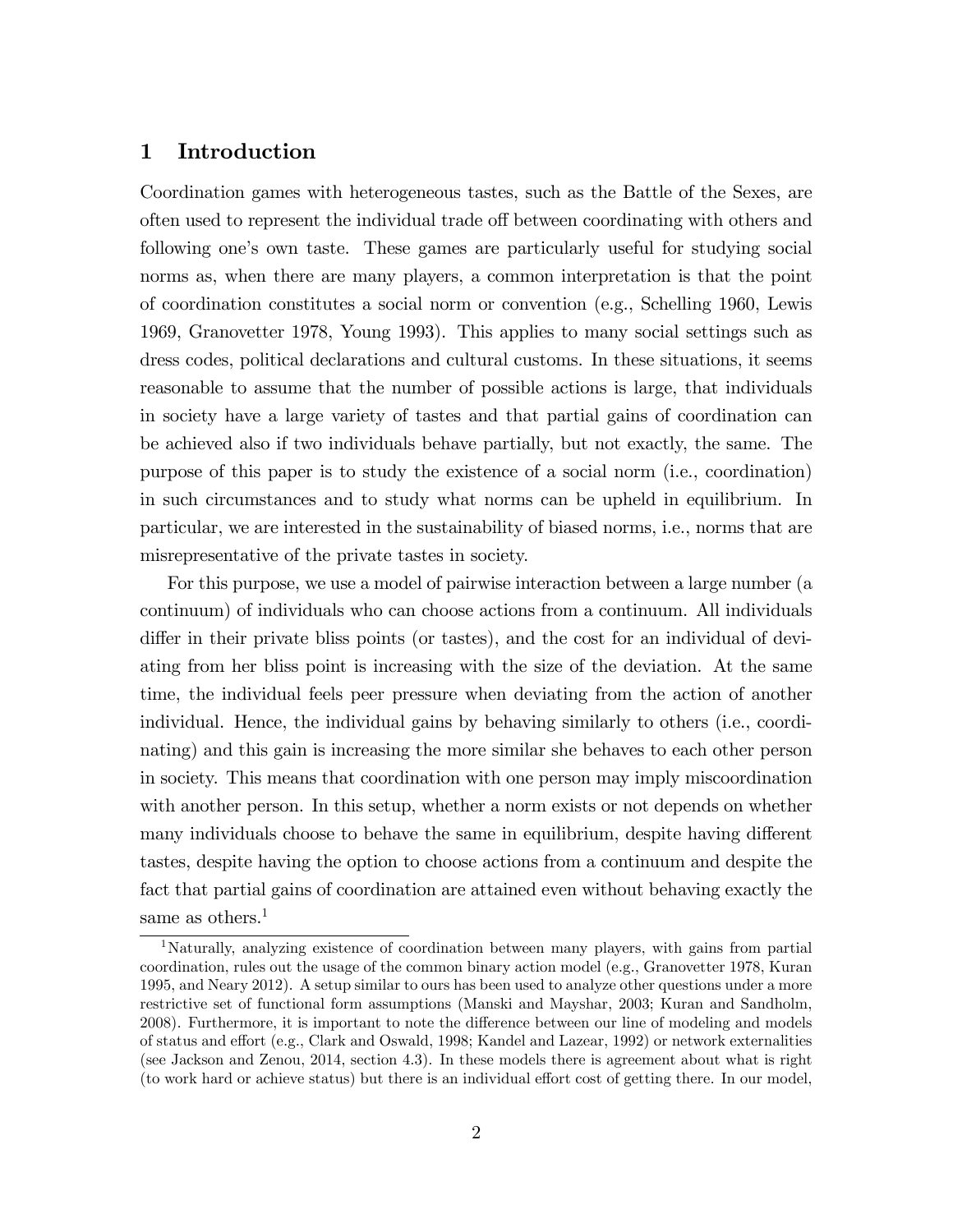## 1 Introduction

Coordination games with heterogeneous tastes, such as the Battle of the Sexes, are often used to represent the individual trade off between coordinating with others and following one's own taste. These games are particularly useful for studying social norms as, when there are many players, a common interpretation is that the point of coordination constitutes a social norm or convention (e.g., Schelling 1960, Lewis 1969, Granovetter 1978, Young 1993). This applies to many social settings such as dress codes, political declarations and cultural customs. In these situations, it seems reasonable to assume that the number of possible actions is large, that individuals in society have a large variety of tastes and that partial gains of coordination can be achieved also if two individuals behave partially, but not exactly, the same. The purpose of this paper is to study the existence of a social norm (i.e., coordination) in such circumstances and to study what norms can be upheld in equilibrium. In particular, we are interested in the sustainability of biased norms, i.e., norms that are misrepresentative of the private tastes in society.

For this purpose, we use a model of pairwise interaction between a large number (a continuum) of individuals who can choose actions from a continuum. All individuals differ in their private bliss points (or tastes), and the cost for an individual of deviating from her bliss point is increasing with the size of the deviation. At the same time, the individual feels peer pressure when deviating from the action of another individual. Hence, the individual gains by behaving similarly to others (i.e., coordinating) and this gain is increasing the more similar she behaves to each other person in society. This means that coordination with one person may imply miscoordination with another person. In this setup, whether a norm exists or not depends on whether many individuals choose to behave the same in equilibrium, despite having different tastes, despite having the option to choose actions from a continuum and despite the fact that partial gains of coordination are attained even without behaving exactly the same as others.[1]

[1]Naturally, analyzing existence of coordination between many players, with gains from partial coordination, rules out the usage of the common binary action model (e.g., Granovetter 1978, Kuran 1995, and Neary 2012). A setup similar to ours has been used to analyze other questions under a more restrictive set of functional form assumptions (Manski and Mayshar, 2003; Kuran and Sandholm, 2008). Furthermore, it is important to note the difference between our line of modeling and models of status and effort (e.g., Clark and Oswald, 1998; Kandel and Lazear, 1992) or network externalities (see Jackson and Zenou, 2014, section 4.3). In these models there is agreement about what is right (to work hard or achieve status) but there is an individual effort cost of getting there. In our model,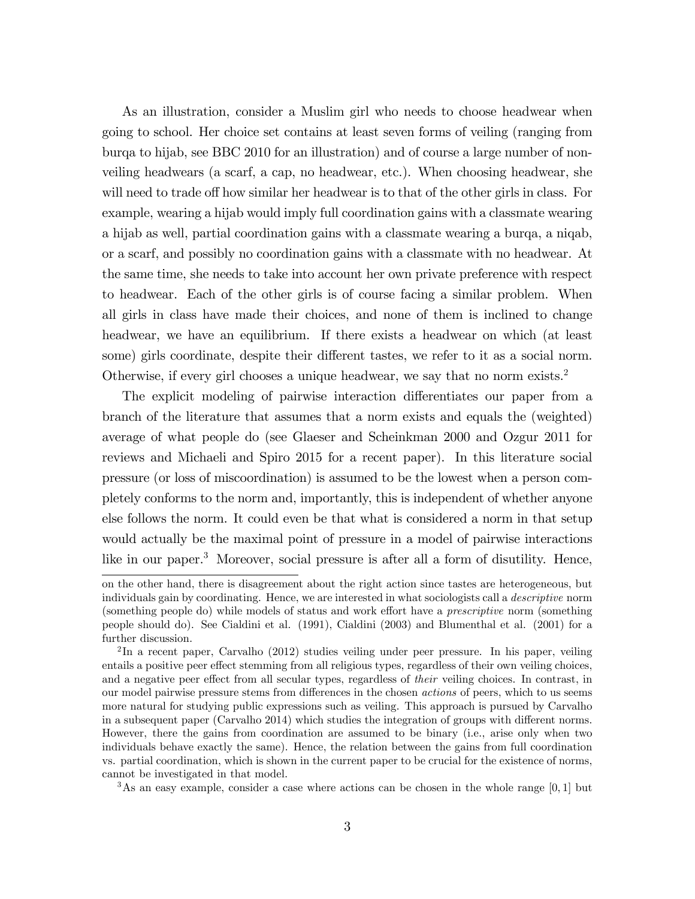As an illustration, consider a Muslim girl who needs to choose headwear when going to school. Her choice set contains at least seven forms of veiling (ranging from burqa to hijab, see BBC 2010 for an illustration) and of course a large number of non-veiling headwears (a scarf, a cap, no headwear, etc.). When choosing headwear, she will need to trade off how similar her headwear is to that of the other girls in class. For example, wearing a hijab would imply full coordination gains with a classmate wearing a hijab as well, partial coordination gains with a classmate wearing a burqa, a niqab, or a scarf, and possibly no coordination gains with a classmate with no headwear. At the same time, she needs to take into account her own private preference with respect to headwear. Each of the other girls is of course facing a similar problem. When all girls in class have made their choices, and none of them is inclined to change headwear, we have an equilibrium. If there exists a headwear on which (at least some) girls coordinate, despite their different tastes, we refer to it as a social norm. Otherwise, if every girl chooses a unique headwear, we say that no norm exists.[2]

The explicit modeling of pairwise interaction differentiates our paper from a branch of the literature that assumes that a norm exists and equals the (weighted) average of what people do (see Glaeser and Scheinkman 2000 and Ozgur 2011 for reviews and Michaeli and Spiro 2015 for a recent paper). In this literature social pressure (or loss of miscoordination) is assumed to be the lowest when a person completely conforms to the norm and, importantly, this is independent of whether anyone else follows the norm. It could even be that what is considered a norm in that setup would actually be the maximal point of pressure in a model of pairwise interactions like in our paper.[3] Moreover, social pressure is after all a form of disutility. Hence,

on the other hand, there is disagreement about the right action since tastes are heterogeneous, but individuals gain by coordinating. Hence, we are interested in what sociologists call a *descriptive* norm (something people do) while models of status and work effort have a *prescriptive* norm (something people should do). See Cialdini et al. (1991), Cialdini (2003) and Blumenthal et al. (2001) for a further discussion.

[2] In a recent paper, Carvalho (2012) studies veiling under peer pressure. In his paper, veiling entails a positive peer effect stemming from all religious types, regardless of their own veiling choices, and a negative peer effect from all secular types, regardless of *their* veiling choices. In contrast, in our model pairwise pressure stems from differences in the chosen *actions* of peers, which to us seems more natural for studying public expressions such as veiling. This approach is pursued by Carvalho in a subsequent paper (Carvalho 2014) which studies the integration of groups with different norms. However, there the gains from coordination are assumed to be binary (i.e., arise only when two individuals behave exactly the same). Hence, the relation between the gains from full coordination vs. partial coordination, which is shown in the current paper to be crucial for the existence of norms, cannot be investigated in that model.

[3] As an easy example, consider a case where actions can be chosen in the whole range $[0, 1]$ but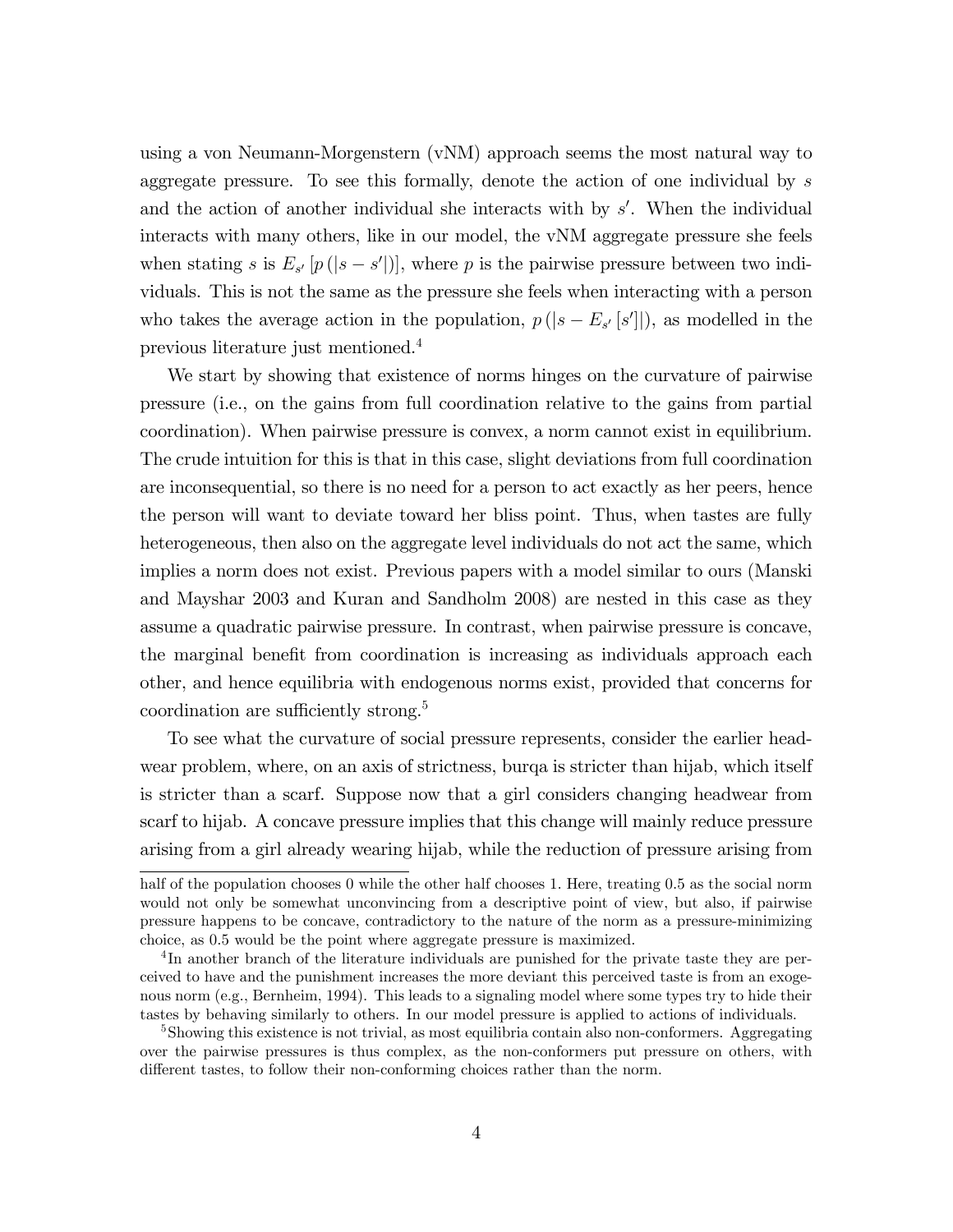using a von Neumann-Morgenstern (vNM) approach seems the most natural way to aggregate pressure. To see this formally, denote the action of one individual by $s$ and the action of another individual she interacts with by $s'$. When the individual interacts with many others, like in our model, the vNM aggregate pressure she feels when stating $s$ is $E_{s'}\left[p\left(|s-s'|\right)\right]$, where $p$ is the pairwise pressure between two individuals. This is not the same as the pressure she feels when interacting with a person who takes the average action in the population, $p\left(|s-E_{s'}\left[s'\right]|\right)$, as modelled in the previous literature just mentioned.[4]

We start by showing that existence of norms hinges on the curvature of pairwise pressure (i.e., on the gains from full coordination relative to the gains from partial coordination). When pairwise pressure is convex, a norm cannot exist in equilibrium. The crude intuition for this is that in this case, slight deviations from full coordination are inconsequential, so there is no need for a person to act exactly as her peers, hence the person will want to deviate toward her bliss point. Thus, when tastes are fully heterogeneous, then also on the aggregate level individuals do not act the same, which implies a norm does not exist. Previous papers with a model similar to ours (Manski and Mayshar 2003 and Kuran and Sandholm 2008) are nested in this case as they assume a quadratic pairwise pressure. In contrast, when pairwise pressure is concave, the marginal benefit from coordination is increasing as individuals approach each other, and hence equilibria with endogenous norms exist, provided that concerns for coordination are sufficiently strong.[5]

To see what the curvature of social pressure represents, consider the earlier headwear problem, where, on an axis of strictness, burqa is stricter than hijab, which itself is stricter than a scarf. Suppose now that a girl considers changing headwear from scarf to hijab. A concave pressure implies that this change will mainly reduce pressure arising from a girl already wearing hijab, while the reduction of pressure arising from

---

half of the population chooses 0 while the other half chooses 1. Here, treating 0.5 as the social norm would not only be somewhat unconvincing from a descriptive point of view, but also, if pairwise pressure happens to be concave, contradictory to the nature of the norm as a pressure-minimizing choice, as 0.5 would be the point where aggregate pressure is maximized.

[4] In another branch of the literature individuals are punished for the private taste they are perceived to have and the punishment increases the more deviant this perceived taste is from an exogenous norm (e.g., Bernheim, 1994). This leads to a signaling model where some types try to hide their tastes by behaving similarly to others. In our model pressure is applied to actions of individuals.

[5] Showing this existence is not trivial, as most equilibria contain also non-conformers. Aggregating over the pairwise pressures is thus complex, as the non-conformers put pressure on others, with different tastes, to follow their non-conforming choices rather than the norm.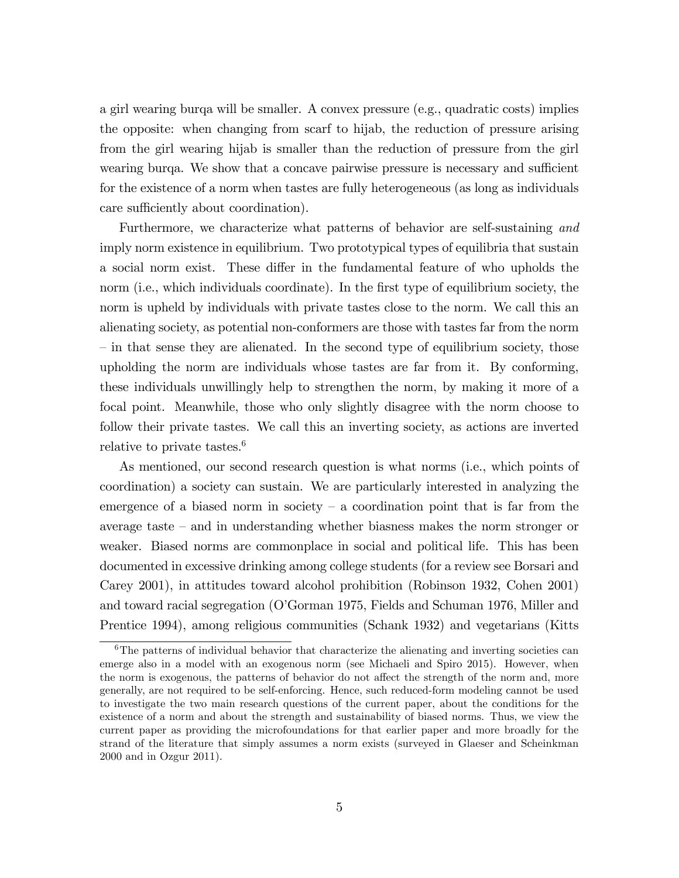a girl wearing burqa will be smaller. A convex pressure (e.g., quadratic costs) implies the opposite: when changing from scarf to hijab, the reduction of pressure arising from the girl wearing hijab is smaller than the reduction of pressure from the girl wearing burqa. We show that a concave pairwise pressure is necessary and sufficient for the existence of a norm when tastes are fully heterogeneous (as long as individuals care sufficiently about coordination).

Furthermore, we characterize what patterns of behavior are self-sustaining *and* imply norm existence in equilibrium. Two prototypical types of equilibria that sustain a social norm exist. These differ in the fundamental feature of who upholds the norm (i.e., which individuals coordinate). In the first type of equilibrium society, the norm is upheld by individuals with private tastes close to the norm. We call this an alienating society, as potential non-conformers are those with tastes far from the norm – in that sense they are alienated. In the second type of equilibrium society, those upholding the norm are individuals whose tastes are far from it. By conforming, these individuals unwillingly help to strengthen the norm, by making it more of a focal point. Meanwhile, those who only slightly disagree with the norm choose to follow their private tastes. We call this an inverting society, as actions are inverted relative to private tastes.[6]

As mentioned, our second research question is what norms (i.e., which points of coordination) a society can sustain. We are particularly interested in analyzing the emergence of a biased norm in society – a coordination point that is far from the average taste – and in understanding whether biasness makes the norm stronger or weaker. Biased norms are commonplace in social and political life. This has been documented in excessive drinking among college students (for a review see Borsari and Carey 2001), in attitudes toward alcohol prohibition (Robinson 1932, Cohen 2001) and toward racial segregation (O'Gorman 1975, Fields and Schuman 1976, Miller and Prentice 1994), among religious communities (Schank 1932) and vegetarians (Kitts

[6] The patterns of individual behavior that characterize the alienating and inverting societies can emerge also in a model with an exogenous norm (see Michaeli and Spiro 2015). However, when the norm is exogenous, the patterns of behavior do not affect the strength of the norm and, more generally, are not required to be self-enforcing. Hence, such reduced-form modeling cannot be used to investigate the two main research questions of the current paper, about the conditions for the existence of a norm and about the strength and sustainability of biased norms. Thus, we view the current paper as providing the microfoundations for that earlier paper and more broadly for the strand of the literature that simply assumes a norm exists (surveyed in Glaeser and Scheinkman 2000 and in Ozgur 2011).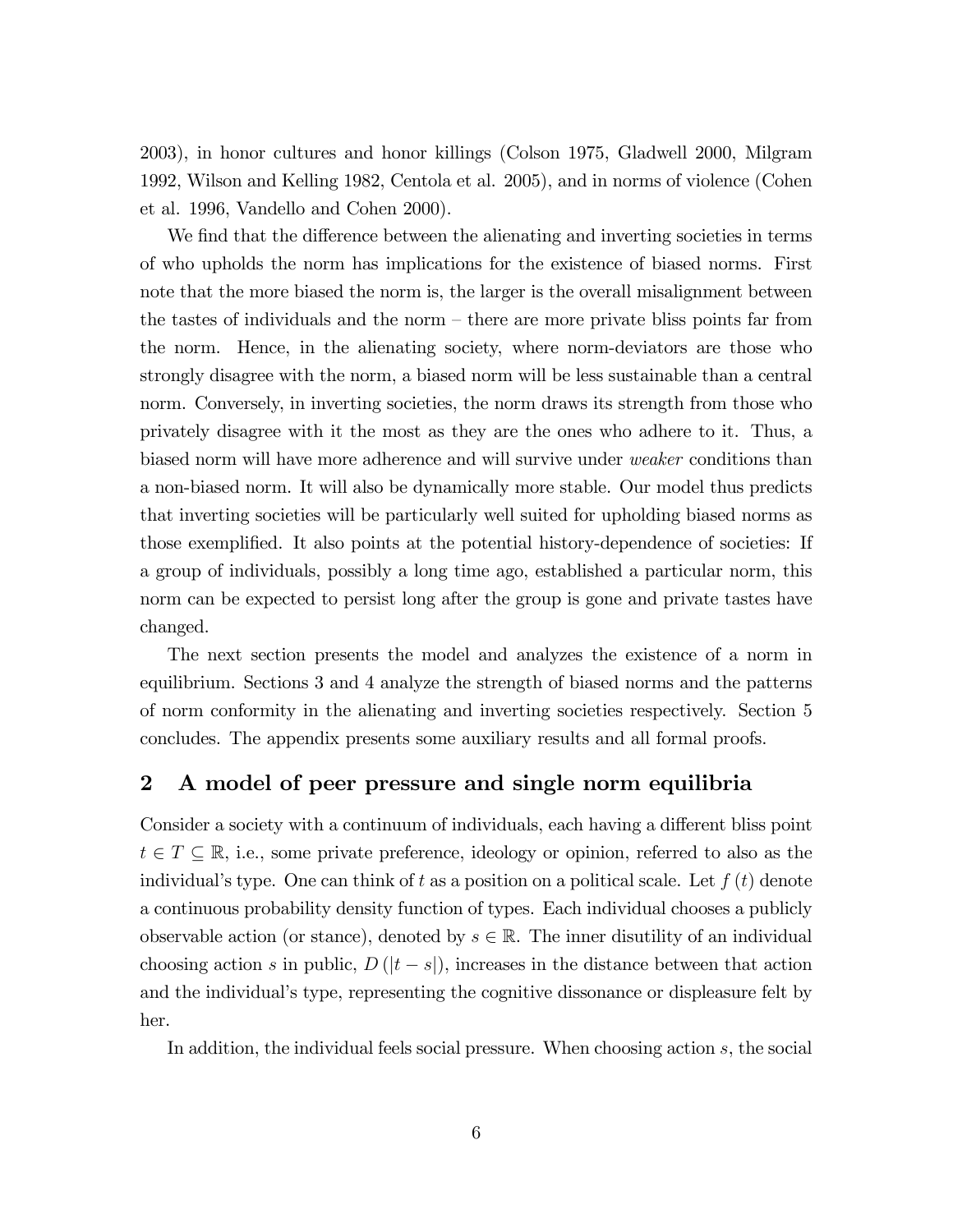2003), in honor cultures and honor killings (Colson 1975, Gladwell 2000, Milgram 1992, Wilson and Kelling 1982, Centola et al. 2005), and in norms of violence (Cohen et al. 1996, Vandello and Cohen 2000).

We find that the difference between the alienating and inverting societies in terms of who upholds the norm has implications for the existence of biased norms. First note that the more biased the norm is, the larger is the overall misalignment between the tastes of individuals and the norm – there are more private bliss points far from the norm. Hence, in the alienating society, where norm-deviators are those who strongly disagree with the norm, a biased norm will be less sustainable than a central norm. Conversely, in inverting societies, the norm draws its strength from those who privately disagree with it the most as they are the ones who adhere to it. Thus, a biased norm will have more adherence and will survive under *weaker* conditions than a non-biased norm. It will also be dynamically more stable. Our model thus predicts that inverting societies will be particularly well suited for upholding biased norms as those exemplified. It also points at the potential history-dependence of societies: If a group of individuals, possibly a long time ago, established a particular norm, this norm can be expected to persist long after the group is gone and private tastes have changed.

The next section presents the model and analyzes the existence of a norm in equilibrium. Sections 3 and 4 analyze the strength of biased norms and the patterns of norm conformity in the alienating and inverting societies respectively. Section 5 concludes. The appendix presents some auxiliary results and all formal proofs.

## 2 A model of peer pressure and single norm equilibria

Consider a society with a continuum of individuals, each having a different bliss point $t \in T \subseteq \mathbb{R}$, i.e., some private preference, ideology or opinion, referred to also as the individual's type. One can think of $t$ as a position on a political scale. Let $f(t)$ denote a continuous probability density function of types. Each individual chooses a publicly observable action (or stance), denoted by $s \in \mathbb{R}$. The inner disutility of an individual choosing action $s$ in public, $D(|t - s|)$, increases in the distance between that action and the individual's type, representing the cognitive dissonance or displeasure felt by her.

In addition, the individual feels social pressure. When choosing action $s$, the social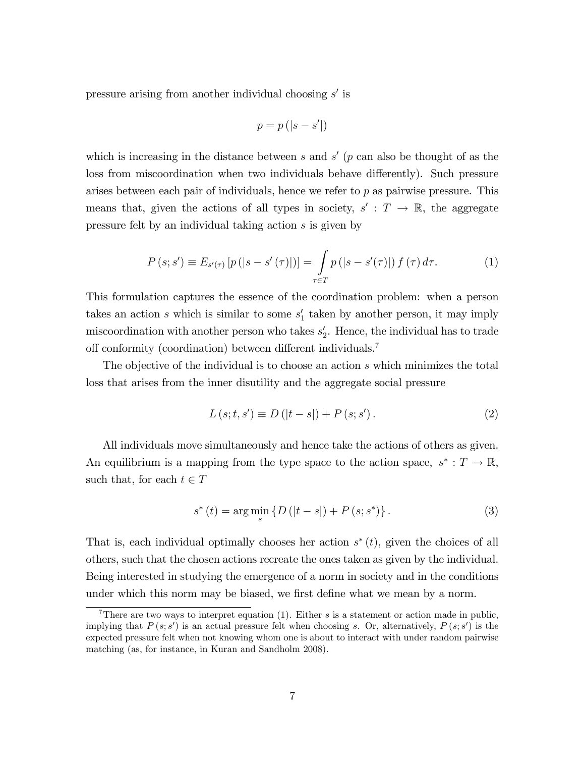pressure arising from another individual choosing $s'$ is

$$p = p(|s - s'|)$$

which is increasing in the distance between $s$ and $s'$ ($p$ can also be thought of as the loss from miscoordination when two individuals behave differently). Such pressure arises between each pair of individuals, hence we refer to $p$ as pairwise pressure. This means that, given the actions of all types in society, $s' : T \to \mathbb{R}$, the aggregate pressure felt by an individual taking action $s$ is given by

$$P(s; s') \equiv E_{s'(\tau)}\left[p\left(|s - s'(\tau)|\right)\right] = \int_{\tau \in T} p\left(|s - s'(\tau)|\right) f(\tau)\, d\tau. \tag{1}$$

This formulation captures the essence of the coordination problem: when a person takes an action $s$ which is similar to some $s'_1$ taken by another person, it may imply miscoordination with another person who takes $s'_2$. Hence, the individual has to trade off conformity (coordination) between different individuals.[7]

The objective of the individual is to choose an action $s$ which minimizes the total loss that arises from the inner disutility and the aggregate social pressure

$$L(s; t, s') \equiv D(|t - s|) + P(s; s'). \tag{2}$$

All individuals move simultaneously and hence take the actions of others as given. An equilibrium is a mapping from the type space to the action space, $s^* : T \to \mathbb{R}$, such that, for each $t \in T$

$$s^*(t) = \arg\min_{s} \left\{D(|t - s|) + P(s; s^*)\right\}. \tag{3}$$

That is, each individual optimally chooses her action $s^*(t)$, given the choices of all others, such that the chosen actions recreate the ones taken as given by the individual. Being interested in studying the emergence of a norm in society and in the conditions under which this norm may be biased, we first define what we mean by a norm.

[7] There are two ways to interpret equation (1). Either $s$ is a statement or action made in public, implying that $P(s; s')$ is an actual pressure felt when choosing $s$. Or, alternatively, $P(s; s')$ is the expected pressure felt when not knowing whom one is about to interact with under random pairwise matching (as, for instance, in Kuran and Sandholm 2008).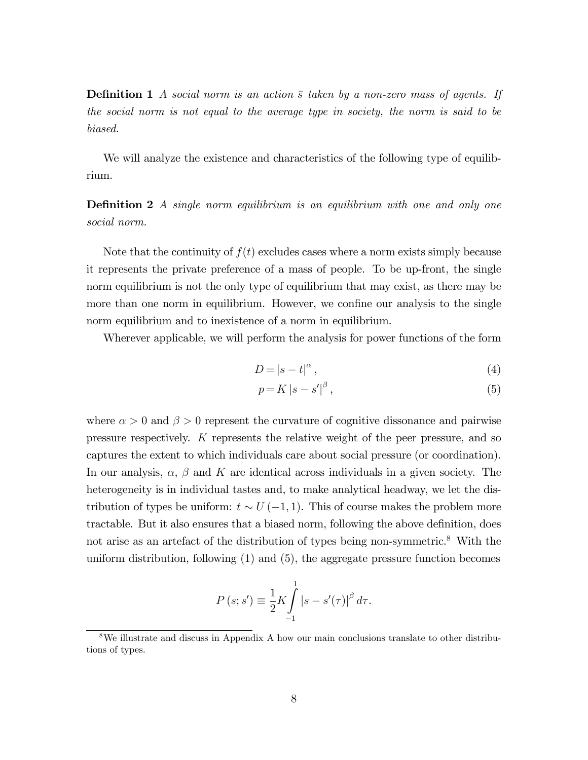**Definition 1** *A social norm is an action $\bar{s}$ taken by a non-zero mass of agents. If the social norm is not equal to the average type in society, the norm is said to be biased.*

We will analyze the existence and characteristics of the following type of equilibrium.

**Definition 2** *A single norm equilibrium is an equilibrium with one and only one social norm.*

Note that the continuity of $f(t)$ excludes cases where a norm exists simply because it represents the private preference of a mass of people. To be up-front, the single norm equilibrium is not the only type of equilibrium that may exist, as there may be more than one norm in equilibrium. However, we confine our analysis to the single norm equilibrium and to inexistence of a norm in equilibrium.

Wherever applicable, we will perform the analysis for power functions of the form

$$D = |s - t|^{\alpha}, \tag{4}$$

$$p = K\,|s - s'|^{\beta}, \tag{5}$$

where $\alpha > 0$ and $\beta > 0$ represent the curvature of cognitive dissonance and pairwise pressure respectively. $K$ represents the relative weight of the peer pressure, and so captures the extent to which individuals care about social pressure (or coordination). In our analysis, $\alpha$, $\beta$ and $K$ are identical across individuals in a given society. The heterogeneity is in individual tastes and, to make analytical headway, we let the distribution of types be uniform: $t \sim U(-1, 1)$. This of course makes the problem more tractable. But it also ensures that a biased norm, following the above definition, does not arise as an artefact of the distribution of types being non-symmetric.[8] With the uniform distribution, following (1) and (5), the aggregate pressure function becomes

$$P(s; s') \equiv \frac{1}{2}K \int_{-1}^{1} |s - s'(\tau)|^{\beta}\, d\tau.$$

[8] We illustrate and discuss in Appendix A how our main conclusions translate to other distributions of types.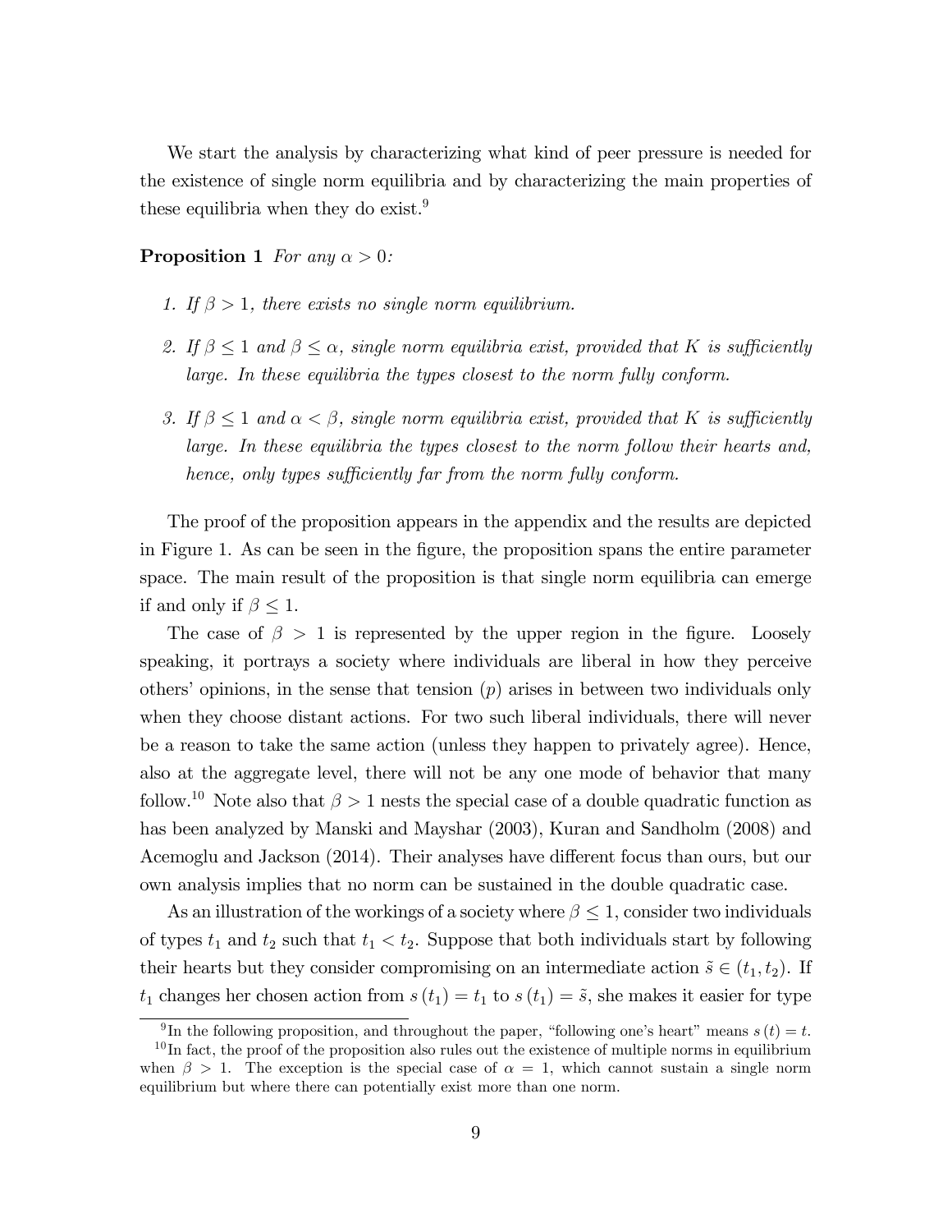We start the analysis by characterizing what kind of peer pressure is needed for the existence of single norm equilibria and by characterizing the main properties of these equilibria when they do exist.[9]

**Proposition 1** *For any $\alpha > 0$:*

1. *If $\beta > 1$, there exists no single norm equilibrium.*
2. *If $\beta \leq 1$ and $\beta \leq \alpha$, single norm equilibria exist, provided that $K$ is sufficiently large. In these equilibria the types closest to the norm fully conform.*
3. *If $\beta \leq 1$ and $\alpha < \beta$, single norm equilibria exist, provided that $K$ is sufficiently large. In these equilibria the types closest to the norm follow their hearts and, hence, only types sufficiently far from the norm fully conform.*

The proof of the proposition appears in the appendix and the results are depicted in Figure 1. As can be seen in the figure, the proposition spans the entire parameter space. The main result of the proposition is that single norm equilibria can emerge if and only if $\beta \leq 1$.

The case of $\beta > 1$ is represented by the upper region in the figure. Loosely speaking, it portrays a society where individuals are liberal in how they perceive others' opinions, in the sense that tension ($p$) arises in between two individuals only when they choose distant actions. For two such liberal individuals, there will never be a reason to take the same action (unless they happen to privately agree). Hence, also at the aggregate level, there will not be any one mode of behavior that many follow.[10] Note also that $\beta > 1$ nests the special case of a double quadratic function as has been analyzed by Manski and Mayshar (2003), Kuran and Sandholm (2008) and Acemoglu and Jackson (2014). Their analyses have different focus than ours, but our own analysis implies that no norm can be sustained in the double quadratic case.

As an illustration of the workings of a society where $\beta \leq 1$, consider two individuals of types $t_1$ and $t_2$ such that $t_1 < t_2$. Suppose that both individuals start by following their hearts but they consider compromising on an intermediate action $\tilde{s} \in (t_1, t_2)$. If $t_1$ changes her chosen action from $s(t_1) = t_1$ to $s(t_1) = \tilde{s}$, she makes it easier for type

[9] In the following proposition, and throughout the paper, "following one's heart" means $s(t) = t$.

[10] In fact, the proof of the proposition also rules out the existence of multiple norms in equilibrium when $\beta > 1$. The exception is the special case of $\alpha = 1$, which cannot sustain a single norm equilibrium but where there can potentially exist more than one norm.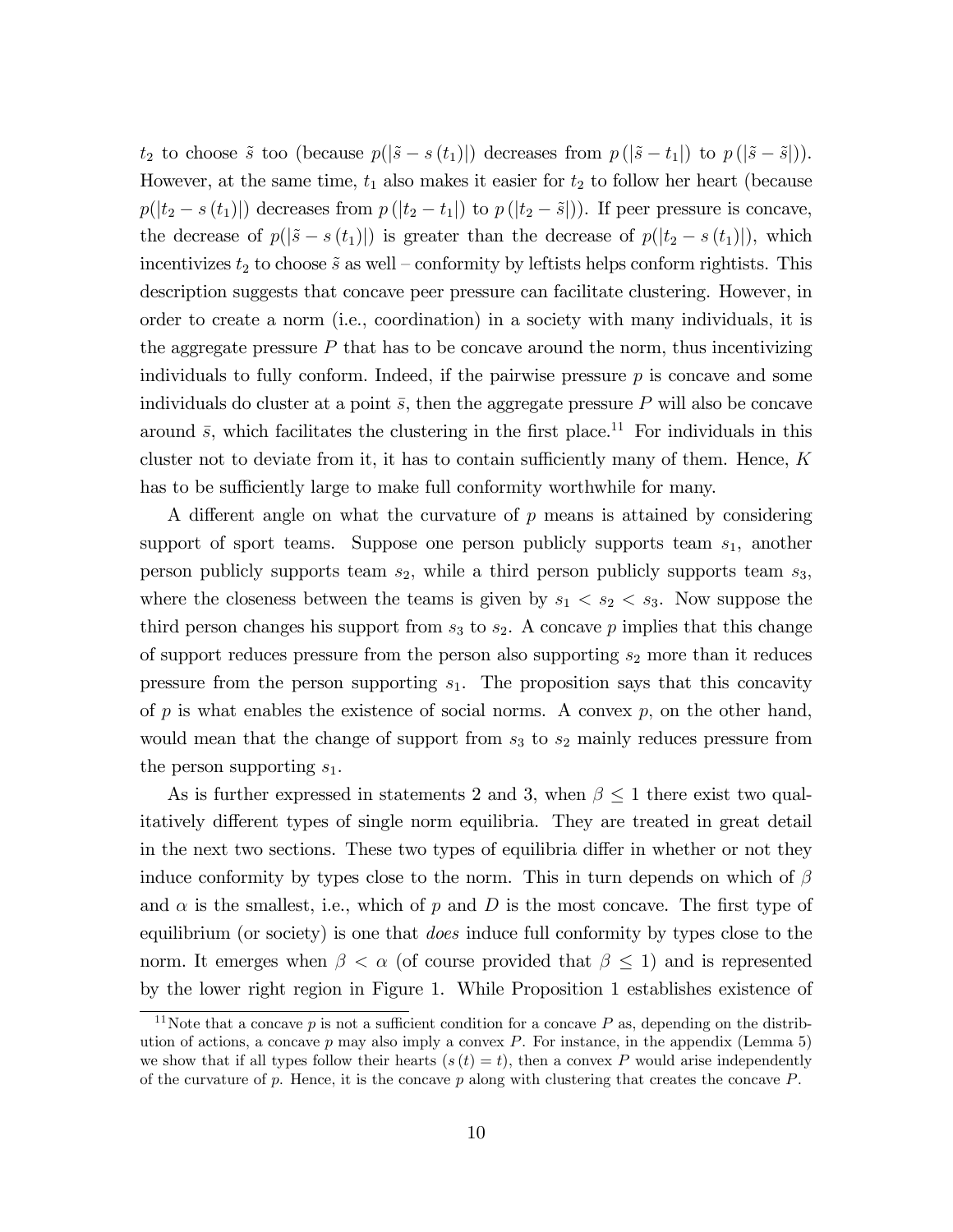$t_2$ to choose $\tilde{s}$ too (because $p(|\tilde{s} - s(t_1)|)$ decreases from $p(|\tilde{s} - t_1|)$ to $p(|\tilde{s} - \tilde{s}|)$). However, at the same time, $t_1$ also makes it easier for $t_2$ to follow her heart (because $p(|t_2 - s(t_1)|)$ decreases from $p(|t_2 - t_1|)$ to $p(|t_2 - \tilde{s}|)$). If peer pressure is concave, the decrease of $p(|\tilde{s} - s(t_1)|)$ is greater than the decrease of $p(|t_2 - s(t_1)|)$, which incentivizes $t_2$ to choose $\tilde{s}$ as well – conformity by leftists helps conform rightists. This description suggests that concave peer pressure can facilitate clustering. However, in order to create a norm (i.e., coordination) in a society with many individuals, it is the aggregate pressure $P$ that has to be concave around the norm, thus incentivizing individuals to fully conform. Indeed, if the pairwise pressure $p$ is concave and some individuals do cluster at a point $\bar{s}$, then the aggregate pressure $P$ will also be concave around $\bar{s}$, which facilitates the clustering in the first place.[11] For individuals in this cluster not to deviate from it, it has to contain sufficiently many of them. Hence, $K$ has to be sufficiently large to make full conformity worthwhile for many.

A different angle on what the curvature of $p$ means is attained by considering support of sport teams. Suppose one person publicly supports team $s_1$, another person publicly supports team $s_2$, while a third person publicly supports team $s_3$, where the closeness between the teams is given by $s_1 < s_2 < s_3$. Now suppose the third person changes his support from $s_3$ to $s_2$. A concave $p$ implies that this change of support reduces pressure from the person also supporting $s_2$ more than it reduces pressure from the person supporting $s_1$. The proposition says that this concavity of $p$ is what enables the existence of social norms. A convex $p$, on the other hand, would mean that the change of support from $s_3$ to $s_2$ mainly reduces pressure from the person supporting $s_1$.

As is further expressed in statements 2 and 3, when $\beta \leq 1$ there exist two qualitatively different types of single norm equilibria. They are treated in great detail in the next two sections. These two types of equilibria differ in whether or not they induce conformity by types close to the norm. This in turn depends on which of $\beta$ and $\alpha$ is the smallest, i.e., which of $p$ and $D$ is the most concave. The first type of equilibrium (or society) is one that *does* induce full conformity by types close to the norm. It emerges when $\beta < \alpha$ (of course provided that $\beta \leq 1$) and is represented by the lower right region in Figure 1. While Proposition 1 establishes existence of

[11] Note that a concave $p$ is not a sufficient condition for a concave $P$ as, depending on the distribution of actions, a concave $p$ may also imply a convex $P$. For instance, in the appendix (Lemma 5) we show that if all types follow their hearts ($s(t) = t$), then a convex $P$ would arise independently of the curvature of $p$. Hence, it is the concave $p$ along with clustering that creates the concave $P$.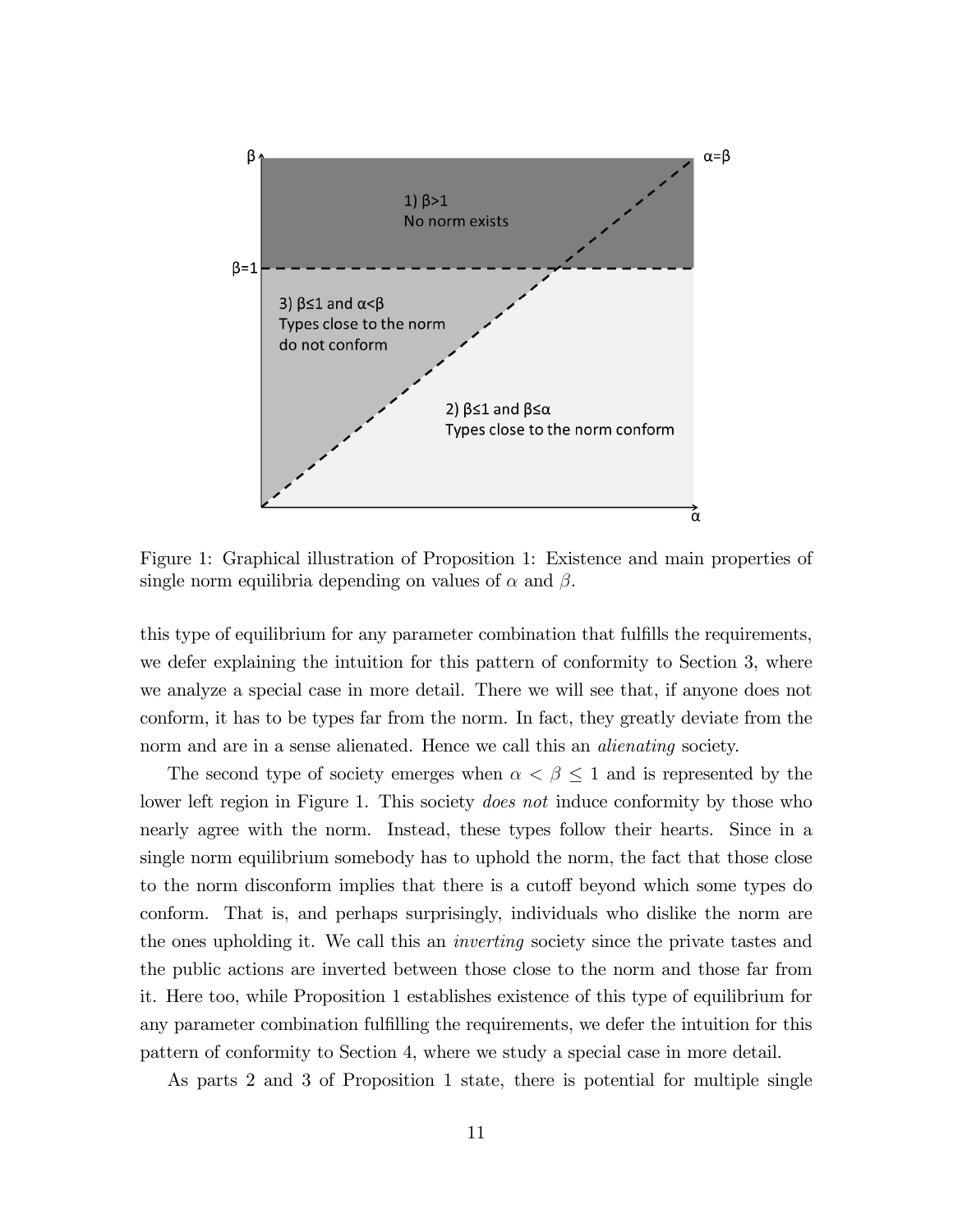Figure 1: Graphical illustration of Proposition 1: Existence and main properties of single norm equilibria depending on values of $\alpha$ and $\beta$.

this type of equilibrium for any parameter combination that fulfills the requirements, we defer explaining the intuition for this pattern of conformity to Section 3, where we analyze a special case in more detail. There we will see that, if anyone does not conform, it has to be types far from the norm. In fact, they greatly deviate from the norm and are in a sense alienated. Hence we call this an *alienating* society.

The second type of society emerges when $\alpha < \beta \leq 1$ and is represented by the lower left region in Figure 1. This society *does not* induce conformity by those who nearly agree with the norm. Instead, these types follow their hearts. Since in a single norm equilibrium somebody has to uphold the norm, the fact that those close to the norm disconform implies that there is a cutoff beyond which some types do conform. That is, and perhaps surprisingly, individuals who dislike the norm are the ones upholding it. We call this an *inverting* society since the private tastes and the public actions are inverted between those close to the norm and those far from it. Here too, while Proposition 1 establishes existence of this type of equilibrium for any parameter combination fulfilling the requirements, we defer the intuition for this pattern of conformity to Section 4, where we study a special case in more detail.

As parts 2 and 3 of Proposition 1 state, there is potential for multiple single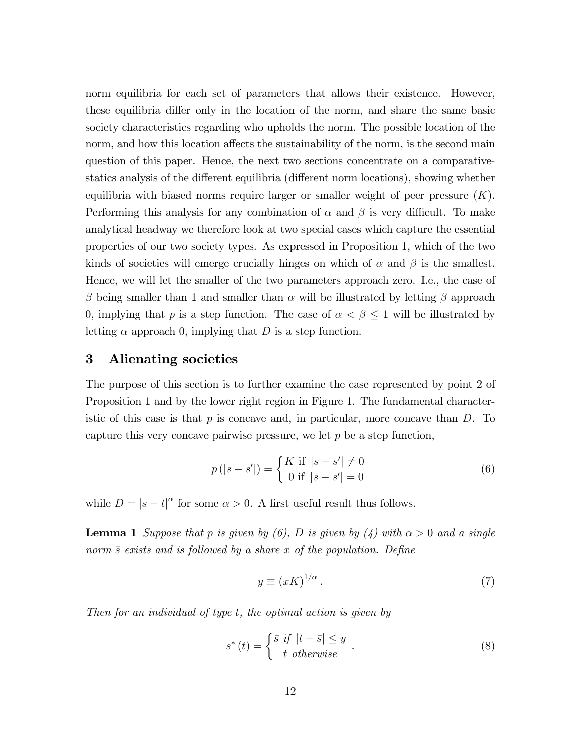norm equilibria for each set of parameters that allows their existence. However, these equilibria differ only in the location of the norm, and share the same basic society characteristics regarding who upholds the norm. The possible location of the norm, and how this location affects the sustainability of the norm, is the second main question of this paper. Hence, the next two sections concentrate on a comparative-statics analysis of the different equilibria (different norm locations), showing whether equilibria with biased norms require larger or smaller weight of peer pressure ($K$). Performing this analysis for any combination of $\alpha$ and $\beta$ is very difficult. To make analytical headway we therefore look at two special cases which capture the essential properties of our two society types. As expressed in Proposition 1, which of the two kinds of societies will emerge crucially hinges on which of $\alpha$ and $\beta$ is the smallest. Hence, we will let the smaller of the two parameters approach zero. I.e., the case of $\beta$ being smaller than 1 and smaller than $\alpha$ will be illustrated by letting $\beta$ approach 0, implying that $p$ is a step function. The case of $\alpha < \beta \leq 1$ will be illustrated by letting $\alpha$ approach 0, implying that $D$ is a step function.

## 3 Alienating societies

The purpose of this section is to further examine the case represented by point 2 of Proposition 1 and by the lower right region in Figure 1. The fundamental characteristic of this case is that $p$ is concave and, in particular, more concave than $D$. To capture this very concave pairwise pressure, we let $p$ be a step function,

$$p\left(|s-s'|\right) = \begin{cases} K \text{ if } |s-s'| \neq 0 \\ 0 \text{ if } |s-s'| = 0 \end{cases} \tag{6}$$

while $D = |s-t|^{\alpha}$ for some $\alpha > 0$. A first useful result thus follows.

**Lemma 1** *Suppose that $p$ is given by (6), $D$ is given by (4) with $\alpha > 0$ and a single norm $\bar{s}$ exists and is followed by a share $x$ of the population. Define*

$$y \equiv (xK)^{1/\alpha}. \tag{7}$$

*Then for an individual of type $t$, the optimal action is given by*

$$s^*(t) = \begin{cases} \bar{s} \text{ if } |t-\bar{s}| \leq y \\ t \text{ otherwise} \end{cases}. \tag{8}$$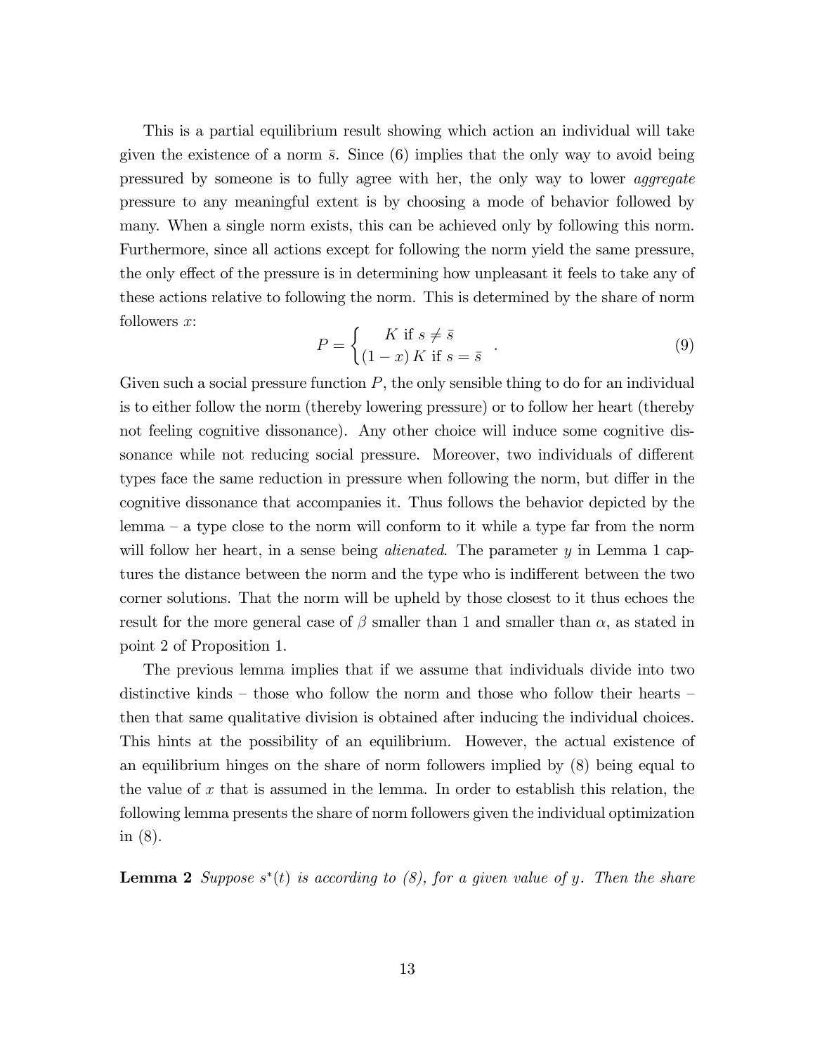This is a partial equilibrium result showing which action an individual will take given the existence of a norm $\bar{s}$. Since (6) implies that the only way to avoid being pressured by someone is to fully agree with her, the only way to lower *aggregate* pressure to any meaningful extent is by choosing a mode of behavior followed by many. When a single norm exists, this can be achieved only by following this norm. Furthermore, since all actions except for following the norm yield the same pressure, the only effect of the pressure is in determining how unpleasant it feels to take any of these actions relative to following the norm. This is determined by the share of norm followers $x$:

$$P = \begin{cases} K \text{ if } s \neq \bar{s} \\ (1-x) K \text{ if } s = \bar{s} \end{cases} . \tag{9}$$

Given such a social pressure function $P$, the only sensible thing to do for an individual is to either follow the norm (thereby lowering pressure) or to follow her heart (thereby not feeling cognitive dissonance). Any other choice will induce some cognitive dissonance while not reducing social pressure. Moreover, two individuals of different types face the same reduction in pressure when following the norm, but differ in the cognitive dissonance that accompanies it. Thus follows the behavior depicted by the lemma – a type close to the norm will conform to it while a type far from the norm will follow her heart, in a sense being *alienated*. The parameter $y$ in Lemma 1 captures the distance between the norm and the type who is indifferent between the two corner solutions. That the norm will be upheld by those closest to it thus echoes the result for the more general case of $\beta$ smaller than 1 and smaller than $\alpha$, as stated in point 2 of Proposition 1.

The previous lemma implies that if we assume that individuals divide into two distinctive kinds – those who follow the norm and those who follow their hearts – then that same qualitative division is obtained after inducing the individual choices. This hints at the possibility of an equilibrium. However, the actual existence of an equilibrium hinges on the share of norm followers implied by (8) being equal to the value of $x$ that is assumed in the lemma. In order to establish this relation, the following lemma presents the share of norm followers given the individual optimization in (8).

**Lemma 2** *Suppose $s^*(t)$ is according to (8), for a given value of $y$. Then the share*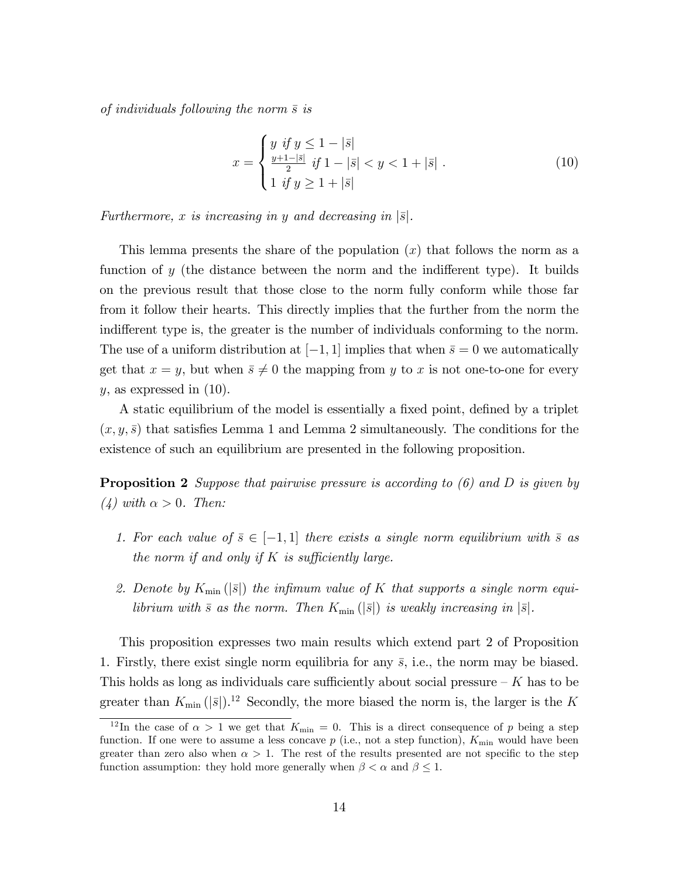*of individuals following the norm $\bar{s}$ is*

$$x = \begin{cases} y \text{ if } y \leq 1 - |\bar{s}| \\ \frac{y+1-|\bar{s}|}{2} \text{ if } 1 - |\bar{s}| < y < 1 + |\bar{s}| \\ 1 \text{ if } y \geq 1 + |\bar{s}| \end{cases} . \tag{10}$$

*Furthermore, $x$ is increasing in $y$ and decreasing in $|\bar{s}|$.*

This lemma presents the share of the population ($x$) that follows the norm as a function of $y$ (the distance between the norm and the indifferent type). It builds on the previous result that those close to the norm fully conform while those far from it follow their hearts. This directly implies that the further from the norm the indifferent type is, the greater is the number of individuals conforming to the norm. The use of a uniform distribution at $[-1, 1]$ implies that when $\bar{s} = 0$ we automatically get that $x = y$, but when $\bar{s} \neq 0$ the mapping from $y$ to $x$ is not one-to-one for every $y$, as expressed in (10).

A static equilibrium of the model is essentially a fixed point, defined by a triplet $(x, y, \bar{s})$ that satisfies Lemma 1 and Lemma 2 simultaneously. The conditions for the existence of such an equilibrium are presented in the following proposition.

**Proposition 2** *Suppose that pairwise pressure is according to (6) and $D$ is given by (4) with $\alpha > 0$. Then:*

1. *For each value of $\bar{s} \in [-1, 1]$ there exists a single norm equilibrium with $\bar{s}$ as the norm if and only if $K$ is sufficiently large.*
2. *Denote by $K_{\min}(|\bar{s}|)$ the infimum value of $K$ that supports a single norm equilibrium with $\bar{s}$ as the norm. Then $K_{\min}(|\bar{s}|)$ is weakly increasing in $|\bar{s}|$.*

This proposition expresses two main results which extend part 2 of Proposition 1. Firstly, there exist single norm equilibria for any $\bar{s}$, i.e., the norm may be biased. This holds as long as individuals care sufficiently about social pressure – $K$ has to be greater than $K_{\min}(|\bar{s}|)$.[12] Secondly, the more biased the norm is, the larger is the $K$

[12] In the case of $\alpha > 1$ we get that $K_{\min} = 0$. This is a direct consequence of $p$ being a step function. If one were to assume a less concave $p$ (i.e., not a step function), $K_{\min}$ would have been greater than zero also when $\alpha > 1$. The rest of the results presented are not specific to the step function assumption: they hold more generally when $\beta < \alpha$ and $\beta \leq 1$.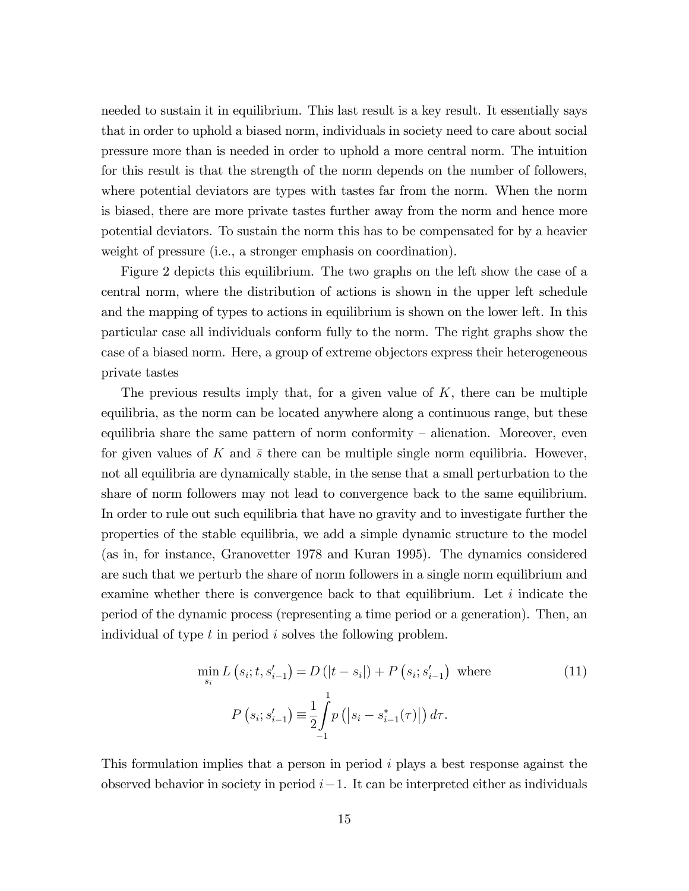needed to sustain it in equilibrium. This last result is a key result. It essentially says that in order to uphold a biased norm, individuals in society need to care about social pressure more than is needed in order to uphold a more central norm. The intuition for this result is that the strength of the norm depends on the number of followers, where potential deviators are types with tastes far from the norm. When the norm is biased, there are more private tastes further away from the norm and hence more potential deviators. To sustain the norm this has to be compensated for by a heavier weight of pressure (i.e., a stronger emphasis on coordination).

Figure 2 depicts this equilibrium. The two graphs on the left show the case of a central norm, where the distribution of actions is shown in the upper left schedule and the mapping of types to actions in equilibrium is shown on the lower left. In this particular case all individuals conform fully to the norm. The right graphs show the case of a biased norm. Here, a group of extreme objectors express their heterogeneous private tastes

The previous results imply that, for a given value of $K$, there can be multiple equilibria, as the norm can be located anywhere along a continuous range, but these equilibria share the same pattern of norm conformity – alienation. Moreover, even for given values of $K$ and $\bar{s}$ there can be multiple single norm equilibria. However, not all equilibria are dynamically stable, in the sense that a small perturbation to the share of norm followers may not lead to convergence back to the same equilibrium. In order to rule out such equilibria that have no gravity and to investigate further the properties of the stable equilibria, we add a simple dynamic structure to the model (as in, for instance, Granovetter 1978 and Kuran 1995). The dynamics considered are such that we perturb the share of norm followers in a single norm equilibrium and examine whether there is convergence back to that equilibrium. Let $i$ indicate the period of the dynamic process (representing a time period or a generation). Then, an individual of type $t$ in period $i$ solves the following problem.

$$\min_{s_i} L\left(s_i; t, s'_{i-1}\right) = D\left(|t - s_i|\right) + P\left(s_i; s'_{i-1}\right) \text{ where} \tag{11}$$

$$P\left(s_i; s'_{i-1}\right) \equiv \frac{1}{2}\int_{-1}^{1} p\left(\left|s_i - s^*_{i-1}(\tau)\right|\right) d\tau.$$

This formulation implies that a person in period $i$ plays a best response against the observed behavior in society in period $i-1$. It can be interpreted either as individuals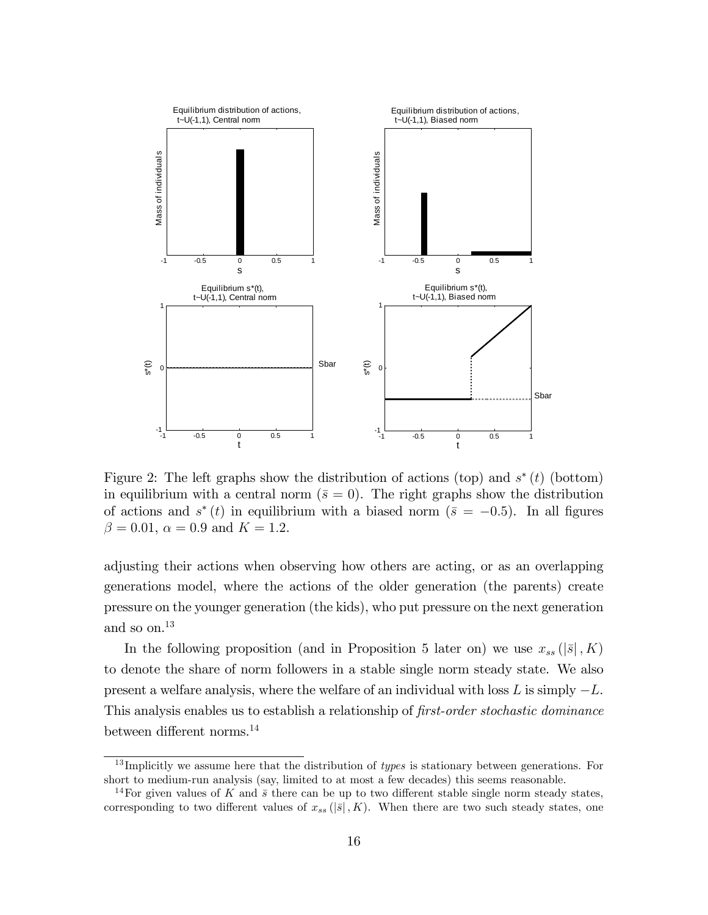Figure 2: The left graphs show the distribution of actions (top) and $s^*(t)$ (bottom) in equilibrium with a central norm ($\bar{s} = 0$). The right graphs show the distribution of actions and $s^*(t)$ in equilibrium with a biased norm ($\bar{s} = -0.5$). In all figures $\beta = 0.01$, $\alpha = 0.9$ and $K = 1.2$.

adjusting their actions when observing how others are acting, or as an overlapping generations model, where the actions of the older generation (the parents) create pressure on the younger generation (the kids), who put pressure on the next generation and so on.[13]

In the following proposition (and in Proposition 5 later on) we use $x_{ss}(|\bar{s}|, K)$ to denote the share of norm followers in a stable single norm steady state. We also present a welfare analysis, where the welfare of an individual with loss $L$ is simply $-L$. This analysis enables us to establish a relationship of *first-order stochastic dominance* between different norms.[14]

[13] Implicitly we assume here that the distribution of *types* is stationary between generations. For short to medium-run analysis (say, limited to at most a few decades) this seems reasonable.

[14] For given values of $K$ and $\bar{s}$ there can be up to two different stable single norm steady states, corresponding to two different values of $x_{ss}(|\bar{s}|, K)$. When there are two such steady states, one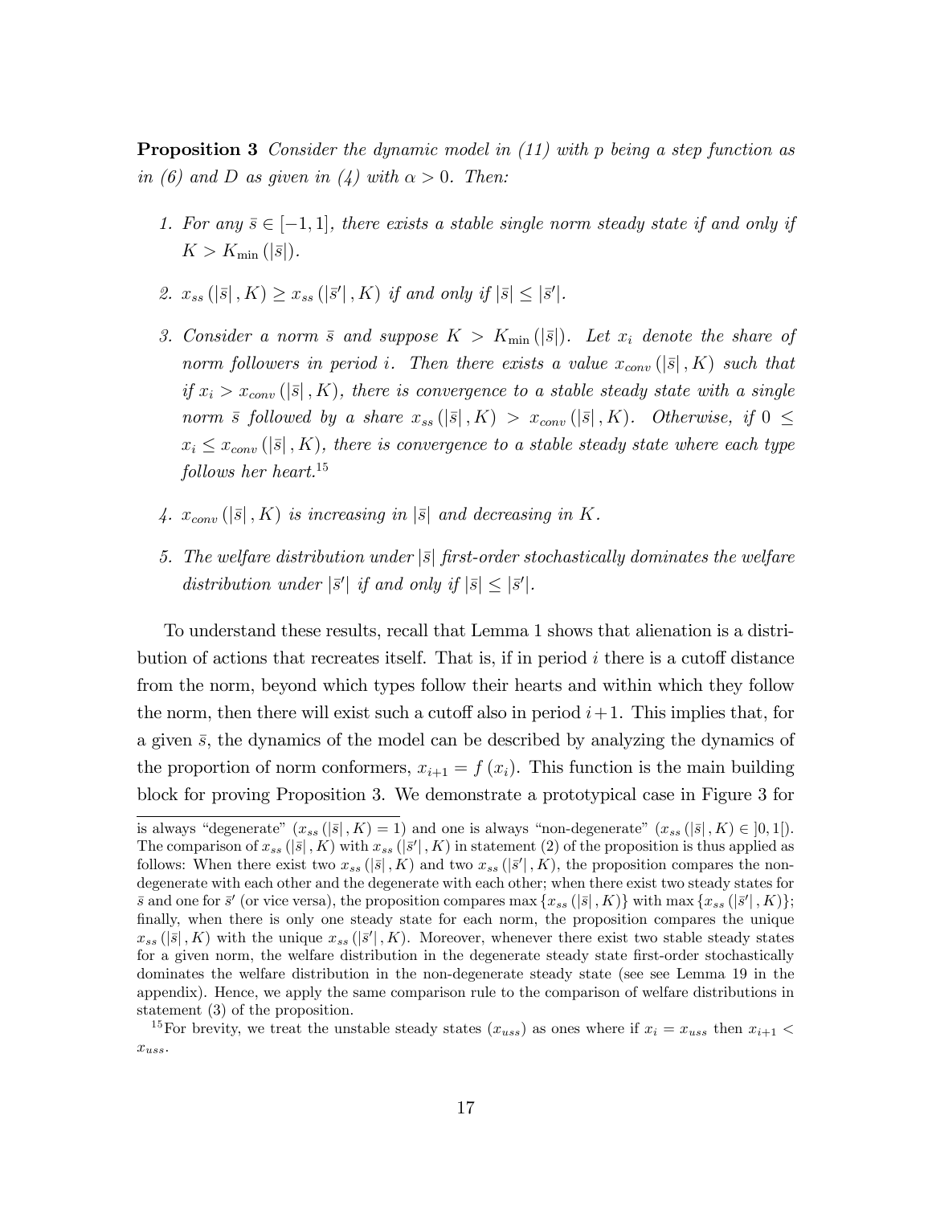**Proposition 3** *Consider the dynamic model in (11) with $p$ being a step function as in (6) and $D$ as given in (4) with $\alpha > 0$. Then:*

1. *For any $\bar{s} \in [-1, 1]$, there exists a stable single norm steady state if and only if $K > K_{\min}(|\bar{s}|)$.*

2. *$x_{ss}(|\bar{s}|, K) \geq x_{ss}(|\bar{s}'|, K)$ if and only if $|\bar{s}| \leq |\bar{s}'|$.*

3. *Consider a norm $\bar{s}$ and suppose $K > K_{\min}(|\bar{s}|)$. Let $x_i$ denote the share of norm followers in period $i$. Then there exists a value $x_{conv}(|\bar{s}|, K)$ such that if $x_i > x_{conv}(|\bar{s}|, K)$, there is convergence to a stable steady state with a single norm $\bar{s}$ followed by a share $x_{ss}(|\bar{s}|, K) > x_{conv}(|\bar{s}|, K)$. Otherwise, if $0 \leq x_i \leq x_{conv}(|\bar{s}|, K)$, there is convergence to a stable steady state where each type follows her heart.*[15]

4. *$x_{conv}(|\bar{s}|, K)$ is increasing in $|\bar{s}|$ and decreasing in $K$.*

5. *The welfare distribution under $|\bar{s}|$ first-order stochastically dominates the welfare distribution under $|\bar{s}'|$ if and only if $|\bar{s}| \leq |\bar{s}'|$.*

To understand these results, recall that Lemma 1 shows that alienation is a distribution of actions that recreates itself. That is, if in period $i$ there is a cutoff distance from the norm, beyond which types follow their hearts and within which they follow the norm, then there will exist such a cutoff also in period $i+1$. This implies that, for a given $\bar{s}$, the dynamics of the model can be described by analyzing the dynamics of the proportion of norm conformers, $x_{i+1} = f(x_i)$. This function is the main building block for proving Proposition 3. We demonstrate a prototypical case in Figure 3 for

---

is always "degenerate" ($x_{ss}(|\bar{s}|, K) = 1$) and one is always "non-degenerate" ($x_{ss}(|\bar{s}|, K) \in ]0, 1[$). The comparison of $x_{ss}(|\bar{s}|, K)$ with $x_{ss}(|\bar{s}'|, K)$ in statement (2) of the proposition is thus applied as follows: When there exist two $x_{ss}(|\bar{s}|, K)$ and two $x_{ss}(|\bar{s}'|, K)$, the proposition compares the non-degenerate with each other and the degenerate with each other; when there exist two steady states for $\bar{s}$ and one for $\bar{s}'$ (or vice versa), the proposition compares $\max\{x_{ss}(|\bar{s}|, K)\}$ with $\max\{x_{ss}(|\bar{s}'|, K)\}$; finally, when there is only one steady state for each norm, the proposition compares the unique $x_{ss}(|\bar{s}|, K)$ with the unique $x_{ss}(|\bar{s}'|, K)$. Moreover, whenever there exist two stable steady states for a given norm, the welfare distribution in the degenerate steady state first-order stochastically dominates the welfare distribution in the non-degenerate steady state (see see Lemma 19 in the appendix). Hence, we apply the same comparison rule to the comparison of welfare distributions in statement (3) of the proposition.

[15] For brevity, we treat the unstable steady states ($x_{uss}$) as ones where if $x_i = x_{uss}$ then $x_{i+1} < x_{uss}$.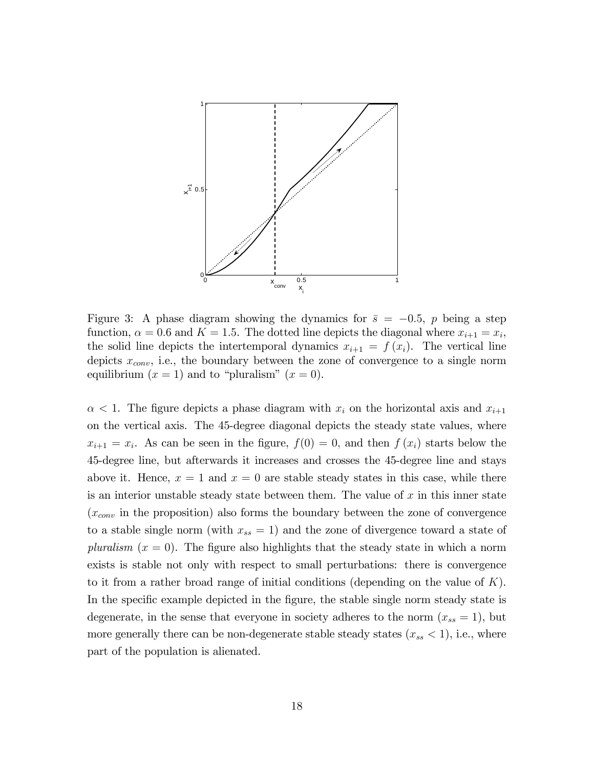Figure 3: A phase diagram showing the dynamics for $\bar{s} = -0.5$, $p$ being a step function, $\alpha = 0.6$ and $K = 1.5$. The dotted line depicts the diagonal where $x_{i+1} = x_i$, the solid line depicts the intertemporal dynamics $x_{i+1} = f(x_i)$. The vertical line depicts $x_{conv}$, i.e., the boundary between the zone of convergence to a single norm equilibrium ($x = 1$) and to "pluralism" ($x = 0$).

$\alpha < 1$. The figure depicts a phase diagram with $x_i$ on the horizontal axis and $x_{i+1}$ on the vertical axis. The 45-degree diagonal depicts the steady state values, where $x_{i+1} = x_i$. As can be seen in the figure, $f(0) = 0$, and then $f(x_i)$ starts below the 45-degree line, but afterwards it increases and crosses the 45-degree line and stays above it. Hence, $x = 1$ and $x = 0$ are stable steady states in this case, while there is an interior unstable steady state between them. The value of $x$ in this inner state ($x_{conv}$ in the proposition) also forms the boundary between the zone of convergence to a stable single norm (with $x_{ss} = 1$) and the zone of divergence toward a state of *pluralism* ($x = 0$). The figure also highlights that the steady state in which a norm exists is stable not only with respect to small perturbations: there is convergence to it from a rather broad range of initial conditions (depending on the value of $K$). In the specific example depicted in the figure, the stable single norm steady state is degenerate, in the sense that everyone in society adheres to the norm ($x_{ss} = 1$), but more generally there can be non-degenerate stable steady states ($x_{ss} < 1$), i.e., where part of the population is alienated.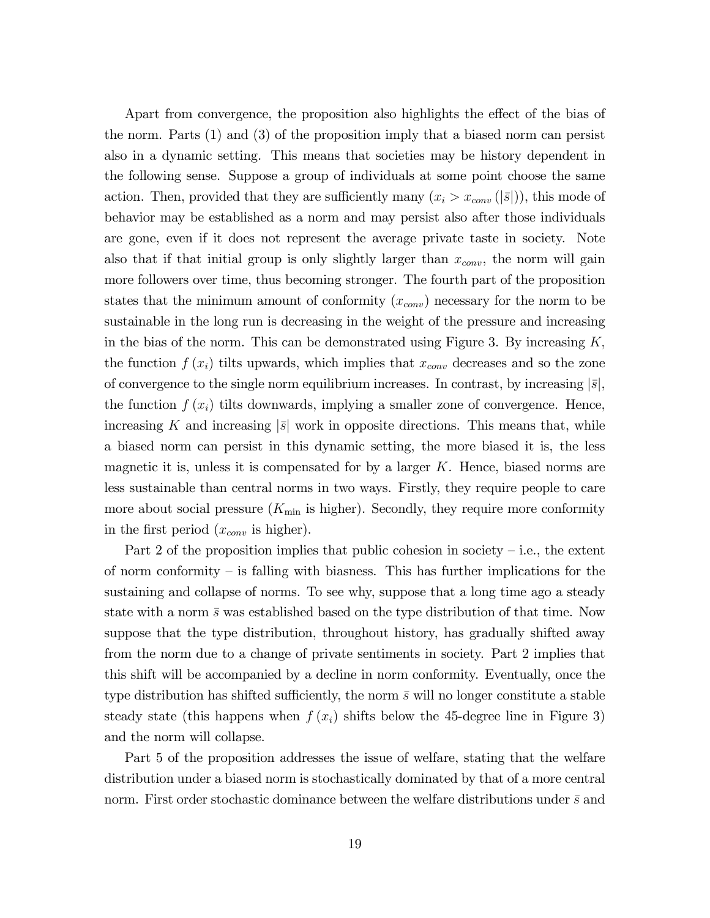Apart from convergence, the proposition also highlights the effect of the bias of the norm. Parts (1) and (3) of the proposition imply that a biased norm can persist also in a dynamic setting. This means that societies may be history dependent in the following sense. Suppose a group of individuals at some point choose the same action. Then, provided that they are sufficiently many ($x_i > x_{conv}(|\bar{s}|)$), this mode of behavior may be established as a norm and may persist also after those individuals are gone, even if it does not represent the average private taste in society. Note also that if that initial group is only slightly larger than $x_{conv}$, the norm will gain more followers over time, thus becoming stronger. The fourth part of the proposition states that the minimum amount of conformity ($x_{conv}$) necessary for the norm to be sustainable in the long run is decreasing in the weight of the pressure and increasing in the bias of the norm. This can be demonstrated using Figure 3. By increasing $K$, the function $f(x_i)$ tilts upwards, which implies that $x_{conv}$ decreases and so the zone of convergence to the single norm equilibrium increases. In contrast, by increasing $|\bar{s}|$, the function $f(x_i)$ tilts downwards, implying a smaller zone of convergence. Hence, increasing $K$ and increasing $|\bar{s}|$ work in opposite directions. This means that, while a biased norm can persist in this dynamic setting, the more biased it is, the less magnetic it is, unless it is compensated for by a larger $K$. Hence, biased norms are less sustainable than central norms in two ways. Firstly, they require people to care more about social pressure ($K_{\min}$ is higher). Secondly, they require more conformity in the first period ($x_{conv}$ is higher).

Part 2 of the proposition implies that public cohesion in society – i.e., the extent of norm conformity – is falling with biasness. This has further implications for the sustaining and collapse of norms. To see why, suppose that a long time ago a steady state with a norm $\bar{s}$ was established based on the type distribution of that time. Now suppose that the type distribution, throughout history, has gradually shifted away from the norm due to a change of private sentiments in society. Part 2 implies that this shift will be accompanied by a decline in norm conformity. Eventually, once the type distribution has shifted sufficiently, the norm $\bar{s}$ will no longer constitute a stable steady state (this happens when $f(x_i)$ shifts below the 45-degree line in Figure 3) and the norm will collapse.

Part 5 of the proposition addresses the issue of welfare, stating that the welfare distribution under a biased norm is stochastically dominated by that of a more central norm. First order stochastic dominance between the welfare distributions under $\bar{s}$ and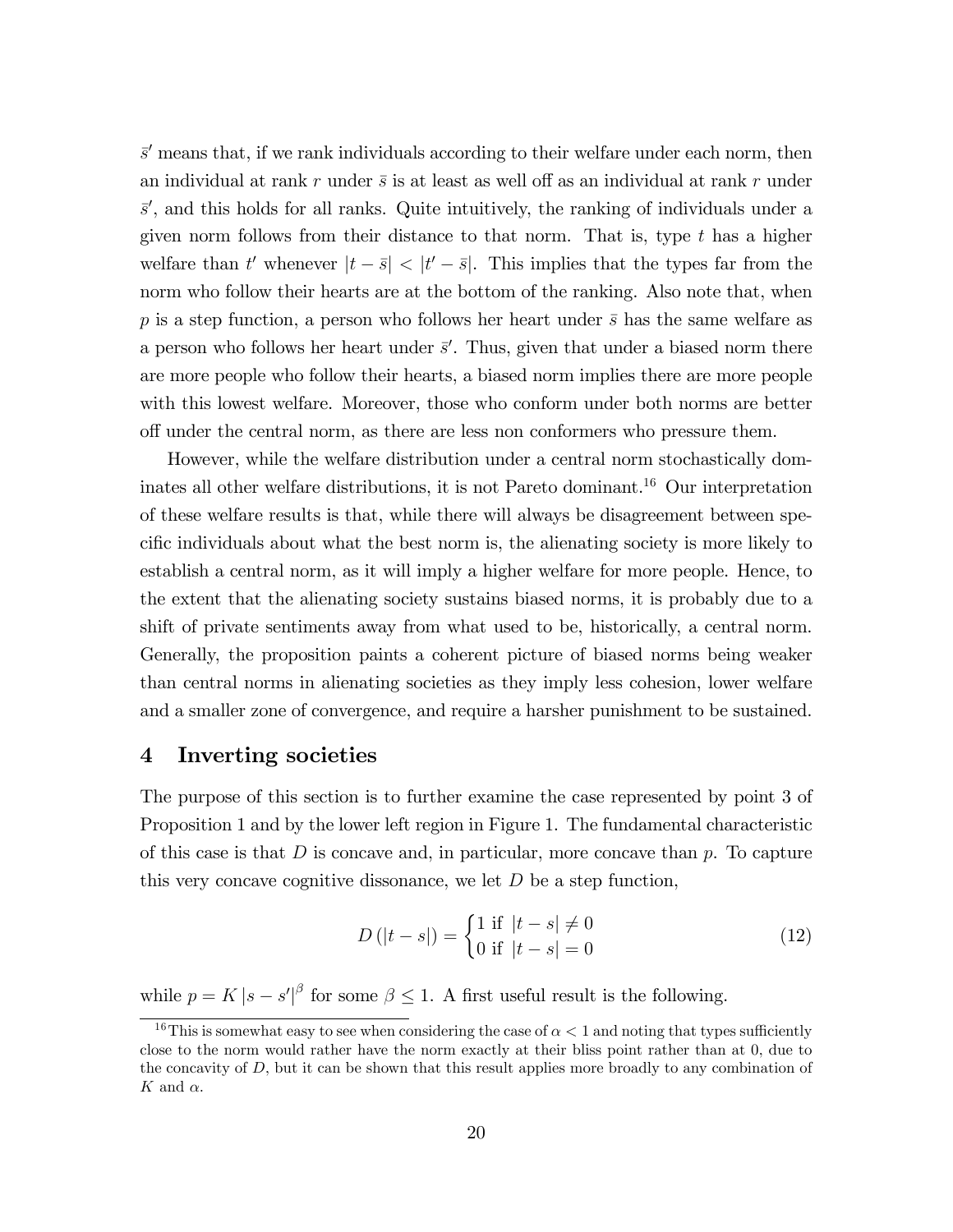$\bar{s}'$ means that, if we rank individuals according to their welfare under each norm, then an individual at rank $r$ under $\bar{s}$ is at least as well off as an individual at rank $r$ under $\bar{s}'$, and this holds for all ranks. Quite intuitively, the ranking of individuals under a given norm follows from their distance to that norm. That is, type $t$ has a higher welfare than $t'$ whenever $|t - \bar{s}| < |t' - \bar{s}|$. This implies that the types far from the norm who follow their hearts are at the bottom of the ranking. Also note that, when $p$ is a step function, a person who follows her heart under $\bar{s}$ has the same welfare as a person who follows her heart under $\bar{s}'$. Thus, given that under a biased norm there are more people who follow their hearts, a biased norm implies there are more people with this lowest welfare. Moreover, those who conform under both norms are better off under the central norm, as there are less non conformers who pressure them.

However, while the welfare distribution under a central norm stochastically dominates all other welfare distributions, it is not Pareto dominant.[16] Our interpretation of these welfare results is that, while there will always be disagreement between specific individuals about what the best norm is, the alienating society is more likely to establish a central norm, as it will imply a higher welfare for more people. Hence, to the extent that the alienating society sustains biased norms, it is probably due to a shift of private sentiments away from what used to be, historically, a central norm. Generally, the proposition paints a coherent picture of biased norms being weaker than central norms in alienating societies as they imply less cohesion, lower welfare and a smaller zone of convergence, and require a harsher punishment to be sustained.

## 4 Inverting societies

The purpose of this section is to further examine the case represented by point 3 of Proposition 1 and by the lower left region in Figure 1. The fundamental characteristic of this case is that $D$ is concave and, in particular, more concave than $p$. To capture this very concave cognitive dissonance, we let $D$ be a step function,

$$D(|t - s|) = \begin{cases} 1 \text{ if } |t - s| \neq 0 \\ 0 \text{ if } |t - s| = 0 \end{cases} \tag{12}$$

while $p = K |s - s'|^{\beta}$ for some $\beta \leq 1$. A first useful result is the following.

[16] This is somewhat easy to see when considering the case of $\alpha < 1$ and noting that types sufficiently close to the norm would rather have the norm exactly at their bliss point rather than at 0, due to the concavity of $D$, but it can be shown that this result applies more broadly to any combination of $K$ and $\alpha$.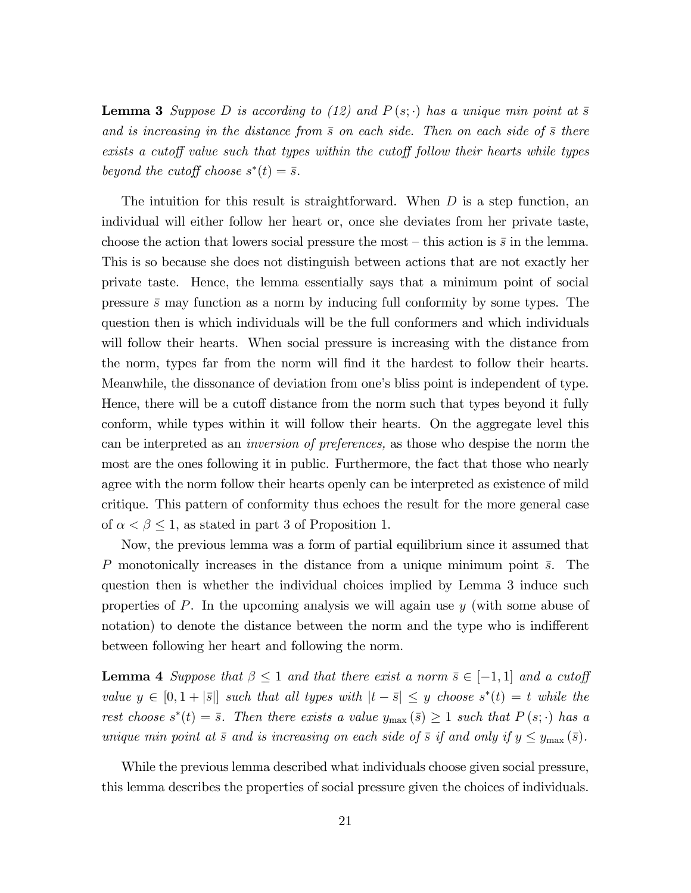**Lemma 3** *Suppose $D$ is according to (12) and $P(s;\cdot)$ has a unique min point at $\bar{s}$ and is increasing in the distance from $\bar{s}$ on each side. Then on each side of $\bar{s}$ there exists a cutoff value such that types within the cutoff follow their hearts while types beyond the cutoff choose $s^*(t) = \bar{s}$.*

The intuition for this result is straightforward. When $D$ is a step function, an individual will either follow her heart or, once she deviates from her private taste, choose the action that lowers social pressure the most – this action is $\bar{s}$ in the lemma. This is so because she does not distinguish between actions that are not exactly her private taste. Hence, the lemma essentially says that a minimum point of social pressure $\bar{s}$ may function as a norm by inducing full conformity by some types. The question then is which individuals will be the full conformers and which individuals will follow their hearts. When social pressure is increasing with the distance from the norm, types far from the norm will find it the hardest to follow their hearts. Meanwhile, the dissonance of deviation from one's bliss point is independent of type. Hence, there will be a cutoff distance from the norm such that types beyond it fully conform, while types within it will follow their hearts. On the aggregate level this can be interpreted as an *inversion of preferences,* as those who despise the norm the most are the ones following it in public. Furthermore, the fact that those who nearly agree with the norm follow their hearts openly can be interpreted as existence of mild critique. This pattern of conformity thus echoes the result for the more general case of $\alpha < \beta \leq 1$, as stated in part 3 of Proposition 1.

Now, the previous lemma was a form of partial equilibrium since it assumed that $P$ monotonically increases in the distance from a unique minimum point $\bar{s}$. The question then is whether the individual choices implied by Lemma 3 induce such properties of $P$. In the upcoming analysis we will again use $y$ (with some abuse of notation) to denote the distance between the norm and the type who is indifferent between following her heart and following the norm.

**Lemma 4** *Suppose that $\beta \leq 1$ and that there exist a norm $\bar{s} \in [-1, 1]$ and a cutoff value $y \in [0, 1 + |\bar{s}|]$ such that all types with $|t - \bar{s}| \leq y$ choose $s^*(t) = t$ while the rest choose $s^*(t) = \bar{s}$. Then there exists a value $y_{\max}(\bar{s}) \geq 1$ such that $P(s;\cdot)$ has a unique min point at $\bar{s}$ and is increasing on each side of $\bar{s}$ if and only if $y \leq y_{\max}(\bar{s})$.*

While the previous lemma described what individuals choose given social pressure, this lemma describes the properties of social pressure given the choices of individuals.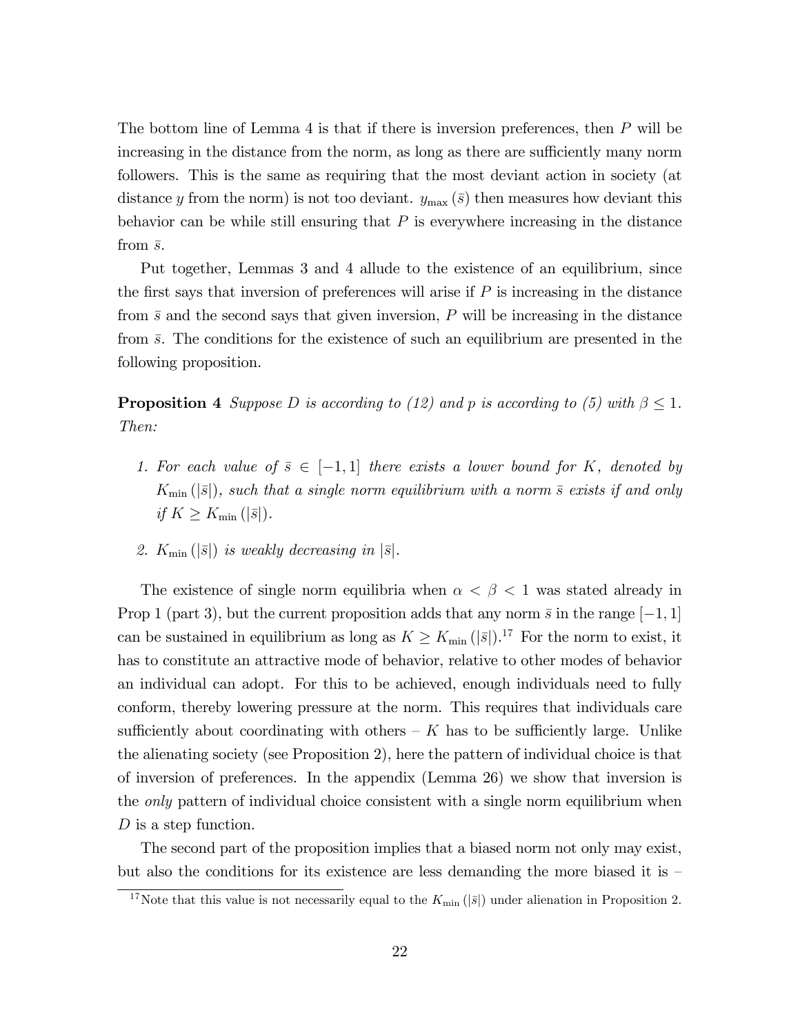The bottom line of Lemma 4 is that if there is inversion preferences, then $P$ will be increasing in the distance from the norm, as long as there are sufficiently many norm followers. This is the same as requiring that the most deviant action in society (at distance $y$ from the norm) is not too deviant. $y_{\max}(\bar{s})$ then measures how deviant this behavior can be while still ensuring that $P$ is everywhere increasing in the distance from $\bar{s}$.

Put together, Lemmas 3 and 4 allude to the existence of an equilibrium, since the first says that inversion of preferences will arise if $P$ is increasing in the distance from $\bar{s}$ and the second says that given inversion, $P$ will be increasing in the distance from $\bar{s}$. The conditions for the existence of such an equilibrium are presented in the following proposition.

**Proposition 4** *Suppose $D$ is according to (12) and $p$ is according to (5) with $\beta \leq 1$. Then:*

1. *For each value of $\bar{s} \in [-1, 1]$ there exists a lower bound for $K$, denoted by $K_{\min}(|\bar{s}|)$, such that a single norm equilibrium with a norm $\bar{s}$ exists if and only if $K \geq K_{\min}(|\bar{s}|)$.*
2. *$K_{\min}(|\bar{s}|)$ is weakly decreasing in $|\bar{s}|$.*

The existence of single norm equilibria when $\alpha < \beta < 1$ was stated already in Prop 1 (part 3), but the current proposition adds that any norm $\bar{s}$ in the range $[-1, 1]$ can be sustained in equilibrium as long as $K \geq K_{\min}(|\bar{s}|)$.[17] For the norm to exist, it has to constitute an attractive mode of behavior, relative to other modes of behavior an individual can adopt. For this to be achieved, enough individuals need to fully conform, thereby lowering pressure at the norm. This requires that individuals care sufficiently about coordinating with others – $K$ has to be sufficiently large. Unlike the alienating society (see Proposition 2), here the pattern of individual choice is that of inversion of preferences. In the appendix (Lemma 26) we show that inversion is the *only* pattern of individual choice consistent with a single norm equilibrium when $D$ is a step function.

The second part of the proposition implies that a biased norm not only may exist, but also the conditions for its existence are less demanding the more biased it is –

[17] Note that this value is not necessarily equal to the $K_{\min}(|\bar{s}|)$ under alienation in Proposition 2.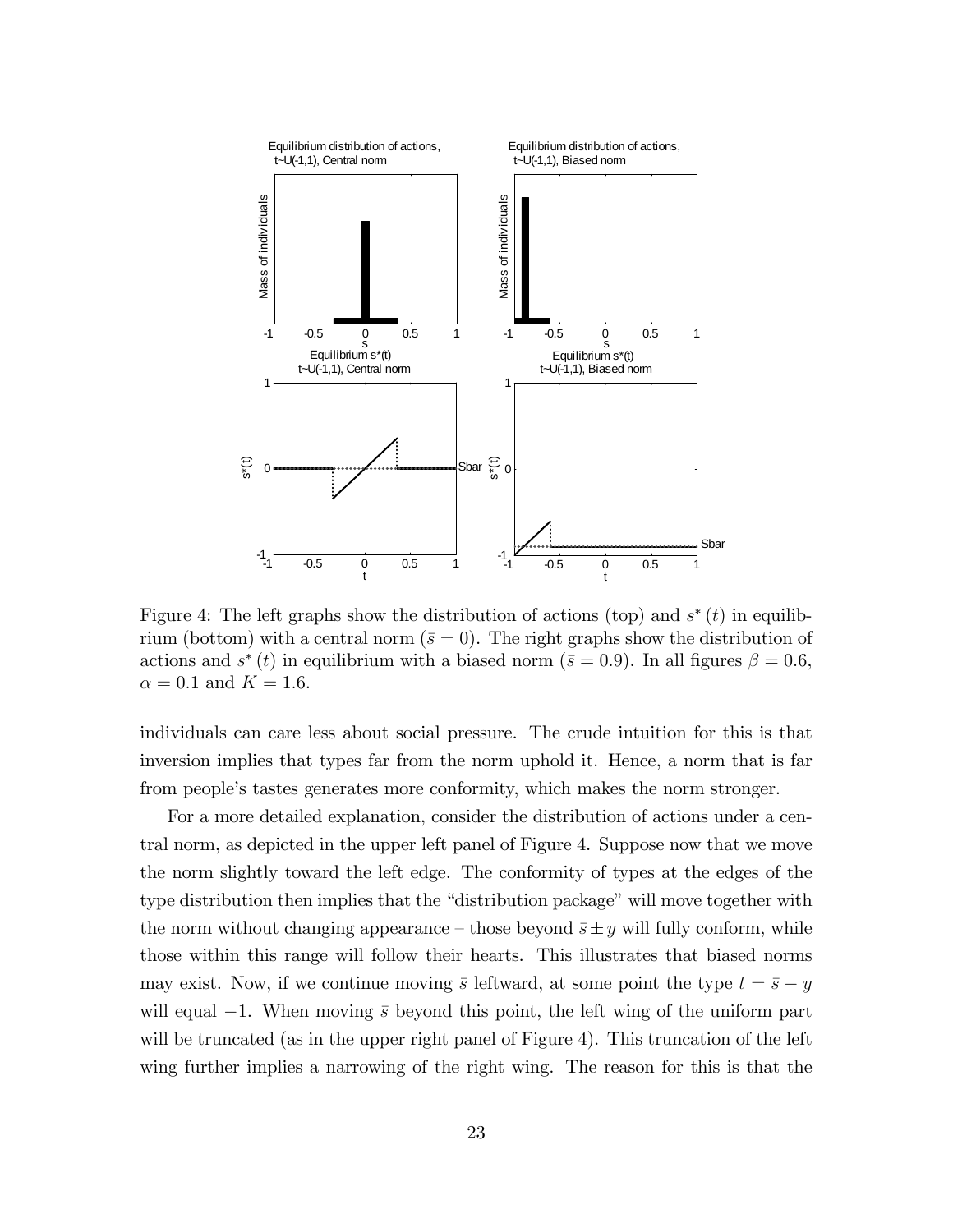Figure 4: The left graphs show the distribution of actions (top) and $s^*(t)$ in equilibrium (bottom) with a central norm ($\bar{s} = 0$). The right graphs show the distribution of actions and $s^*(t)$ in equilibrium with a biased norm ($\bar{s} = 0.9$). In all figures $\beta = 0.6$, $\alpha = 0.1$ and $K = 1.6$.

individuals can care less about social pressure. The crude intuition for this is that inversion implies that types far from the norm uphold it. Hence, a norm that is far from people's tastes generates more conformity, which makes the norm stronger.

For a more detailed explanation, consider the distribution of actions under a central norm, as depicted in the upper left panel of Figure 4. Suppose now that we move the norm slightly toward the left edge. The conformity of types at the edges of the type distribution then implies that the "distribution package" will move together with the norm without changing appearance – those beyond $\bar{s} \pm y$ will fully conform, while those within this range will follow their hearts. This illustrates that biased norms may exist. Now, if we continue moving $\bar{s}$ leftward, at some point the type $t = \bar{s} - y$ will equal $-1$. When moving $\bar{s}$ beyond this point, the left wing of the uniform part will be truncated (as in the upper right panel of Figure 4). This truncation of the left wing further implies a narrowing of the right wing. The reason for this is that the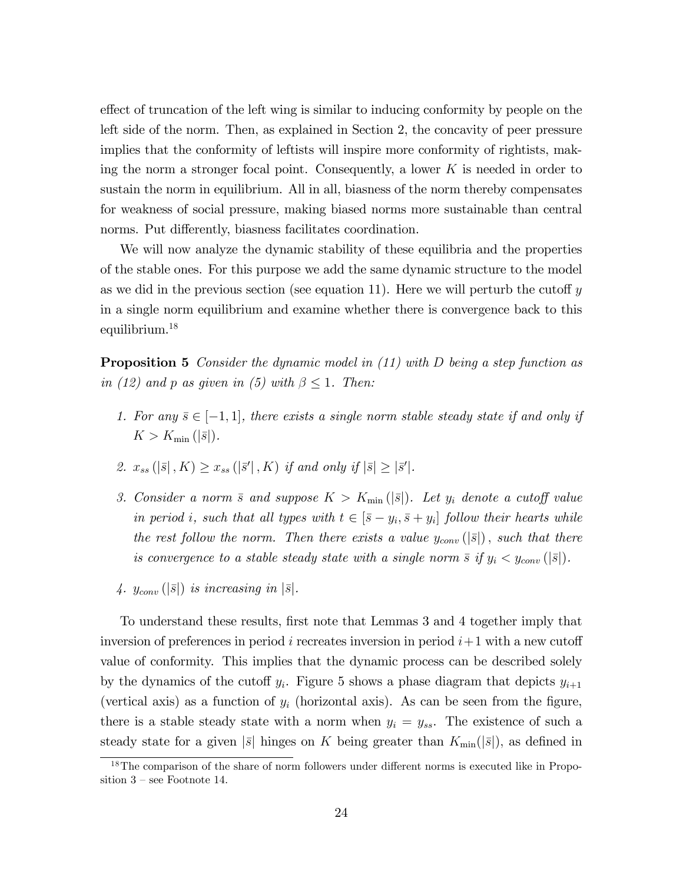effect of truncation of the left wing is similar to inducing conformity by people on the left side of the norm. Then, as explained in Section 2, the concavity of peer pressure implies that the conformity of leftists will inspire more conformity of rightists, making the norm a stronger focal point. Consequently, a lower $K$ is needed in order to sustain the norm in equilibrium. All in all, biasness of the norm thereby compensates for weakness of social pressure, making biased norms more sustainable than central norms. Put differently, biasness facilitates coordination.

We will now analyze the dynamic stability of these equilibria and the properties of the stable ones. For this purpose we add the same dynamic structure to the model as we did in the previous section (see equation 11). Here we will perturb the cutoff $y$ in a single norm equilibrium and examine whether there is convergence back to this equilibrium.[18]

**Proposition 5** *Consider the dynamic model in (11) with $D$ being a step function as in (12) and $p$ as given in (5) with $\beta \leq 1$. Then:*

1. *For any $\bar{s} \in [-1, 1]$, there exists a single norm stable steady state if and only if $K > K_{\min}(|\bar{s}|)$.*
2. *$x_{ss}(|\bar{s}|, K) \geq x_{ss}(|\bar{s}'|, K)$ if and only if $|\bar{s}| \geq |\bar{s}'|$.*
3. *Consider a norm $\bar{s}$ and suppose $K > K_{\min}(|\bar{s}|)$. Let $y_i$ denote a cutoff value in period $i$, such that all types with $t \in [\bar{s} - y_i, \bar{s} + y_i]$ follow their hearts while the rest follow the norm. Then there exists a value $y_{conv}(|\bar{s}|)$, such that there is convergence to a stable steady state with a single norm $\bar{s}$ if $y_i < y_{conv}(|\bar{s}|)$.*
4. *$y_{conv}(|\bar{s}|)$ is increasing in $|\bar{s}|$.*

To understand these results, first note that Lemmas 3 and 4 together imply that inversion of preferences in period $i$ recreates inversion in period $i+1$ with a new cutoff value of conformity. This implies that the dynamic process can be described solely by the dynamics of the cutoff $y_i$. Figure 5 shows a phase diagram that depicts $y_{i+1}$ (vertical axis) as a function of $y_i$ (horizontal axis). As can be seen from the figure, there is a stable steady state with a norm when $y_i = y_{ss}$. The existence of such a steady state for a given $|\bar{s}|$ hinges on $K$ being greater than $K_{\min}(|\bar{s}|)$, as defined in

[18] The comparison of the share of norm followers under different norms is executed like in Proposition 3 – see Footnote 14.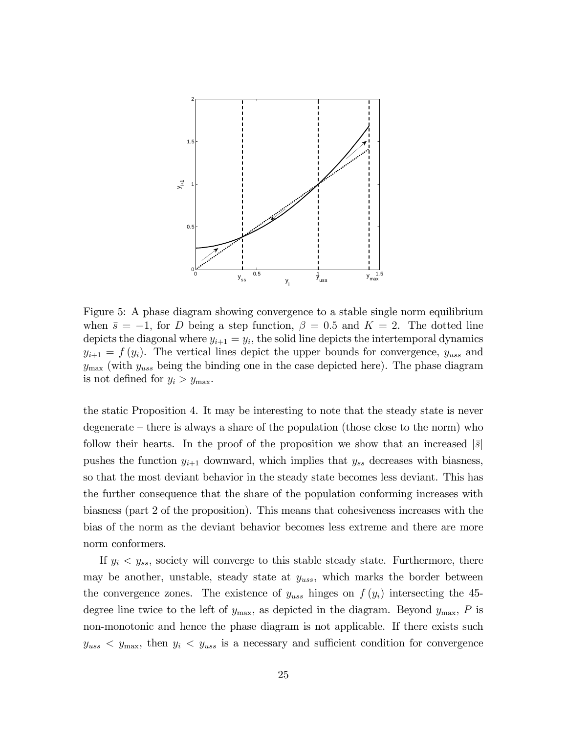Figure 5: A phase diagram showing convergence to a stable single norm equilibrium when $\bar{s} = -1$, for $D$ being a step function, $\beta = 0.5$ and $K = 2$. The dotted line depicts the diagonal where $y_{i+1} = y_i$, the solid line depicts the intertemporal dynamics $y_{i+1} = f(y_i)$. The vertical lines depict the upper bounds for convergence, $y_{uss}$ and $y_{\max}$ (with $y_{uss}$ being the binding one in the case depicted here). The phase diagram is not defined for $y_i > y_{\max}$.

the static Proposition 4. It may be interesting to note that the steady state is never degenerate – there is always a share of the population (those close to the norm) who follow their hearts. In the proof of the proposition we show that an increased $|\bar{s}|$ pushes the function $y_{i+1}$ downward, which implies that $y_{ss}$ decreases with biasness, so that the most deviant behavior in the steady state becomes less deviant. This has the further consequence that the share of the population conforming increases with biasness (part 2 of the proposition). This means that cohesiveness increases with the bias of the norm as the deviant behavior becomes less extreme and there are more norm conformers.

If $y_i < y_{ss}$, society will converge to this stable steady state. Furthermore, there may be another, unstable, steady state at $y_{uss}$, which marks the border between the convergence zones. The existence of $y_{uss}$ hinges on $f(y_i)$ intersecting the 45-degree line twice to the left of $y_{\max}$, as depicted in the diagram. Beyond $y_{\max}$, $P$ is non-monotonic and hence the phase diagram is not applicable. If there exists such $y_{uss} < y_{\max}$, then $y_i < y_{uss}$ is a necessary and sufficient condition for convergence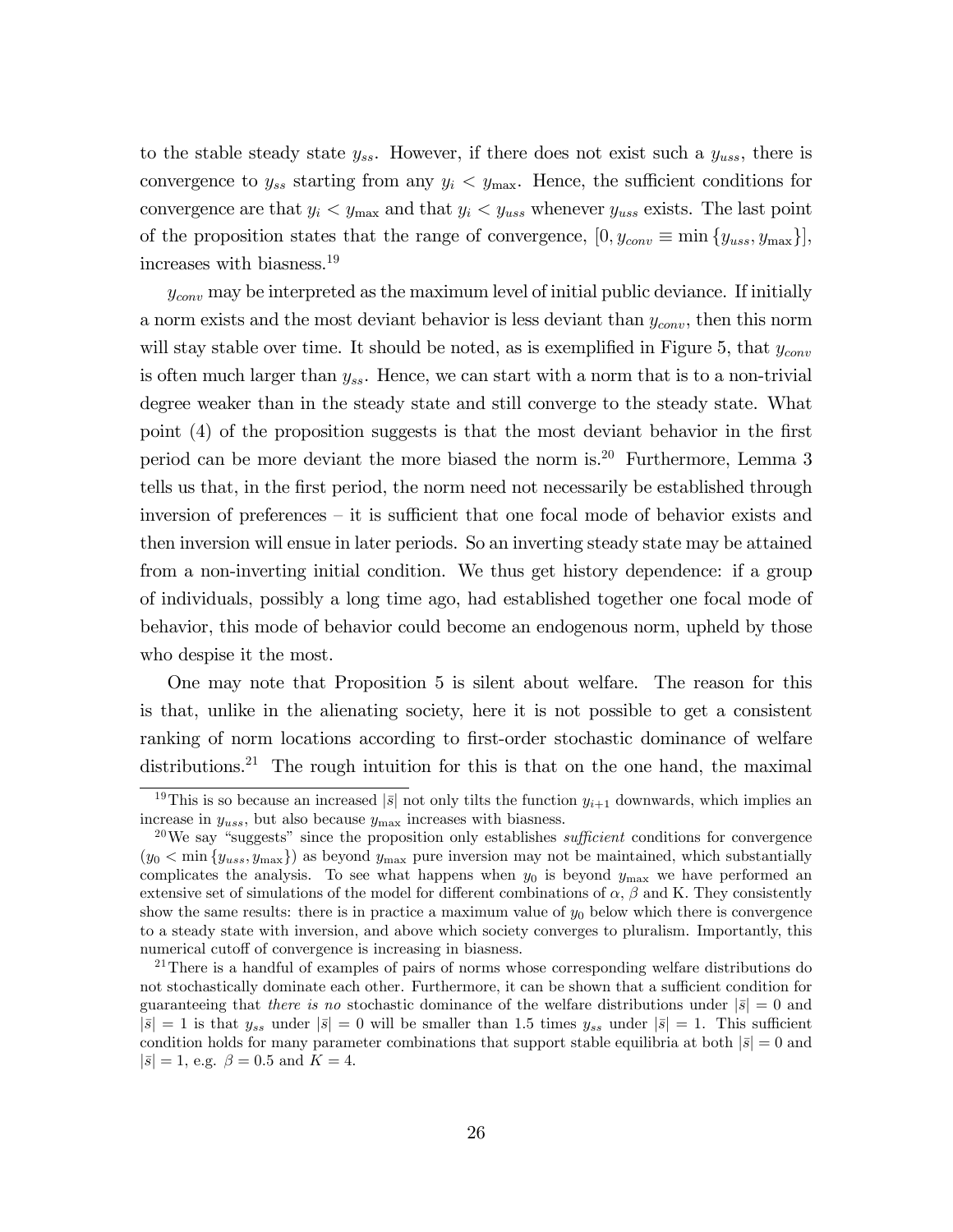to the stable steady state $y_{ss}$. However, if there does not exist such a $y_{uss}$, there is convergence to $y_{ss}$ starting from any $y_i < y_{\max}$. Hence, the sufficient conditions for convergence are that $y_i < y_{\max}$ and that $y_i < y_{uss}$ whenever $y_{uss}$ exists. The last point of the proposition states that the range of convergence, $[0, y_{conv} \equiv \min\{y_{uss}, y_{\max}\}]$, increases with biasness.[19]

$y_{conv}$ may be interpreted as the maximum level of initial public deviance. If initially a norm exists and the most deviant behavior is less deviant than $y_{conv}$, then this norm will stay stable over time. It should be noted, as is exemplified in Figure 5, that $y_{conv}$ is often much larger than $y_{ss}$. Hence, we can start with a norm that is to a non-trivial degree weaker than in the steady state and still converge to the steady state. What point (4) of the proposition suggests is that the most deviant behavior in the first period can be more deviant the more biased the norm is.[20] Furthermore, Lemma 3 tells us that, in the first period, the norm need not necessarily be established through inversion of preferences – it is sufficient that one focal mode of behavior exists and then inversion will ensue in later periods. So an inverting steady state may be attained from a non-inverting initial condition. We thus get history dependence: if a group of individuals, possibly a long time ago, had established together one focal mode of behavior, this mode of behavior could become an endogenous norm, upheld by those who despise it the most.

One may note that Proposition 5 is silent about welfare. The reason for this is that, unlike in the alienating society, here it is not possible to get a consistent ranking of norm locations according to first-order stochastic dominance of welfare distributions.[21] The rough intuition for this is that on the one hand, the maximal

---

[19] This is so because an increased $|\bar{s}|$ not only tilts the function $y_{i+1}$ downwards, which implies an increase in $y_{uss}$, but also because $y_{\max}$ increases with biasness.

[20] We say "suggests" since the proposition only establishes *sufficient* conditions for convergence ($y_0 < \min\{y_{uss}, y_{\max}\}$) as beyond $y_{\max}$ pure inversion may not be maintained, which substantially complicates the analysis. To see what happens when $y_0$ is beyond $y_{\max}$ we have performed an extensive set of simulations of the model for different combinations of $\alpha$, $\beta$ and K. They consistently show the same results: there is in practice a maximum value of $y_0$ below which there is convergence to a steady state with inversion, and above which society converges to pluralism. Importantly, this numerical cutoff of convergence is increasing in biasness.

[21] There is a handful of examples of pairs of norms whose corresponding welfare distributions do not stochastically dominate each other. Furthermore, it can be shown that a sufficient condition for guaranteeing that *there is no* stochastic dominance of the welfare distributions under $|\bar{s}| = 0$ and $|\bar{s}| = 1$ is that $y_{ss}$ under $|\bar{s}| = 0$ will be smaller than 1.5 times $y_{ss}$ under $|\bar{s}| = 1$. This sufficient condition holds for many parameter combinations that support stable equilibria at both $|\bar{s}| = 0$ and $|\bar{s}| = 1$, e.g. $\beta = 0.5$ and $K = 4$.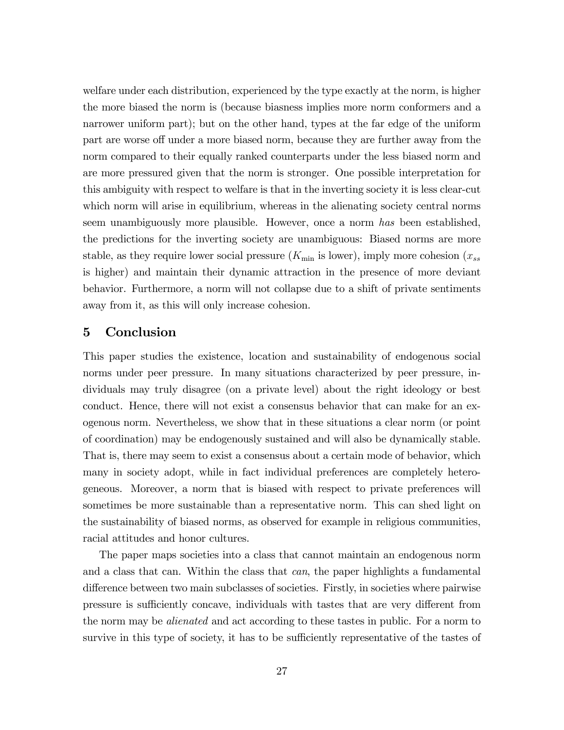welfare under each distribution, experienced by the type exactly at the norm, is higher the more biased the norm is (because biasness implies more norm conformers and a narrower uniform part); but on the other hand, types at the far edge of the uniform part are worse off under a more biased norm, because they are further away from the norm compared to their equally ranked counterparts under the less biased norm and are more pressured given that the norm is stronger. One possible interpretation for this ambiguity with respect to welfare is that in the inverting society it is less clear-cut which norm will arise in equilibrium, whereas in the alienating society central norms seem unambiguously more plausible. However, once a norm *has* been established, the predictions for the inverting society are unambiguous: Biased norms are more stable, as they require lower social pressure ($K_{\min}$ is lower), imply more cohesion ($x_{ss}$ is higher) and maintain their dynamic attraction in the presence of more deviant behavior. Furthermore, a norm will not collapse due to a shift of private sentiments away from it, as this will only increase cohesion.

# 5 Conclusion

This paper studies the existence, location and sustainability of endogenous social norms under peer pressure. In many situations characterized by peer pressure, individuals may truly disagree (on a private level) about the right ideology or best conduct. Hence, there will not exist a consensus behavior that can make for an exogenous norm. Nevertheless, we show that in these situations a clear norm (or point of coordination) may be endogenously sustained and will also be dynamically stable. That is, there may seem to exist a consensus about a certain mode of behavior, which many in society adopt, while in fact individual preferences are completely heterogeneous. Moreover, a norm that is biased with respect to private preferences will sometimes be more sustainable than a representative norm. This can shed light on the sustainability of biased norms, as observed for example in religious communities, racial attitudes and honor cultures.

The paper maps societies into a class that cannot maintain an endogenous norm and a class that can. Within the class that *can*, the paper highlights a fundamental difference between two main subclasses of societies. Firstly, in societies where pairwise pressure is sufficiently concave, individuals with tastes that are very different from the norm may be *alienated* and act according to these tastes in public. For a norm to survive in this type of society, it has to be sufficiently representative of the tastes of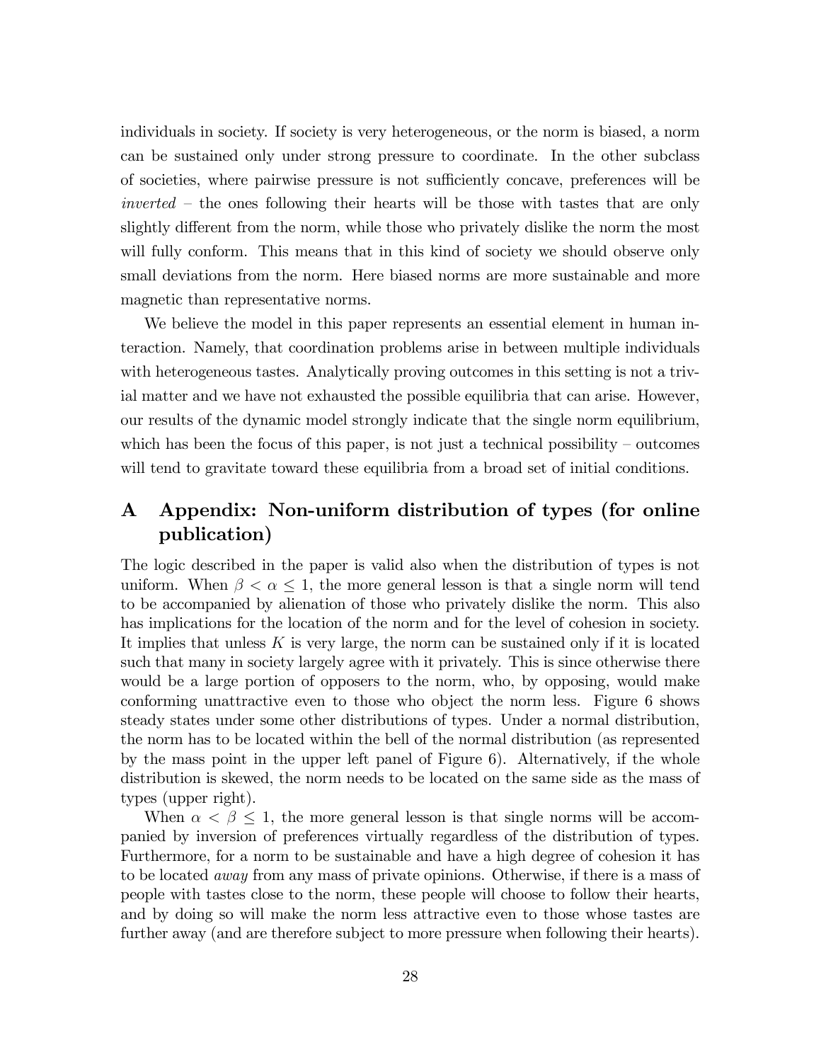individuals in society. If society is very heterogeneous, or the norm is biased, a norm can be sustained only under strong pressure to coordinate. In the other subclass of societies, where pairwise pressure is not sufficiently concave, preferences will be *inverted* – the ones following their hearts will be those with tastes that are only slightly different from the norm, while those who privately dislike the norm the most will fully conform. This means that in this kind of society we should observe only small deviations from the norm. Here biased norms are more sustainable and more magnetic than representative norms.

We believe the model in this paper represents an essential element in human interaction. Namely, that coordination problems arise in between multiple individuals with heterogeneous tastes. Analytically proving outcomes in this setting is not a trivial matter and we have not exhausted the possible equilibria that can arise. However, our results of the dynamic model strongly indicate that the single norm equilibrium, which has been the focus of this paper, is not just a technical possibility – outcomes will tend to gravitate toward these equilibria from a broad set of initial conditions.

# A Appendix: Non-uniform distribution of types (for online publication)

The logic described in the paper is valid also when the distribution of types is not uniform. When $\beta < \alpha \leq 1$, the more general lesson is that a single norm will tend to be accompanied by alienation of those who privately dislike the norm. This also has implications for the location of the norm and for the level of cohesion in society. It implies that unless $K$ is very large, the norm can be sustained only if it is located such that many in society largely agree with it privately. This is since otherwise there would be a large portion of opposers to the norm, who, by opposing, would make conforming unattractive even to those who object the norm less. Figure 6 shows steady states under some other distributions of types. Under a normal distribution, the norm has to be located within the bell of the normal distribution (as represented by the mass point in the upper left panel of Figure 6). Alternatively, if the whole distribution is skewed, the norm needs to be located on the same side as the mass of types (upper right).

When $\alpha < \beta \leq 1$, the more general lesson is that single norms will be accompanied by inversion of preferences virtually regardless of the distribution of types. Furthermore, for a norm to be sustainable and have a high degree of cohesion it has to be located *away* from any mass of private opinions. Otherwise, if there is a mass of people with tastes close to the norm, these people will choose to follow their hearts, and by doing so will make the norm less attractive even to those whose tastes are further away (and are therefore subject to more pressure when following their hearts).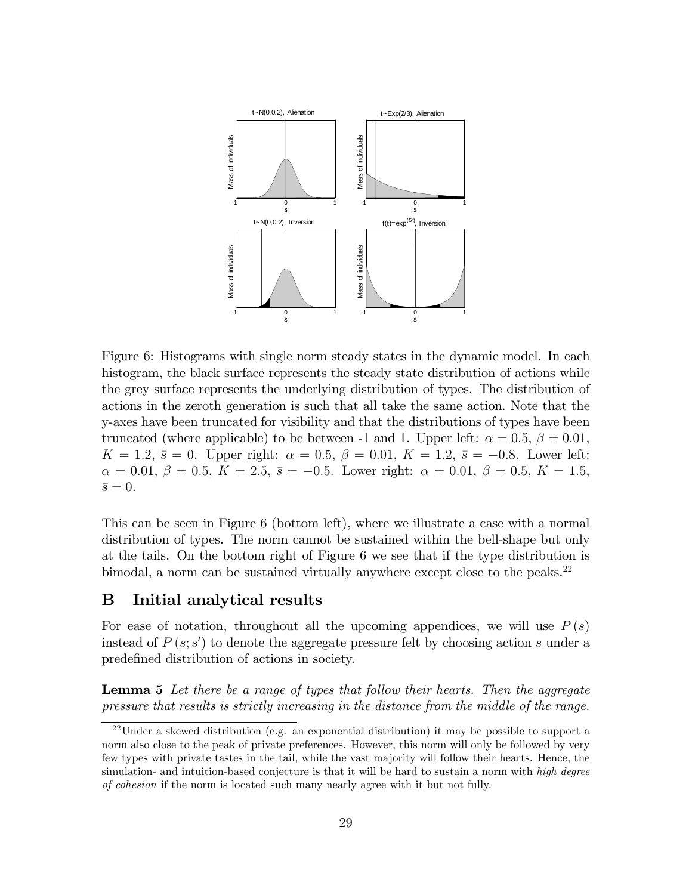Figure 6: Histograms with single norm steady states in the dynamic model. In each histogram, the black surface represents the steady state distribution of actions while the grey surface represents the underlying distribution of types. The distribution of actions in the zeroth generation is such that all take the same action. Note that the y-axes have been truncated for visibility and that the distributions of types have been truncated (where applicable) to be between -1 and 1. Upper left: $\alpha = 0.5$, $\beta = 0.01$, $K = 1.2$, $\bar{s} = 0$. Upper right: $\alpha = 0.5$, $\beta = 0.01$, $K = 1.2$, $\bar{s} = -0.8$. Lower left: $\alpha = 0.01$, $\beta = 0.5$, $K = 2.5$, $\bar{s} = -0.5$. Lower right: $\alpha = 0.01$, $\beta = 0.5$, $K = 1.5$, $\bar{s} = 0$.

This can be seen in Figure 6 (bottom left), where we illustrate a case with a normal distribution of types. The norm cannot be sustained within the bell-shape but only at the tails. On the bottom right of Figure 6 we see that if the type distribution is bimodal, a norm can be sustained virtually anywhere except close to the peaks.[22]

# B Initial analytical results

For ease of notation, throughout all the upcoming appendices, we will use $P(s)$ instead of $P(s; s')$ to denote the aggregate pressure felt by choosing action $s$ under a predefined distribution of actions in society.

**Lemma 5** *Let there be a range of types that follow their hearts. Then the aggregate pressure that results is strictly increasing in the distance from the middle of the range.*

[22] Under a skewed distribution (e.g. an exponential distribution) it may be possible to support a norm also close to the peak of private preferences. However, this norm will only be followed by very few types with private tastes in the tail, while the vast majority will follow their hearts. Hence, the simulation- and intuition-based conjecture is that it will be hard to sustain a norm with *high degree of cohesion* if the norm is located such many nearly agree with it but not fully.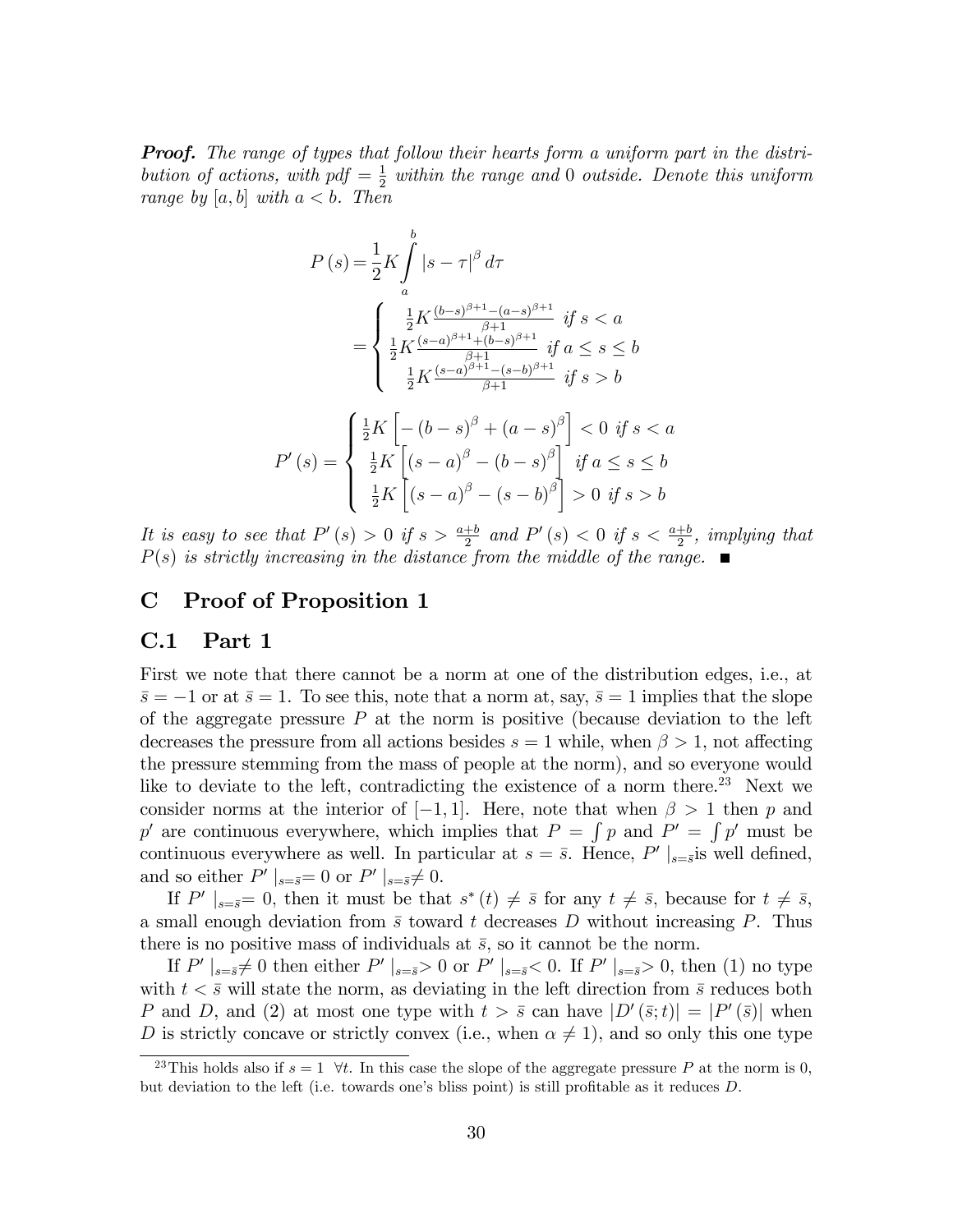***Proof.*** *The range of types that follow their hearts form a uniform part in the distribution of actions, with pdf $= \frac{1}{2}$ within the range and 0 outside. Denote this uniform range by $[a, b]$ with $a < b$. Then*

$$P(s) = \frac{1}{2}K\int_a^b |s-\tau|^\beta \, d\tau$$

$$= \begin{cases} \frac{1}{2}K\frac{(b-s)^{\beta+1}-(a-s)^{\beta+1}}{\beta+1} & \text{if } s < a \\ \frac{1}{2}K\frac{(s-a)^{\beta+1}+(b-s)^{\beta+1}}{\beta+1} & \text{if } a \leq s \leq b \\ \frac{1}{2}K\frac{(s-a)^{\beta+1}-(s-b)^{\beta+1}}{\beta+1} & \text{if } s > b \end{cases}$$

$$P'(s) = \begin{cases} \frac{1}{2}K\left[-(b-s)^\beta + (a-s)^\beta\right] < 0 \text{ if } s < a \\ \frac{1}{2}K\left[(s-a)^\beta - (b-s)^\beta\right] \text{ if } a \leq s \leq b \\ \frac{1}{2}K\left[(s-a)^\beta - (s-b)^\beta\right] > 0 \text{ if } s > b \end{cases}$$

*It is easy to see that $P'(s) > 0$ if $s > \frac{a+b}{2}$ and $P'(s) < 0$ if $s < \frac{a+b}{2}$, implying that $P(s)$ is strictly increasing in the distance from the middle of the range.* ■

# C Proof of Proposition 1

## C.1 Part 1

First we note that there cannot be a norm at one of the distribution edges, i.e., at $\bar{s} = -1$ or at $\bar{s} = 1$. To see this, note that a norm at, say, $\bar{s} = 1$ implies that the slope of the aggregate pressure $P$ at the norm is positive (because deviation to the left decreases the pressure from all actions besides $s = 1$ while, when $\beta > 1$, not affecting the pressure stemming from the mass of people at the norm), and so everyone would like to deviate to the left, contradicting the existence of a norm there.[23] Next we consider norms at the interior of $[-1, 1]$. Here, note that when $\beta > 1$ then $p$ and $p'$ are continuous everywhere, which implies that $P = \int p$ and $P' = \int p'$ must be continuous everywhere as well. In particular at $s = \bar{s}$. Hence, $P' |_{s=\bar{s}}$is well defined, and so either $P' |_{s=\bar{s}}= 0$ or $P' |_{s=\bar{s}}\neq 0$.

If $P' |_{s=\bar{s}}= 0$, then it must be that $s^*(t) \neq \bar{s}$ for any $t \neq \bar{s}$, because for $t \neq \bar{s}$, a small enough deviation from $\bar{s}$ toward $t$ decreases $D$ without increasing $P$. Thus there is no positive mass of individuals at $\bar{s}$, so it cannot be the norm.

If $P' |_{s=\bar{s}}\neq 0$ then either $P' |_{s=\bar{s}}> 0$ or $P' |_{s=\bar{s}}< 0$. If $P' |_{s=\bar{s}}> 0$, then (1) no type with $t < \bar{s}$ will state the norm, as deviating in the left direction from $\bar{s}$ reduces both $P$ and $D$, and (2) at most one type with $t > \bar{s}$ can have $|D'(\bar{s}; t)| = |P'(\bar{s})|$ when $D$ is strictly concave or strictly convex (i.e., when $\alpha \neq 1$), and so only this one type

[23] This holds also if $s = 1 \ \ \forall t$. In this case the slope of the aggregate pressure $P$ at the norm is 0, but deviation to the left (i.e. towards one's bliss point) is still profitable as it reduces $D$.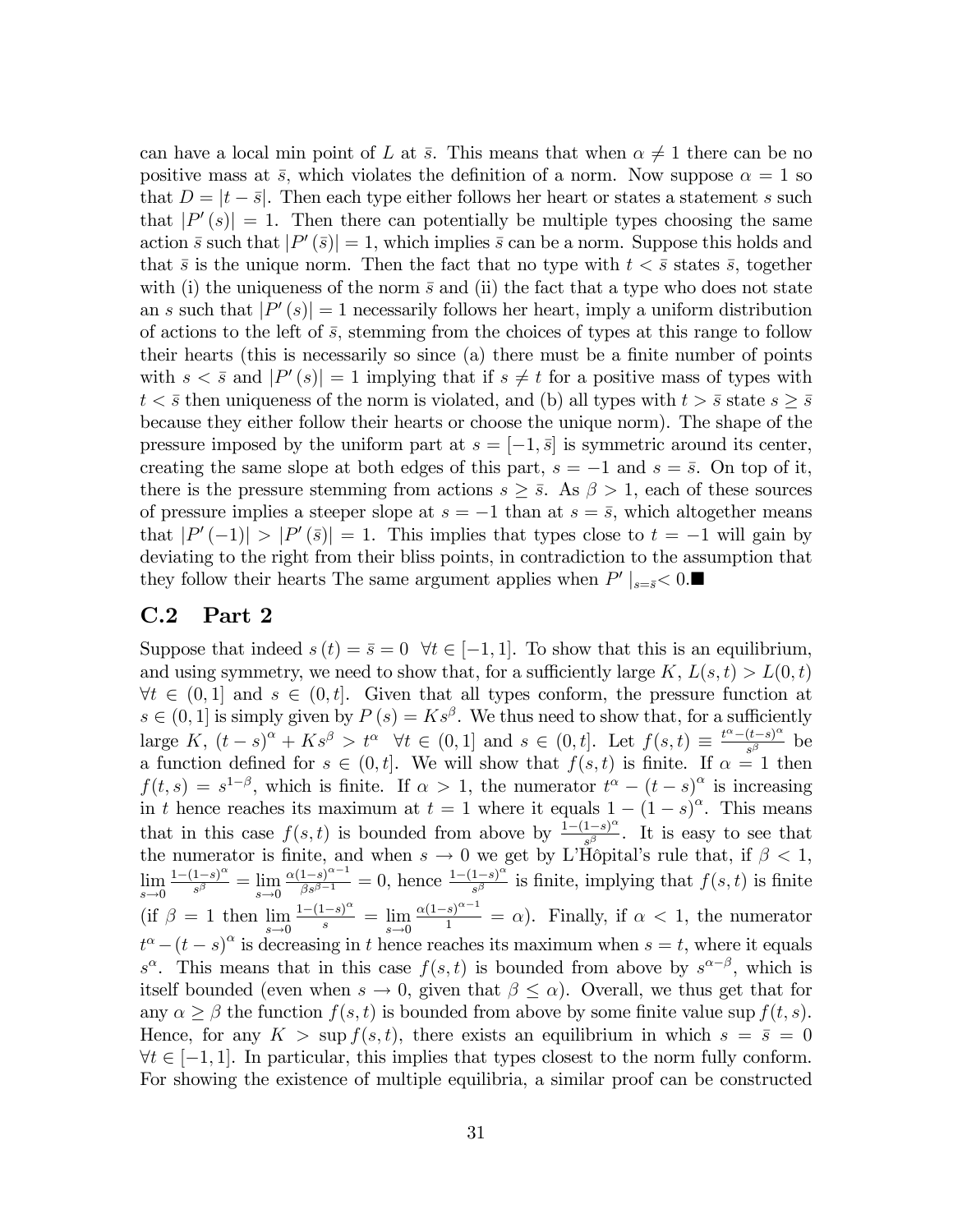can have a local min point of $L$ at $\bar{s}$. This means that when $\alpha \neq 1$ there can be no positive mass at $\bar{s}$, which violates the definition of a norm. Now suppose $\alpha = 1$ so that $D = |t - \bar{s}|$. Then each type either follows her heart or states a statement $s$ such that $|P'(s)| = 1$. Then there can potentially be multiple types choosing the same action $\bar{s}$ such that $|P'(\bar{s})| = 1$, which implies $\bar{s}$ can be a norm. Suppose this holds and that $\bar{s}$ is the unique norm. Then the fact that no type with $t < \bar{s}$ states $\bar{s}$, together with (i) the uniqueness of the norm $\bar{s}$ and (ii) the fact that a type who does not state an $s$ such that $|P'(s)| = 1$ necessarily follows her heart, imply a uniform distribution of actions to the left of $\bar{s}$, stemming from the choices of types at this range to follow their hearts (this is necessarily so since (a) there must be a finite number of points with $s < \bar{s}$ and $|P'(s)| = 1$ implying that if $s \neq t$ for a positive mass of types with $t < \bar{s}$ then uniqueness of the norm is violated, and (b) all types with $t > \bar{s}$ state $s \geq \bar{s}$ because they either follow their hearts or choose the unique norm). The shape of the pressure imposed by the uniform part at $s = [-1, \bar{s}]$ is symmetric around its center, creating the same slope at both edges of this part, $s = -1$ and $s = \bar{s}$. On top of it, there is the pressure stemming from actions $s \geq \bar{s}$. As $\beta > 1$, each of these sources of pressure implies a steeper slope at $s = -1$ than at $s = \bar{s}$, which altogether means that $|P'(-1)| > |P'(\bar{s})| = 1$. This implies that types close to $t = -1$ will gain by deviating to the right from their bliss points, in contradiction to the assumption that they follow their hearts The same argument applies when $P'|_{s=\bar{s}} < 0$.■

## C.2 Part 2

Suppose that indeed $s(t) = \bar{s} = 0 \ \ \forall t \in [-1, 1]$. To show that this is an equilibrium, and using symmetry, we need to show that, for a sufficiently large $K$, $L(s,t) > L(0,t)$ $\forall t \in (0,1]$ and $s \in (0,t]$. Given that all types conform, the pressure function at $s \in (0,1]$ is simply given by $P(s) = Ks^{\beta}$. We thus need to show that, for a sufficiently large $K$, $(t-s)^{\alpha} + Ks^{\beta} > t^{\alpha} \ \ \forall t \in (0,1]$ and $s \in (0,t]$. Let $f(s,t) \equiv \frac{t^{\alpha} - (t-s)^{\alpha}}{s^{\beta}}$ be a function defined for $s \in (0,t]$. We will show that $f(s,t)$ is finite. If $\alpha = 1$ then $f(t,s) = s^{1-\beta}$, which is finite. If $\alpha > 1$, the numerator $t^{\alpha} - (t-s)^{\alpha}$ is increasing in $t$ hence reaches its maximum at $t = 1$ where it equals $1 - (1-s)^{\alpha}$. This means that in this case $f(s,t)$ is bounded from above by $\frac{1-(1-s)^{\alpha}}{s^{\beta}}$. It is easy to see that the numerator is finite, and when $s \to 0$ we get by L'Hôpital's rule that, if $\beta < 1$, $\lim\limits_{s \to 0} \frac{1-(1-s)^{\alpha}}{s^{\beta}} = \lim\limits_{s \to 0} \frac{\alpha(1-s)^{\alpha-1}}{\beta s^{\beta-1}} = 0$, hence $\frac{1-(1-s)^{\alpha}}{s^{\beta}}$ is finite, implying that $f(s,t)$ is finite (if $\beta = 1$ then $\lim\limits_{s \to 0} \frac{1-(1-s)^{\alpha}}{s} = \lim\limits_{s \to 0} \frac{\alpha(1-s)^{\alpha-1}}{1} = \alpha$). Finally, if $\alpha < 1$, the numerator $t^{\alpha} - (t-s)^{\alpha}$ is decreasing in $t$ hence reaches its maximum when $s = t$, where it equals $s^{\alpha}$. This means that in this case $f(s,t)$ is bounded from above by $s^{\alpha-\beta}$, which is itself bounded (even when $s \to 0$, given that $\beta \leq \alpha$). Overall, we thus get that for any $\alpha \geq \beta$ the function $f(s,t)$ is bounded from above by some finite value $\sup f(t,s)$. Hence, for any $K > \sup f(s,t)$, there exists an equilibrium in which $s = \bar{s} = 0$ $\forall t \in [-1,1]$. In particular, this implies that types closest to the norm fully conform. For showing the existence of multiple equilibria, a similar proof can be constructed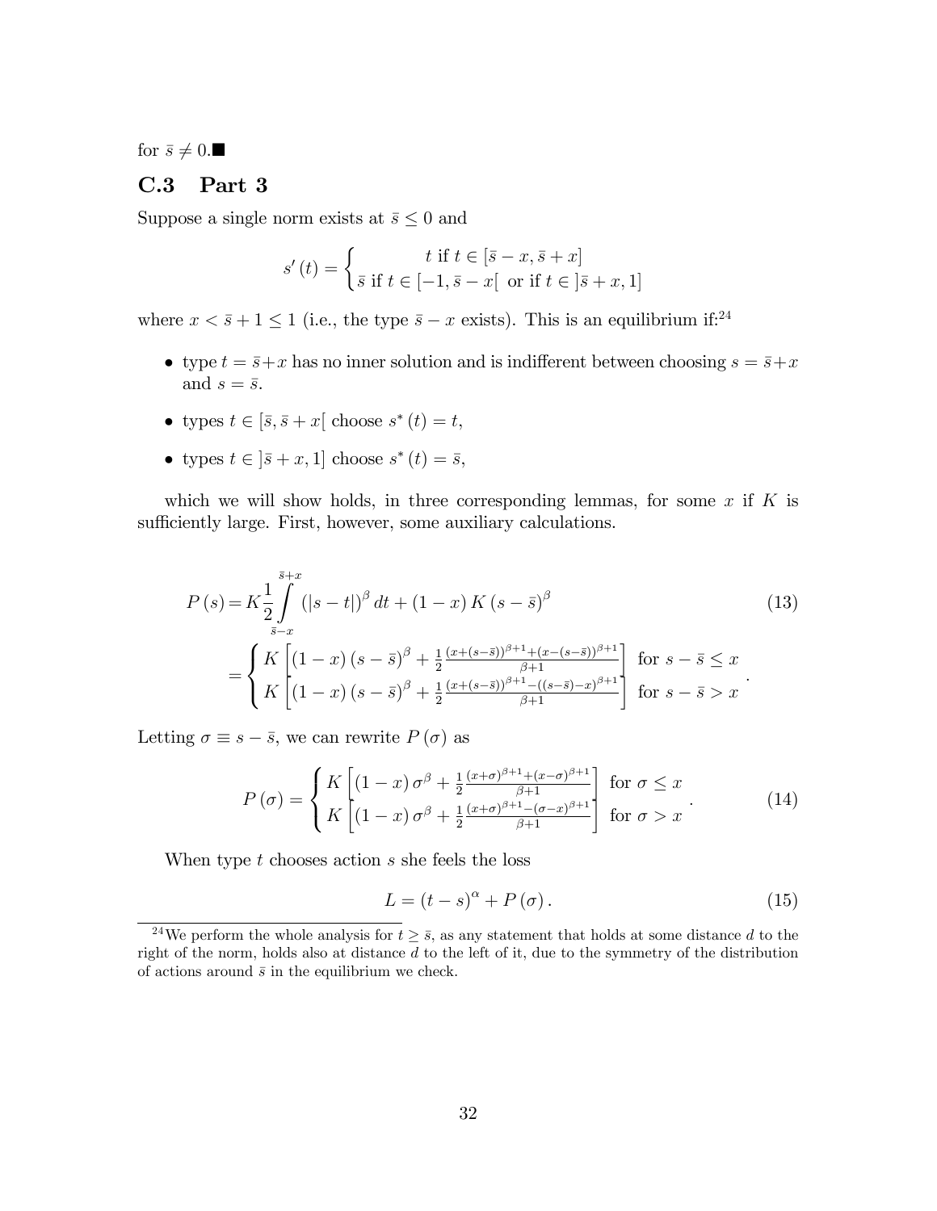for $\bar{s} \neq 0$.■

### C.3 Part 3

Suppose a single norm exists at $\bar{s} \leq 0$ and

$$s'(t) = \begin{cases} t \text{ if } t \in [\bar{s} - x, \bar{s} + x] \\ \bar{s} \text{ if } t \in [-1, \bar{s} - x[ \text{ or if } t \in ]\bar{s} + x, 1] \end{cases}$$

where $x < \bar{s} + 1 \leq 1$ (i.e., the type $\bar{s} - x$ exists). This is an equilibrium if:[24]

- type $t = \bar{s} + x$ has no inner solution and is indifferent between choosing $s = \bar{s} + x$ and $s = \bar{s}$.
- types $t \in [\bar{s}, \bar{s} + x[$ choose $s^*(t) = t$,
- types $t \in ]\bar{s} + x, 1]$ choose $s^*(t) = \bar{s}$,

which we will show holds, in three corresponding lemmas, for some $x$ if $K$ is sufficiently large. First, however, some auxiliary calculations.

$$P(s) = K \frac{1}{2} \int_{\bar{s}-x}^{\bar{s}+x} (|s - t|)^{\beta} \, dt + (1 - x) K (s - \bar{s})^{\beta} \tag{13}$$

$$= \begin{cases} K \left[ (1 - x)(s - \bar{s})^{\beta} + \frac{1}{2} \frac{(x + (s - \bar{s}))^{\beta+1} + (x - (s - \bar{s}))^{\beta+1}}{\beta + 1} \right] & \text{for } s - \bar{s} \leq x \\ K \left[ (1 - x)(s - \bar{s})^{\beta} + \frac{1}{2} \frac{(x + (s - \bar{s}))^{\beta+1} - ((s - \bar{s}) - x)^{\beta+1}}{\beta + 1} \right] & \text{for } s - \bar{s} > x \end{cases}.$$

Letting $\sigma \equiv s - \bar{s}$, we can rewrite $P(\sigma)$ as

$$P(\sigma) = \begin{cases} K \left[ (1 - x) \sigma^{\beta} + \frac{1}{2} \frac{(x + \sigma)^{\beta+1} + (x - \sigma)^{\beta+1}}{\beta + 1} \right] & \text{for } \sigma \leq x \\ K \left[ (1 - x) \sigma^{\beta} + \frac{1}{2} \frac{(x + \sigma)^{\beta+1} - (\sigma - x)^{\beta+1}}{\beta + 1} \right] & \text{for } \sigma > x \end{cases}. \tag{14}$$

When type $t$ chooses action $s$ she feels the loss

$$L = (t - s)^{\alpha} + P(\sigma). \tag{15}$$

[24] We perform the whole analysis for $t \geq \bar{s}$, as any statement that holds at some distance $d$ to the right of the norm, holds also at distance $d$ to the left of it, due to the symmetry of the distribution of actions around $\bar{s}$ in the equilibrium we check.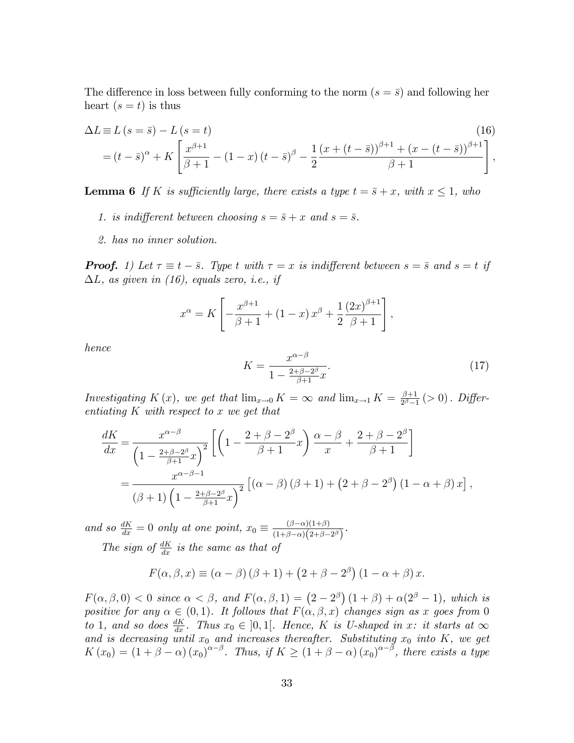The difference in loss between fully conforming to the norm ($s = \bar{s}$) and following her heart ($s = t$) is thus

$$
\begin{aligned}
\Delta L &\equiv L(s = \bar{s}) - L(s = t) \qquad (16)\\
&= (t - \bar{s})^{\alpha} + K\left[\frac{x^{\beta+1}}{\beta+1} - (1-x)(t-\bar{s})^{\beta} - \frac{1}{2}\frac{(x + (t-\bar{s}))^{\beta+1} + (x - (t-\bar{s}))^{\beta+1}}{\beta+1}\right],
\end{aligned}
$$

**Lemma 6** *If $K$ is sufficiently large, there exists a type $t = \bar{s} + x$, with $x \leq 1$, who*

1. *is indifferent between choosing $s = \bar{s} + x$ and $s = \bar{s}$.*
2. *has no inner solution.*

***Proof.*** *1) Let $\tau \equiv t - \bar{s}$. Type $t$ with $\tau = x$ is indifferent between $s = \bar{s}$ and $s = t$ if $\Delta L$, as given in (16), equals zero, i.e., if*

$$
x^{\alpha} = K\left[-\frac{x^{\beta+1}}{\beta+1} + (1-x)x^{\beta} + \frac{1}{2}\frac{(2x)^{\beta+1}}{\beta+1}\right],
$$

*hence*

$$
K = \frac{x^{\alpha-\beta}}{1 - \frac{2+\beta-2^{\beta}}{\beta+1}x}. \qquad (17)
$$

*Investigating $K(x)$, we get that $\lim_{x\to 0} K = \infty$ and $\lim_{x\to 1} K = \frac{\beta+1}{2^{\beta}-1}\,(>0)$. Differentiating $K$ with respect to $x$ we get that*

$$
\begin{aligned}
\frac{dK}{dx} &= \frac{x^{\alpha-\beta}}{\left(1 - \frac{2+\beta-2^{\beta}}{\beta+1}x\right)^{2}}\left[\left(1 - \frac{2+\beta-2^{\beta}}{\beta+1}x\right)\frac{\alpha-\beta}{x} + \frac{2+\beta-2^{\beta}}{\beta+1}\right]\\
&= \frac{x^{\alpha-\beta-1}}{(\beta+1)\left(1 - \frac{2+\beta-2^{\beta}}{\beta+1}x\right)^{2}}\left[(\alpha-\beta)(\beta+1) + \left(2+\beta-2^{\beta}\right)(1-\alpha+\beta)x\right],
\end{aligned}
$$

*and so $\frac{dK}{dx} = 0$ only at one point, $x_0 \equiv \frac{(\beta-\alpha)(1+\beta)}{(1+\beta-\alpha)\left(2+\beta-2^{\beta}\right)}$.*

*The sign of $\frac{dK}{dx}$ is the same as that of*

$$
F(\alpha, \beta, x) \equiv (\alpha-\beta)(\beta+1) + \left(2+\beta-2^{\beta}\right)(1-\alpha+\beta)x.
$$

*$F(\alpha,\beta,0) < 0$ since $\alpha < \beta$, and $F(\alpha,\beta,1) = \left(2-2^{\beta}\right)(1+\beta) + \alpha(2^{\beta}-1)$, which is positive for any $\alpha \in (0,1)$. It follows that $F(\alpha,\beta,x)$ changes sign as $x$ goes from 0 to 1, and so does $\frac{dK}{dx}$. Thus $x_0 \in \,]0,1[$. Hence, $K$ is U-shaped in $x$: it starts at $\infty$ and is decreasing until $x_0$ and increases thereafter. Substituting $x_0$ into $K$, we get $K(x_0) = (1+\beta-\alpha)(x_0)^{\alpha-\beta}$. Thus, if $K \geq (1+\beta-\alpha)(x_0)^{\alpha-\beta}$, there exists a type*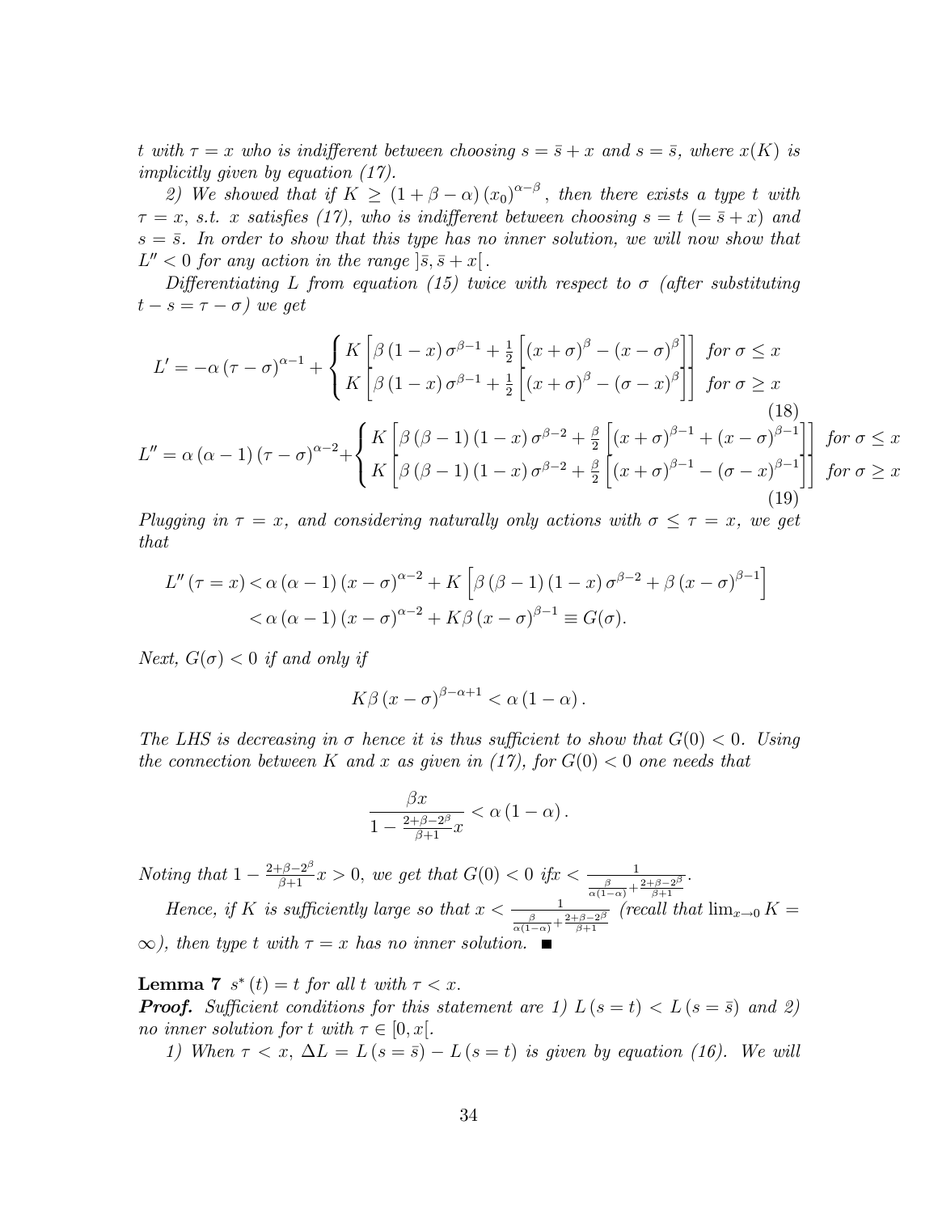*t with $\tau = x$ who is indifferent between choosing $s = \bar{s} + x$ and $s = \bar{s}$, where $x(K)$ is implicitly given by equation (17).*

*2) We showed that if $K \geq (1 + \beta - \alpha)(x_0)^{\alpha - \beta}$, then there exists a type $t$ with $\tau = x$, s.t. $x$ satisfies (17), who is indifferent between choosing $s = t$ $(= \bar{s} + x)$ and $s = \bar{s}$. In order to show that this type has no inner solution, we will now show that $L'' < 0$ for any action in the range $]\bar{s}, \bar{s} + x[$.*

*Differentiating $L$ from equation (15) twice with respect to $\sigma$ (after substituting $t - s = \tau - \sigma$) we get*

$$L' = -\alpha (\tau - \sigma)^{\alpha - 1} + \begin{cases} K\left[\beta (1 - x) \sigma^{\beta - 1} + \frac{1}{2}\left[(x + \sigma)^{\beta} - (x - \sigma)^{\beta}\right]\right] & \text{for } \sigma \leq x \\ K\left[\beta (1 - x) \sigma^{\beta - 1} + \frac{1}{2}\left[(x + \sigma)^{\beta} - (\sigma - x)^{\beta}\right]\right] & \text{for } \sigma \geq x \end{cases} \tag{18}$$

$$L'' = \alpha (\alpha - 1) (\tau - \sigma)^{\alpha - 2} + \begin{cases} K\left[\beta (\beta - 1) (1 - x) \sigma^{\beta - 2} + \frac{\beta}{2}\left[(x + \sigma)^{\beta - 1} + (x - \sigma)^{\beta - 1}\right]\right] & \text{for } \sigma \leq x \\ K\left[\beta (\beta - 1) (1 - x) \sigma^{\beta - 2} + \frac{\beta}{2}\left[(x + \sigma)^{\beta - 1} - (\sigma - x)^{\beta - 1}\right]\right] & \text{for } \sigma \geq x \end{cases} \tag{19}$$

*Plugging in $\tau = x$, and considering naturally only actions with $\sigma \leq \tau = x$, we get that*

$$\begin{aligned} L''(\tau = x) &< \alpha (\alpha - 1) (x - \sigma)^{\alpha - 2} + K\left[\beta (\beta - 1) (1 - x) \sigma^{\beta - 2} + \beta (x - \sigma)^{\beta - 1}\right] \\ &< \alpha (\alpha - 1) (x - \sigma)^{\alpha - 2} + K\beta (x - \sigma)^{\beta - 1} \equiv G(\sigma). \end{aligned}$$

*Next, $G(\sigma) < 0$ if and only if*

$$K\beta (x - \sigma)^{\beta - \alpha + 1} < \alpha (1 - \alpha).$$

*The LHS is decreasing in $\sigma$ hence it is thus sufficient to show that $G(0) < 0$. Using the connection between $K$ and $x$ as given in (17), for $G(0) < 0$ one needs that*

$$\frac{\beta x}{1 - \frac{2 + \beta - 2^{\beta}}{\beta + 1} x} < \alpha (1 - \alpha).$$

*Noting that $1 - \frac{2+\beta-2^{\beta}}{\beta+1} x > 0$, we get that $G(0) < 0$ if $x < \frac{1}{\frac{\beta}{\alpha(1-\alpha)} + \frac{2+\beta-2^{\beta}}{\beta+1}}$.*

*Hence, if $K$ is sufficiently large so that $x < \frac{1}{\frac{\beta}{\alpha(1-\alpha)} + \frac{2+\beta-2^{\beta}}{\beta+1}}$ (recall that $\lim_{x \to 0} K = \infty$), then type $t$ with $\tau = x$ has no inner solution.* ∎

**Lemma 7** *$s^*(t) = t$ for all $t$ with $\tau < x$.*

***Proof.*** *Sufficient conditions for this statement are 1) $L(s = t) < L(s = \bar{s})$ and 2) no inner solution for $t$ with $\tau \in [0, x[$.*

*1) When $\tau < x$, $\Delta L = L(s = \bar{s}) - L(s = t)$ is given by equation (16). We will*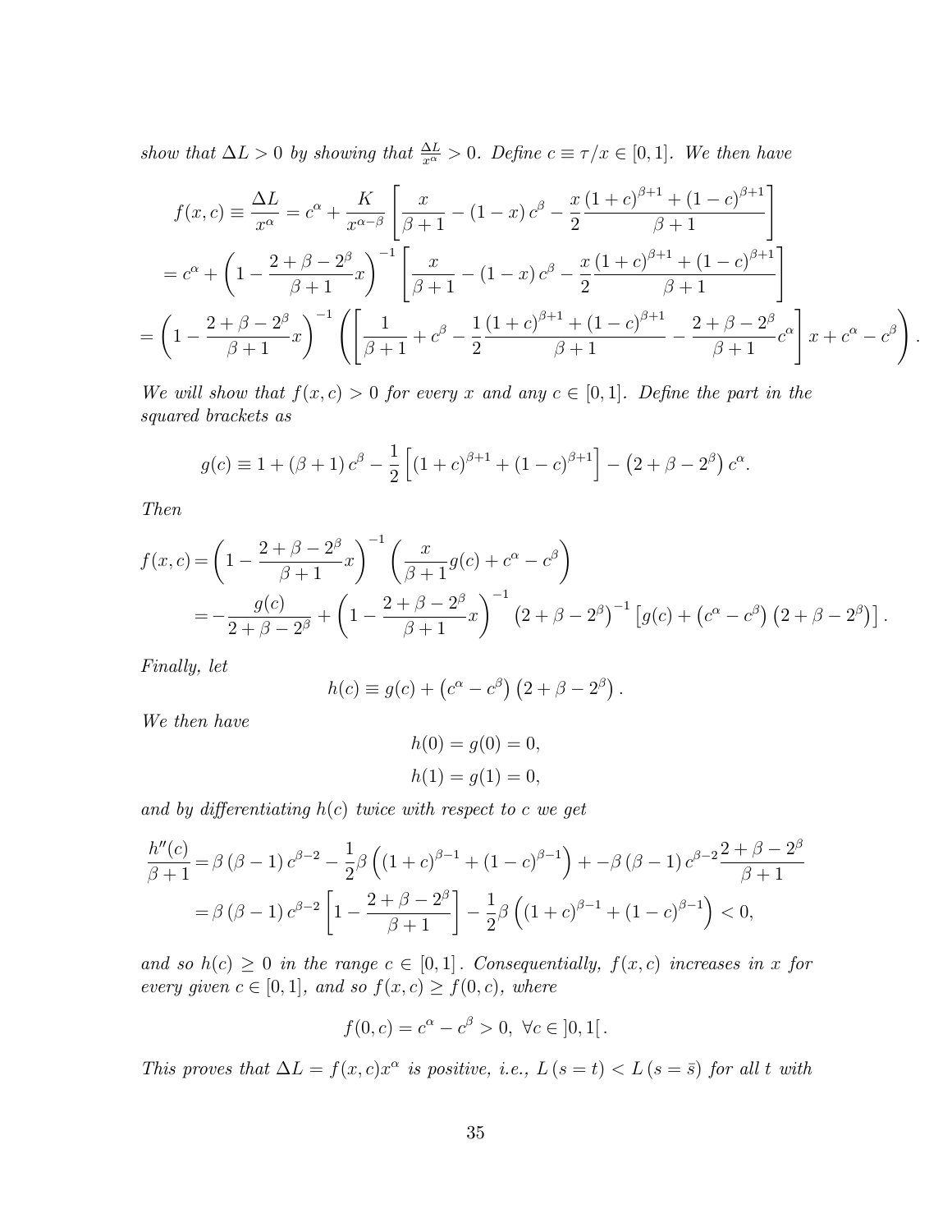*show that $\Delta L > 0$ by showing that $\frac{\Delta L}{x^\alpha} > 0$. Define $c \equiv \tau/x \in [0,1]$. We then have*

$$
\begin{aligned}
f(x,c) \equiv \frac{\Delta L}{x^\alpha} &= c^\alpha + \frac{K}{x^{\alpha-\beta}}\left[\frac{x}{\beta+1} - (1-x)\,c^\beta - \frac{x}{2}\frac{(1+c)^{\beta+1}+(1-c)^{\beta+1}}{\beta+1}\right] \\
&= c^\alpha + \left(1 - \frac{2+\beta-2^\beta}{\beta+1}x\right)^{-1}\left[\frac{x}{\beta+1} - (1-x)\,c^\beta - \frac{x}{2}\frac{(1+c)^{\beta+1}+(1-c)^{\beta+1}}{\beta+1}\right] \\
&= \left(1 - \frac{2+\beta-2^\beta}{\beta+1}x\right)^{-1}\left(\left[\frac{1}{\beta+1} + c^\beta - \frac{1}{2}\frac{(1+c)^{\beta+1}+(1-c)^{\beta+1}}{\beta+1} - \frac{2+\beta-2^\beta}{\beta+1}c^\alpha\right]x + c^\alpha - c^\beta\right).
\end{aligned}
$$

*We will show that $f(x,c) > 0$ for every $x$ and any $c \in [0,1]$. Define the part in the squared brackets as*

$$
g(c) \equiv 1 + (\beta+1)\,c^\beta - \frac{1}{2}\left[(1+c)^{\beta+1} + (1-c)^{\beta+1}\right] - \left(2+\beta-2^\beta\right)c^\alpha.
$$

*Then*

$$
\begin{aligned}
f(x,c) &= \left(1 - \frac{2+\beta-2^\beta}{\beta+1}x\right)^{-1}\left(\frac{x}{\beta+1}g(c) + c^\alpha - c^\beta\right) \\
&= -\frac{g(c)}{2+\beta-2^\beta} + \left(1 - \frac{2+\beta-2^\beta}{\beta+1}x\right)^{-1}\left(2+\beta-2^\beta\right)^{-1}\left[g(c) + \left(c^\alpha - c^\beta\right)\left(2+\beta-2^\beta\right)\right].
\end{aligned}
$$

*Finally, let*

$$
h(c) \equiv g(c) + \left(c^\alpha - c^\beta\right)\left(2+\beta-2^\beta\right).
$$

*We then have*

$$
h(0) = g(0) = 0,
$$
$$
h(1) = g(1) = 0,
$$

*and by differentiating $h(c)$ twice with respect to $c$ we get*

$$
\begin{aligned}
\frac{h''(c)}{\beta+1} &= \beta(\beta-1)\,c^{\beta-2} - \frac{1}{2}\beta\left((1+c)^{\beta-1} + (1-c)^{\beta-1}\right) + -\beta(\beta-1)\,c^{\beta-2}\frac{2+\beta-2^\beta}{\beta+1} \\
&= \beta(\beta-1)\,c^{\beta-2}\left[1 - \frac{2+\beta-2^\beta}{\beta+1}\right] - \frac{1}{2}\beta\left((1+c)^{\beta-1} + (1-c)^{\beta-1}\right) < 0,
\end{aligned}
$$

*and so $h(c) \geq 0$ in the range $c \in [0,1]$. Consequentially, $f(x,c)$ increases in $x$ for every given $c \in [0,1]$, and so $f(x,c) \geq f(0,c)$, where*

$$
f(0,c) = c^\alpha - c^\beta > 0,\ \forall c \in \,]0,1[\,.
$$

*This proves that $\Delta L = f(x,c)x^\alpha$ is positive, i.e., $L(s=t) < L(s=\bar{s})$ for all $t$ with*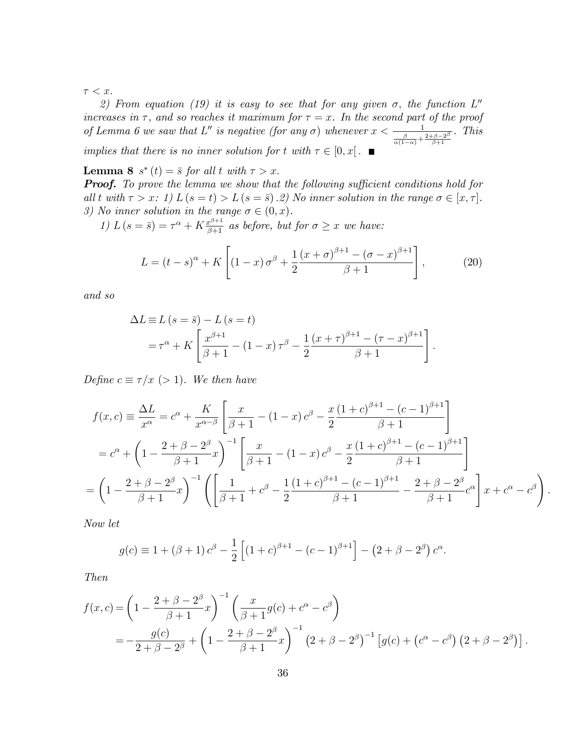$\tau < x$.

*2) From equation (19) it is easy to see that for any given $\sigma$, the function $L''$ increases in $\tau$, and so reaches it maximum for $\tau = x$. In the second part of the proof of Lemma 6 we saw that $L''$ is negative (for any $\sigma$) whenever $x < \frac{1}{\frac{\beta}{\alpha(1-\alpha)} + \frac{2+\beta-2^{\beta}}{\beta+1}}$. This implies that there is no inner solution for $t$ with $\tau \in [0, x[$.* ■

**Lemma 8** *$s^*(t) = \bar{s}$ for all $t$ with $\tau > x$.*

***Proof.*** *To prove the lemma we show that the following sufficient conditions hold for all $t$ with $\tau > x$: 1) $L(s = t) > L(s = \bar{s})$ .2) No inner solution in the range $\sigma \in [x, \tau]$. 3) No inner solution in the range $\sigma \in (0, x)$.*

*1) $L(s = \bar{s}) = \tau^{\alpha} + K\frac{x^{\beta+1}}{\beta+1}$ as before, but for $\sigma \geq x$ we have:*

$$L = (t-s)^{\alpha} + K\left[(1-x)\sigma^{\beta} + \frac{1}{2}\frac{(x+\sigma)^{\beta+1} - (\sigma - x)^{\beta+1}}{\beta+1}\right], \tag{20}$$

*and so*

$$\begin{aligned}\Delta L &\equiv L(s = \bar{s}) - L(s = t) \\ &= \tau^{\alpha} + K\left[\frac{x^{\beta+1}}{\beta+1} - (1-x)\tau^{\beta} - \frac{1}{2}\frac{(x+\tau)^{\beta+1} - (\tau - x)^{\beta+1}}{\beta+1}\right].\end{aligned}$$

*Define $c \equiv \tau/x$ ($> 1$). We then have*

$$\begin{aligned}f(x,c) &\equiv \frac{\Delta L}{x^{\alpha}} = c^{\alpha} + \frac{K}{x^{\alpha-\beta}}\left[\frac{x}{\beta+1} - (1-x)c^{\beta} - \frac{x}{2}\frac{(1+c)^{\beta+1} - (c-1)^{\beta+1}}{\beta+1}\right] \\ &= c^{\alpha} + \left(1 - \frac{2+\beta-2^{\beta}}{\beta+1}x\right)^{-1}\left[\frac{x}{\beta+1} - (1-x)c^{\beta} - \frac{x}{2}\frac{(1+c)^{\beta+1} - (c-1)^{\beta+1}}{\beta+1}\right] \\ &= \left(1 - \frac{2+\beta-2^{\beta}}{\beta+1}x\right)^{-1}\left(\left[\frac{1}{\beta+1} + c^{\beta} - \frac{1}{2}\frac{(1+c)^{\beta+1} - (c-1)^{\beta+1}}{\beta+1} - \frac{2+\beta-2^{\beta}}{\beta+1}c^{\alpha}\right]x + c^{\alpha} - c^{\beta}\right).\end{aligned}$$

*Now let*

$$g(c) \equiv 1 + (\beta+1)c^{\beta} - \frac{1}{2}\left[(1+c)^{\beta+1} - (c-1)^{\beta+1}\right] - \left(2+\beta-2^{\beta}\right)c^{\alpha}.$$

*Then*

$$\begin{aligned}f(x,c) &= \left(1 - \frac{2+\beta-2^{\beta}}{\beta+1}x\right)^{-1}\left(\frac{x}{\beta+1}g(c) + c^{\alpha} - c^{\beta}\right) \\ &= -\frac{g(c)}{2+\beta-2^{\beta}} + \left(1 - \frac{2+\beta-2^{\beta}}{\beta+1}x\right)^{-1}\left(2+\beta-2^{\beta}\right)^{-1}\left[g(c) + \left(c^{\alpha} - c^{\beta}\right)\left(2+\beta-2^{\beta}\right)\right].\end{aligned}$$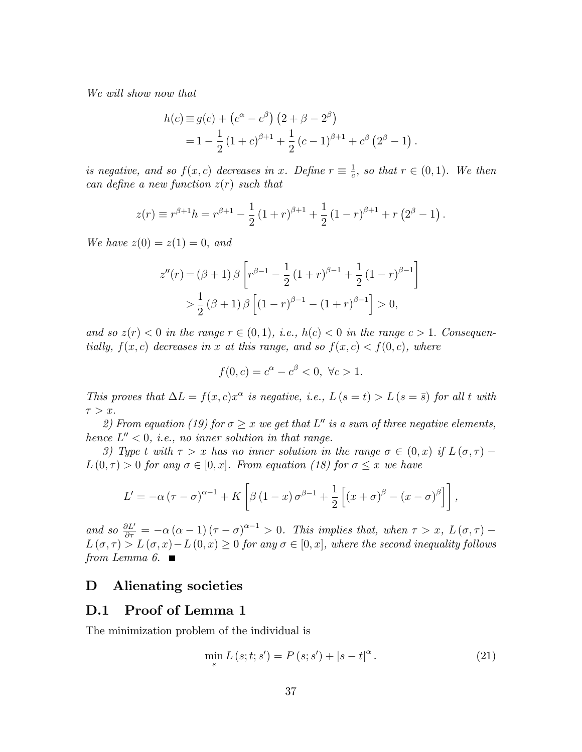*We will show now that*

$$
\begin{aligned}
h(c) &\equiv g(c) + \left(c^{\alpha} - c^{\beta}\right)\left(2 + \beta - 2^{\beta}\right) \\
&= 1 - \frac{1}{2}\left(1 + c\right)^{\beta+1} + \frac{1}{2}\left(c - 1\right)^{\beta+1} + c^{\beta}\left(2^{\beta} - 1\right).
\end{aligned}
$$

*is negative, and so $f(x,c)$ decreases in $x$. Define $r \equiv \frac{1}{c}$, so that $r \in (0,1)$. We then can define a new function $z(r)$ such that*

$$
z(r) \equiv r^{\beta+1}h = r^{\beta+1} - \frac{1}{2}\left(1 + r\right)^{\beta+1} + \frac{1}{2}\left(1 - r\right)^{\beta+1} + r\left(2^{\beta} - 1\right).
$$

*We have $z(0) = z(1) = 0$, and*

$$
\begin{aligned}
z''(r) &= (\beta + 1)\,\beta\left[r^{\beta-1} - \frac{1}{2}\left(1 + r\right)^{\beta-1} + \frac{1}{2}\left(1 - r\right)^{\beta-1}\right] \\
&> \frac{1}{2}\left(\beta + 1\right)\beta\left[\left(1 - r\right)^{\beta-1} - \left(1 + r\right)^{\beta-1}\right] > 0,
\end{aligned}
$$

*and so $z(r) < 0$ in the range $r \in (0,1)$, i.e., $h(c) < 0$ in the range $c > 1$. Consequentially, $f(x,c)$ decreases in $x$ at this range, and so $f(x,c) < f(0,c)$, where*

$$
f(0,c) = c^{\alpha} - c^{\beta} < 0, \ \forall c > 1.
$$

*This proves that $\Delta L = f(x,c)x^{\alpha}$ is negative, i.e., $L(s = t) > L(s = \bar{s})$ for all $t$ with $\tau > x$.*

*2) From equation (19) for $\sigma \geq x$ we get that $L''$ is a sum of three negative elements, hence $L'' < 0$, i.e., no inner solution in that range.*

*3) Type $t$ with $\tau > x$ has no inner solution in the range $\sigma \in (0,x)$ if $L(\sigma,\tau) - L(0,\tau) > 0$ for any $\sigma \in [0,x]$. From equation (18) for $\sigma \leq x$ we have*

$$
L' = -\alpha\left(\tau - \sigma\right)^{\alpha-1} + K\left[\beta\left(1 - x\right)\sigma^{\beta-1} + \frac{1}{2}\left[\left(x + \sigma\right)^{\beta} - \left(x - \sigma\right)^{\beta}\right]\right],
$$

*and so $\frac{\partial L'}{\partial \tau} = -\alpha\left(\alpha - 1\right)\left(\tau - \sigma\right)^{\alpha-1} > 0$. This implies that, when $\tau > x$, $L(\sigma,\tau) - L(\sigma,\tau) > L(\sigma,x) - L(0,x) \geq 0$ for any $\sigma \in [0,x]$, where the second inequality follows from Lemma 6.* ■

# D Alienating societies

## D.1 Proof of Lemma 1

The minimization problem of the individual is

$$
\min_{s} L\left(s;t;s'\right) = P\left(s;s'\right) + \left|s - t\right|^{\alpha}. \tag{21}
$$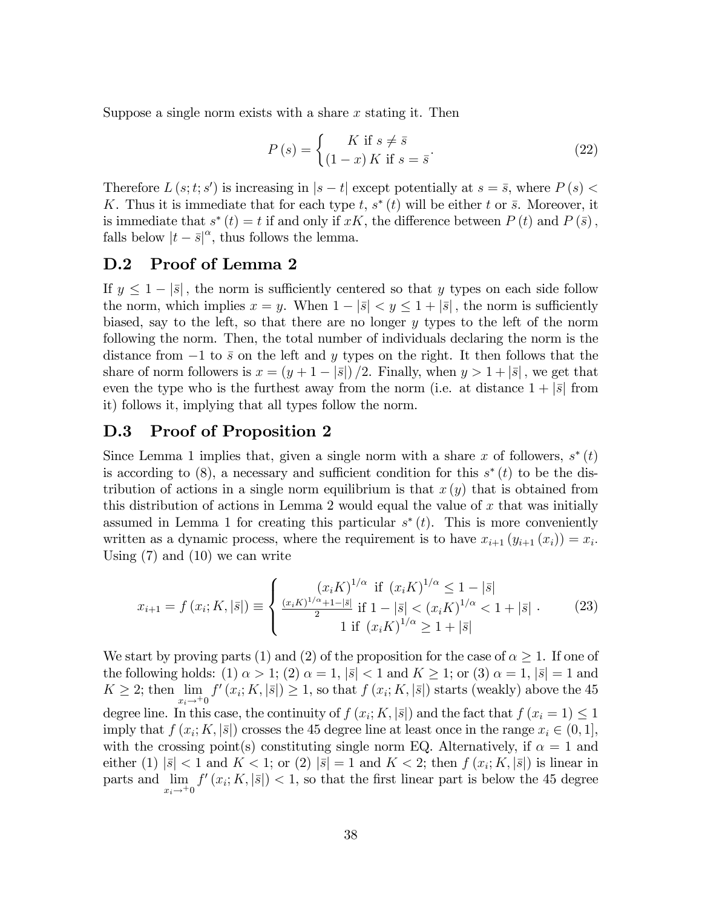Suppose a single norm exists with a share $x$ stating it. Then

$$P(s) = \begin{cases} K \text{ if } s \neq \bar{s} \\ (1-x) K \text{ if } s = \bar{s} \end{cases}. \tag{22}$$

Therefore $L(s; t; s')$ is increasing in $|s - t|$ except potentially at $s = \bar{s}$, where $P(s) < K$. Thus it is immediate that for each type $t$, $s^*(t)$ will be either $t$ or $\bar{s}$. Moreover, it is immediate that $s^*(t) = t$ if and only if $xK$, the difference between $P(t)$ and $P(\bar{s})$, falls below $|t - \bar{s}|^\alpha$, thus follows the lemma.

## D.2 Proof of Lemma 2

If $y \leq 1 - |\bar{s}|$, the norm is sufficiently centered so that $y$ types on each side follow the norm, which implies $x = y$. When $1 - |\bar{s}| < y \leq 1 + |\bar{s}|$, the norm is sufficiently biased, say to the left, so that there are no longer $y$ types to the left of the norm following the norm. Then, the total number of individuals declaring the norm is the distance from $-1$ to $\bar{s}$ on the left and $y$ types on the right. It then follows that the share of norm followers is $x = (y + 1 - |\bar{s}|)/2$. Finally, when $y > 1 + |\bar{s}|$, we get that even the type who is the furthest away from the norm (i.e. at distance $1 + |\bar{s}|$ from it) follows it, implying that all types follow the norm.

## D.3 Proof of Proposition 2

Since Lemma 1 implies that, given a single norm with a share $x$ of followers, $s^*(t)$ is according to (8), a necessary and sufficient condition for this $s^*(t)$ to be the distribution of actions in a single norm equilibrium is that $x(y)$ that is obtained from this distribution of actions in Lemma 2 would equal the value of $x$ that was initially assumed in Lemma 1 for creating this particular $s^*(t)$. This is more conveniently written as a dynamic process, where the requirement is to have $x_{i+1}(y_{i+1}(x_i)) = x_i$. Using (7) and (10) we can write

$$x_{i+1} = f(x_i; K, |\bar{s}|) \equiv \begin{cases} (x_i K)^{1/\alpha} \text{ if } (x_i K)^{1/\alpha} \leq 1 - |\bar{s}| \\ \frac{(x_i K)^{1/\alpha} + 1 - |\bar{s}|}{2} \text{ if } 1 - |\bar{s}| < (x_i K)^{1/\alpha} < 1 + |\bar{s}| \\ 1 \text{ if } (x_i K)^{1/\alpha} \geq 1 + |\bar{s}| \end{cases}. \tag{23}$$

We start by proving parts (1) and (2) of the proposition for the case of $\alpha \geq 1$. If one of the following holds: (1) $\alpha > 1$; (2) $\alpha = 1$, $|\bar{s}| < 1$ and $K \geq 1$; or (3) $\alpha = 1$, $|\bar{s}| = 1$ and $K \geq 2$; then $\lim_{x_i \to^+ 0} f'(x_i; K, |\bar{s}|) \geq 1$, so that $f(x_i; K, |\bar{s}|)$ starts (weakly) above the 45 degree line. In this case, the continuity of $f(x_i; K, |\bar{s}|)$ and the fact that $f(x_i = 1) \leq 1$ imply that $f(x_i; K, |\bar{s}|)$ crosses the 45 degree line at least once in the range $x_i \in (0, 1]$, with the crossing point(s) constituting single norm EQ. Alternatively, if $\alpha = 1$ and either (1) $|\bar{s}| < 1$ and $K < 1$; or (2) $|\bar{s}| = 1$ and $K < 2$; then $f(x_i; K, |\bar{s}|)$ is linear in parts and $\lim_{x_i \to^+ 0} f'(x_i; K, |\bar{s}|) < 1$, so that the first linear part is below the 45 degree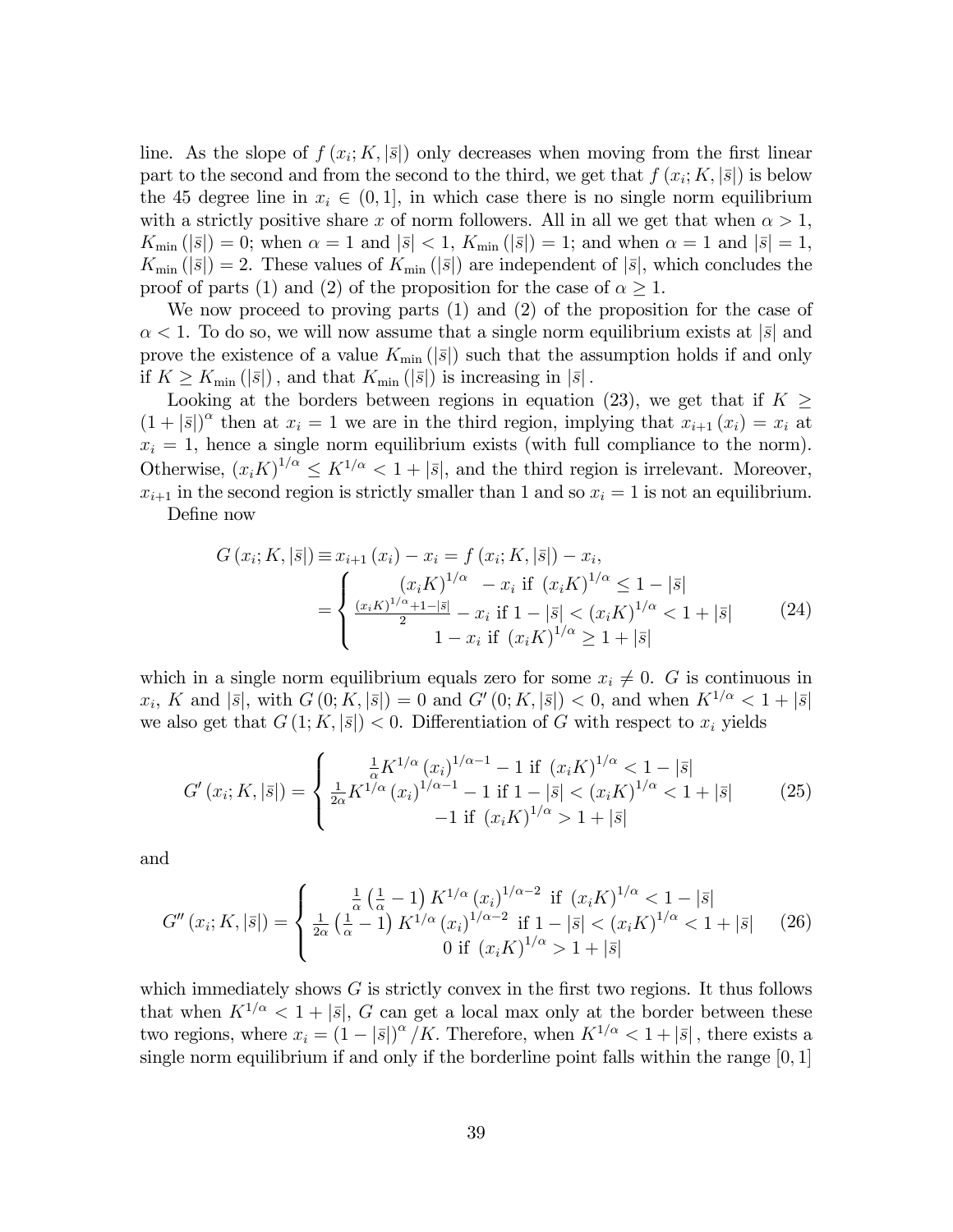line. As the slope of $f(x_i; K, |\bar{s}|)$ only decreases when moving from the first linear part to the second and from the second to the third, we get that $f(x_i; K, |\bar{s}|)$ is below the 45 degree line in $x_i \in (0, 1]$, in which case there is no single norm equilibrium with a strictly positive share $x$ of norm followers. All in all we get that when $\alpha > 1$, $K_{\min}(|\bar{s}|) = 0$; when $\alpha = 1$ and $|\bar{s}| < 1$, $K_{\min}(|\bar{s}|) = 1$; and when $\alpha = 1$ and $|\bar{s}| = 1$, $K_{\min}(|\bar{s}|) = 2$. These values of $K_{\min}(|\bar{s}|)$ are independent of $|\bar{s}|$, which concludes the proof of parts (1) and (2) of the proposition for the case of $\alpha \geq 1$.

We now proceed to proving parts (1) and (2) of the proposition for the case of $\alpha < 1$. To do so, we will now assume that a single norm equilibrium exists at $|\bar{s}|$ and prove the existence of a value $K_{\min}(|\bar{s}|)$ such that the assumption holds if and only if $K \geq K_{\min}(|\bar{s}|)$, and that $K_{\min}(|\bar{s}|)$ is increasing in $|\bar{s}|$.

Looking at the borders between regions in equation (23), we get that if $K \geq (1 + |\bar{s}|)^{\alpha}$ then at $x_i = 1$ we are in the third region, implying that $x_{i+1}(x_i) = x_i$ at $x_i = 1$, hence a single norm equilibrium exists (with full compliance to the norm). Otherwise, $(x_i K)^{1/\alpha} \leq K^{1/\alpha} < 1 + |\bar{s}|$, and the third region is irrelevant. Moreover, $x_{i+1}$ in the second region is strictly smaller than 1 and so $x_i = 1$ is not an equilibrium.

Define now

$$
\begin{aligned}
G(x_i; K, |\bar{s}|) &\equiv x_{i+1}(x_i) - x_i = f(x_i; K, |\bar{s}|) - x_i, \\
&= \begin{cases} (x_i K)^{1/\alpha} - x_i \text{ if } (x_i K)^{1/\alpha} \leq 1 - |\bar{s}| \\ \frac{(x_i K)^{1/\alpha} + 1 - |\bar{s}|}{2} - x_i \text{ if } 1 - |\bar{s}| < (x_i K)^{1/\alpha} < 1 + |\bar{s}| \\ 1 - x_i \text{ if } (x_i K)^{1/\alpha} \geq 1 + |\bar{s}| \end{cases}
\end{aligned} \tag{24}
$$

which in a single norm equilibrium equals zero for some $x_i \neq 0$. $G$ is continuous in $x_i$, $K$ and $|\bar{s}|$, with $G(0; K, |\bar{s}|) = 0$ and $G'(0; K, |\bar{s}|) < 0$, and when $K^{1/\alpha} < 1 + |\bar{s}|$ we also get that $G(1; K, |\bar{s}|) < 0$. Differentiation of $G$ with respect to $x_i$ yields

$$
G'(x_i; K, |\bar{s}|) = \begin{cases} \frac{1}{\alpha} K^{1/\alpha} (x_i)^{1/\alpha - 1} - 1 \text{ if } (x_i K)^{1/\alpha} < 1 - |\bar{s}| \\ \frac{1}{2\alpha} K^{1/\alpha} (x_i)^{1/\alpha - 1} - 1 \text{ if } 1 - |\bar{s}| < (x_i K)^{1/\alpha} < 1 + |\bar{s}| \\ -1 \text{ if } (x_i K)^{1/\alpha} > 1 + |\bar{s}| \end{cases} \tag{25}
$$

and

$$
G''(x_i; K, |\bar{s}|) = \begin{cases} \frac{1}{\alpha}\left(\frac{1}{\alpha} - 1\right) K^{1/\alpha} (x_i)^{1/\alpha - 2} \text{ if } (x_i K)^{1/\alpha} < 1 - |\bar{s}| \\ \frac{1}{2\alpha}\left(\frac{1}{\alpha} - 1\right) K^{1/\alpha} (x_i)^{1/\alpha - 2} \text{ if } 1 - |\bar{s}| < (x_i K)^{1/\alpha} < 1 + |\bar{s}| \\ 0 \text{ if } (x_i K)^{1/\alpha} > 1 + |\bar{s}| \end{cases} \tag{26}
$$

which immediately shows $G$ is strictly convex in the first two regions. It thus follows that when $K^{1/\alpha} < 1 + |\bar{s}|$, $G$ can get a local max only at the border between these two regions, where $x_i = (1 - |\bar{s}|)^{\alpha} / K$. Therefore, when $K^{1/\alpha} < 1 + |\bar{s}|$, there exists a single norm equilibrium if and only if the borderline point falls within the range $[0, 1]$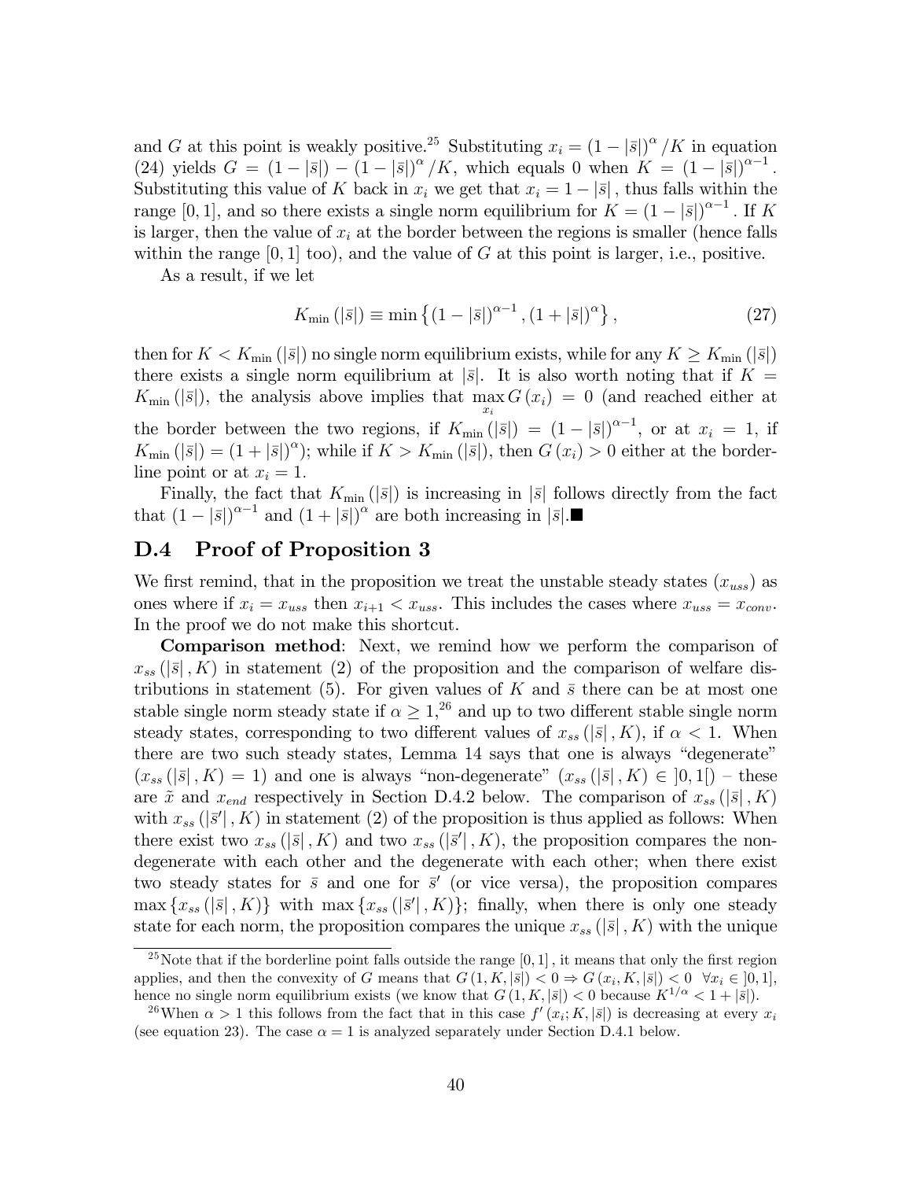and $G$ at this point is weakly positive.[25] Substituting $x_i = (1 - |\bar{s}|)^{\alpha} / K$ in equation (24) yields $G = (1 - |\bar{s}|) - (1 - |\bar{s}|)^{\alpha} / K$, which equals 0 when $K = (1 - |\bar{s}|)^{\alpha - 1}$. Substituting this value of $K$ back in $x_i$ we get that $x_i = 1 - |\bar{s}|$, thus falls within the range $[0, 1]$, and so there exists a single norm equilibrium for $K = (1 - |\bar{s}|)^{\alpha - 1}$. If $K$ is larger, then the value of $x_i$ at the border between the regions is smaller (hence falls within the range $[0, 1]$ too), and the value of $G$ at this point is larger, i.e., positive.

As a result, if we let

$$K_{\min}(|\bar{s}|) \equiv \min\left\{ (1 - |\bar{s}|)^{\alpha - 1}, (1 + |\bar{s}|)^{\alpha} \right\}, \tag{27}$$

then for $K < K_{\min}(|\bar{s}|)$ no single norm equilibrium exists, while for any $K \geq K_{\min}(|\bar{s}|)$ there exists a single norm equilibrium at $|\bar{s}|$. It is also worth noting that if $K = K_{\min}(|\bar{s}|)$, the analysis above implies that $\max_{x_i} G(x_i) = 0$ (and reached either at the border between the two regions, if $K_{\min}(|\bar{s}|) = (1 - |\bar{s}|)^{\alpha - 1}$, or at $x_i = 1$, if $K_{\min}(|\bar{s}|) = (1 + |\bar{s}|)^{\alpha}$); while if $K > K_{\min}(|\bar{s}|)$, then $G(x_i) > 0$ either at the borderline point or at $x_i = 1$.

Finally, the fact that $K_{\min}(|\bar{s}|)$ is increasing in $|\bar{s}|$ follows directly from the fact that $(1 - |\bar{s}|)^{\alpha - 1}$ and $(1 + |\bar{s}|)^{\alpha}$ are both increasing in $|\bar{s}|$.■

## D.4 Proof of Proposition 3

We first remind, that in the proposition we treat the unstable steady states ($x_{uss}$) as ones where if $x_i = x_{uss}$ then $x_{i+1} < x_{uss}$. This includes the cases where $x_{uss} = x_{conv}$. In the proof we do not make this shortcut.

**Comparison method**: Next, we remind how we perform the comparison of $x_{ss}(|\bar{s}|, K)$ in statement (2) of the proposition and the comparison of welfare distributions in statement (5). For given values of $K$ and $\bar{s}$ there can be at most one stable single norm steady state if $\alpha \geq 1$,[26] and up to two different stable single norm steady states, corresponding to two different values of $x_{ss}(|\bar{s}|, K)$, if $\alpha < 1$. When there are two such steady states, Lemma 14 says that one is always "degenerate" ($x_{ss}(|\bar{s}|, K) = 1$) and one is always "non-degenerate" ($x_{ss}(|\bar{s}|, K) \in ]0, 1[$) – these are $\tilde{x}$ and $x_{end}$ respectively in Section D.4.2 below. The comparison of $x_{ss}(|\bar{s}|, K)$ with $x_{ss}(|\bar{s}'|, K)$ in statement (2) of the proposition is thus applied as follows: When there exist two $x_{ss}(|\bar{s}|, K)$ and two $x_{ss}(|\bar{s}'|, K)$, the proposition compares the non-degenerate with each other and the degenerate with each other; when there exist two steady states for $\bar{s}$ and one for $\bar{s}'$ (or vice versa), the proposition compares $\max\{x_{ss}(|\bar{s}|, K)\}$ with $\max\{x_{ss}(|\bar{s}'|, K)\}$; finally, when there is only one steady state for each norm, the proposition compares the unique $x_{ss}(|\bar{s}|, K)$ with the unique

[25] Note that if the borderline point falls outside the range $[0, 1]$, it means that only the first region applies, and then the convexity of $G$ means that $G(1, K, |\bar{s}|) < 0 \Rightarrow G(x_i, K, |\bar{s}|) < 0 \ \ \forall x_i \in ]0, 1]$, hence no single norm equilibrium exists (we know that $G(1, K, |\bar{s}|) < 0$ because $K^{1/\alpha} < 1 + |\bar{s}|$).

[26] When $\alpha > 1$ this follows from the fact that in this case $f'(x_i; K, |\bar{s}|)$ is decreasing at every $x_i$ (see equation 23). The case $\alpha = 1$ is analyzed separately under Section D.4.1 below.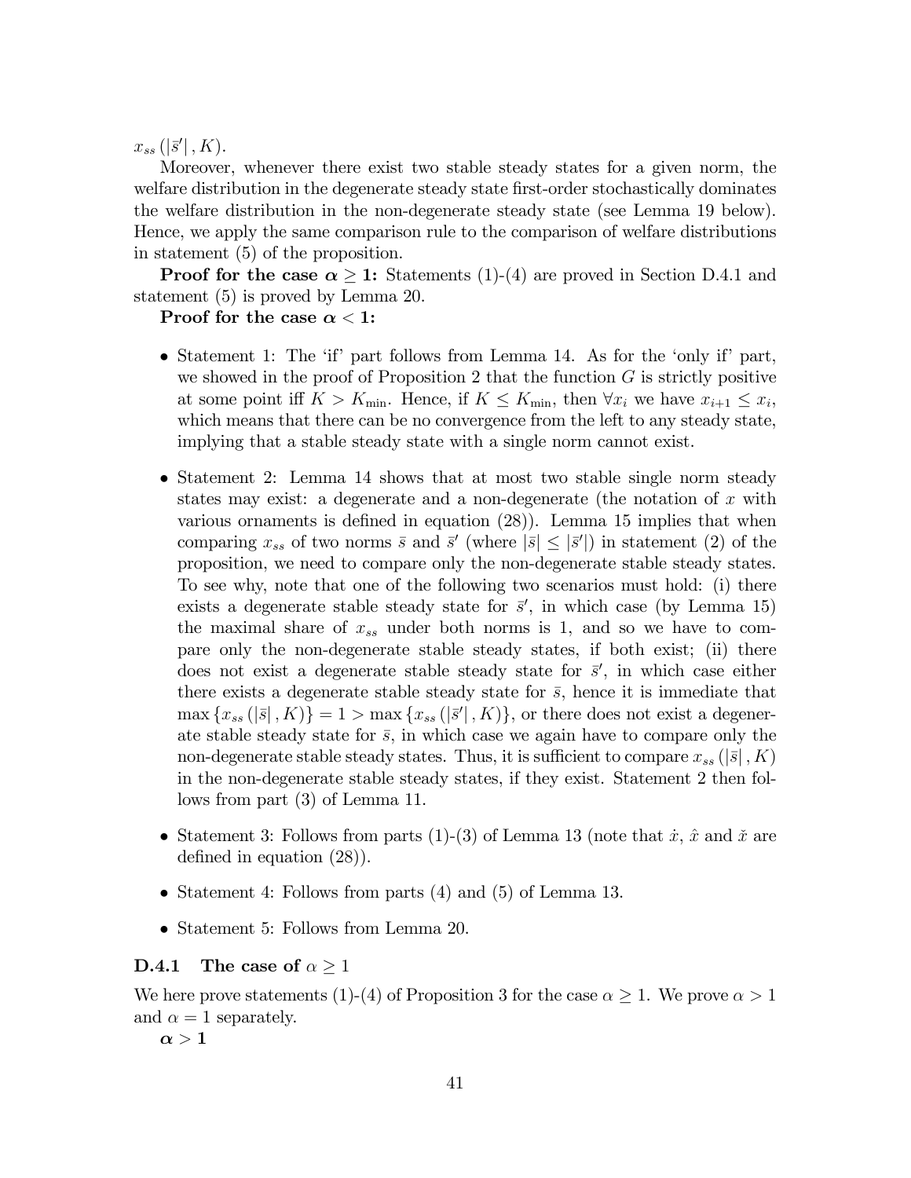$x_{ss}(|\bar{s}'|, K)$.

Moreover, whenever there exist two stable steady states for a given norm, the welfare distribution in the degenerate steady state first-order stochastically dominates the welfare distribution in the non-degenerate steady state (see Lemma 19 below). Hence, we apply the same comparison rule to the comparison of welfare distributions in statement (5) of the proposition.

**Proof for the case $\boldsymbol{\alpha \geq 1}$:** Statements (1)-(4) are proved in Section D.4.1 and statement (5) is proved by Lemma 20.

**Proof for the case $\boldsymbol{\alpha < 1}$:**

- Statement 1: The 'if' part follows from Lemma 14. As for the 'only if' part, we showed in the proof of Proposition 2 that the function $G$ is strictly positive at some point iff $K > K_{\min}$. Hence, if $K \leq K_{\min}$, then $\forall x_i$ we have $x_{i+1} \leq x_i$, which means that there can be no convergence from the left to any steady state, implying that a stable steady state with a single norm cannot exist.
- Statement 2: Lemma 14 shows that at most two stable single norm steady states may exist: a degenerate and a non-degenerate (the notation of $x$ with various ornaments is defined in equation (28)). Lemma 15 implies that when comparing $x_{ss}$ of two norms $\bar{s}$ and $\bar{s}'$ (where $|\bar{s}| \leq |\bar{s}'|$) in statement (2) of the proposition, we need to compare only the non-degenerate stable steady states. To see why, note that one of the following two scenarios must hold: (i) there exists a degenerate stable steady state for $\bar{s}'$, in which case (by Lemma 15) the maximal share of $x_{ss}$ under both norms is 1, and so we have to compare only the non-degenerate stable steady states, if both exist; (ii) there does not exist a degenerate stable steady state for $\bar{s}'$, in which case either there exists a degenerate stable steady state for $\bar{s}$, hence it is immediate that $\max\{x_{ss}(|\bar{s}|, K)\} = 1 > \max\{x_{ss}(|\bar{s}'|, K)\}$, or there does not exist a degenerate stable steady state for $\bar{s}$, in which case we again have to compare only the non-degenerate stable steady states. Thus, it is sufficient to compare $x_{ss}(|\bar{s}|, K)$ in the non-degenerate stable steady states, if they exist. Statement 2 then follows from part (3) of Lemma 11.
- Statement 3: Follows from parts (1)-(3) of Lemma 13 (note that $\dot{x}$, $\hat{x}$ and $\check{x}$ are defined in equation (28)).
- Statement 4: Follows from parts (4) and (5) of Lemma 13.
- Statement 5: Follows from Lemma 20.

### D.4.1 The case of $\alpha \geq 1$

We here prove statements (1)-(4) of Proposition 3 for the case $\alpha \geq 1$. We prove $\alpha > 1$ and $\alpha = 1$ separately.

$\boldsymbol{\alpha > 1}$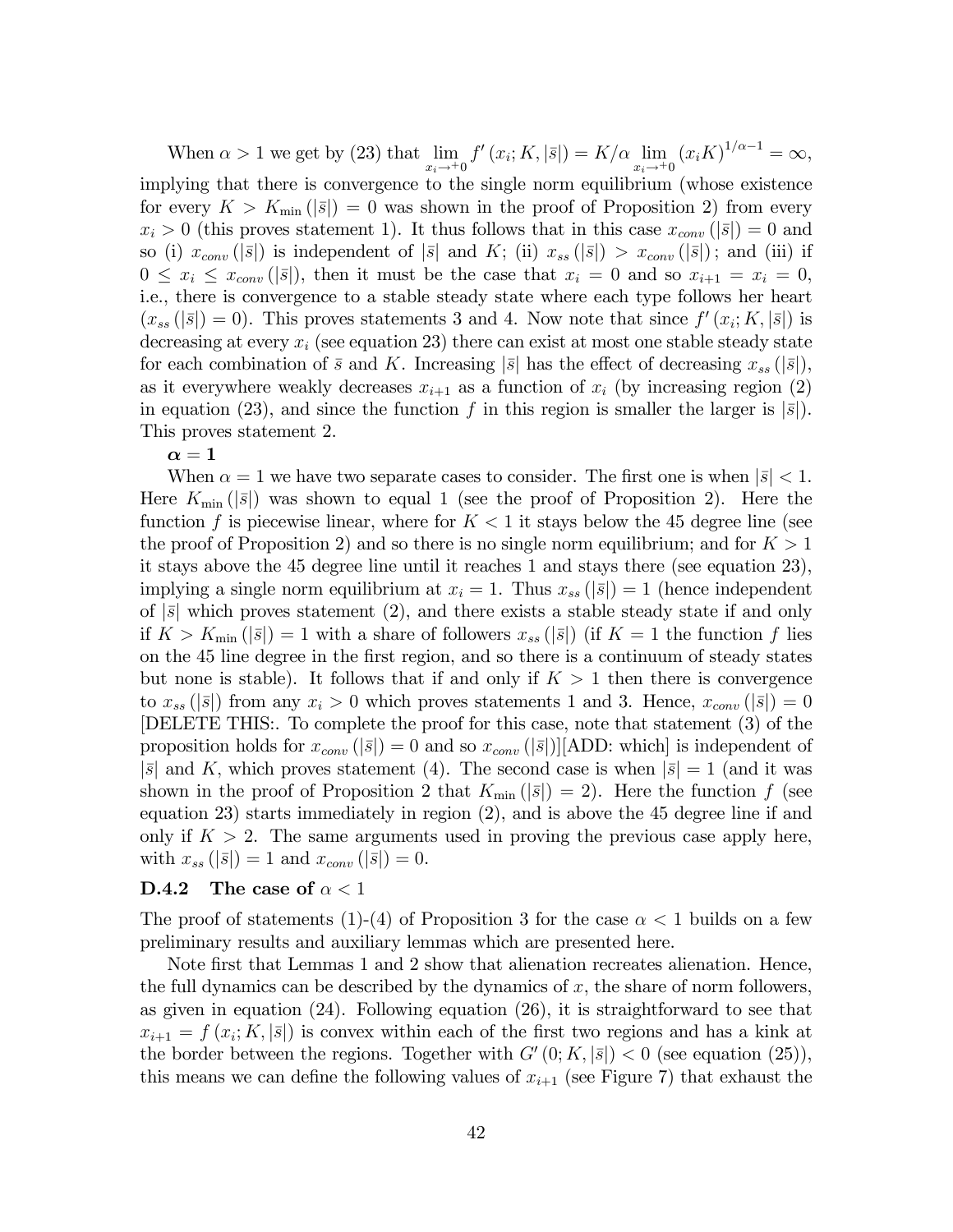When $\alpha > 1$ we get by (23) that $\lim_{x_i \to +0} f'(x_i; K, |\bar{s}|) = K/\alpha \lim_{x_i \to +0} (x_i K)^{1/\alpha - 1} = \infty$, implying that there is convergence to the single norm equilibrium (whose existence for every $K > K_{\min}(|\bar{s}|) = 0$ was shown in the proof of Proposition 2) from every $x_i > 0$ (this proves statement 1). It thus follows that in this case $x_{conv}(|\bar{s}|) = 0$ and so (i) $x_{conv}(|\bar{s}|)$ is independent of $|\bar{s}|$ and $K$; (ii) $x_{ss}(|\bar{s}|) > x_{conv}(|\bar{s}|)$; and (iii) if $0 \le x_i \le x_{conv}(|\bar{s}|)$, then it must be the case that $x_i = 0$ and so $x_{i+1} = x_i = 0$, i.e., there is convergence to a stable steady state where each type follows her heart ($x_{ss}(|\bar{s}|) = 0$). This proves statements 3 and 4. Now note that since $f'(x_i; K, |\bar{s}|)$ is decreasing at every $x_i$ (see equation 23) there can exist at most one stable steady state for each combination of $\bar{s}$ and $K$. Increasing $|\bar{s}|$ has the effect of decreasing $x_{ss}(|\bar{s}|)$, as it everywhere weakly decreases $x_{i+1}$ as a function of $x_i$ (by increasing region (2) in equation (23), and since the function $f$ in this region is smaller the larger is $|\bar{s}|$). This proves statement 2.

$\boldsymbol{\alpha = 1}$

When $\alpha = 1$ we have two separate cases to consider. The first one is when $|\bar{s}| < 1$. Here $K_{\min}(|\bar{s}|)$ was shown to equal 1 (see the proof of Proposition 2). Here the function $f$ is piecewise linear, where for $K < 1$ it stays below the 45 degree line (see the proof of Proposition 2) and so there is no single norm equilibrium; and for $K > 1$ it stays above the 45 degree line until it reaches 1 and stays there (see equation 23), implying a single norm equilibrium at $x_i = 1$. Thus $x_{ss}(|\bar{s}|) = 1$ (hence independent of $|\bar{s}|$ which proves statement (2), and there exists a stable steady state if and only if $K > K_{\min}(|\bar{s}|) = 1$ with a share of followers $x_{ss}(|\bar{s}|)$ (if $K = 1$ the function $f$ lies on the 45 line degree in the first region, and so there is a continuum of steady states but none is stable). It follows that if and only if $K > 1$ then there is convergence to $x_{ss}(|\bar{s}|)$ from any $x_i > 0$ which proves statements 1 and 3. Hence, $x_{conv}(|\bar{s}|) = 0$ [DELETE THIS:. To complete the proof for this case, note that statement (3) of the proposition holds for $x_{conv}(|\bar{s}|) = 0$ and so $x_{conv}(|\bar{s}|)$][ADD: which] is independent of $|\bar{s}|$ and $K$, which proves statement (4). The second case is when $|\bar{s}| = 1$ (and it was shown in the proof of Proposition 2 that $K_{\min}(|\bar{s}|) = 2$). Here the function $f$ (see equation 23) starts immediately in region (2), and is above the 45 degree line if and only if $K > 2$. The same arguments used in proving the previous case apply here, with $x_{ss}(|\bar{s}|) = 1$ and $x_{conv}(|\bar{s}|) = 0$.

### D.4.2 The case of $\alpha < 1$

The proof of statements (1)-(4) of Proposition 3 for the case $\alpha < 1$ builds on a few preliminary results and auxiliary lemmas which are presented here.

Note first that Lemmas 1 and 2 show that alienation recreates alienation. Hence, the full dynamics can be described by the dynamics of $x$, the share of norm followers, as given in equation (24). Following equation (26), it is straightforward to see that $x_{i+1} = f(x_i; K, |\bar{s}|)$ is convex within each of the first two regions and has a kink at the border between the regions. Together with $G'(0; K, |\bar{s}|) < 0$ (see equation (25)), this means we can define the following values of $x_{i+1}$ (see Figure 7) that exhaust the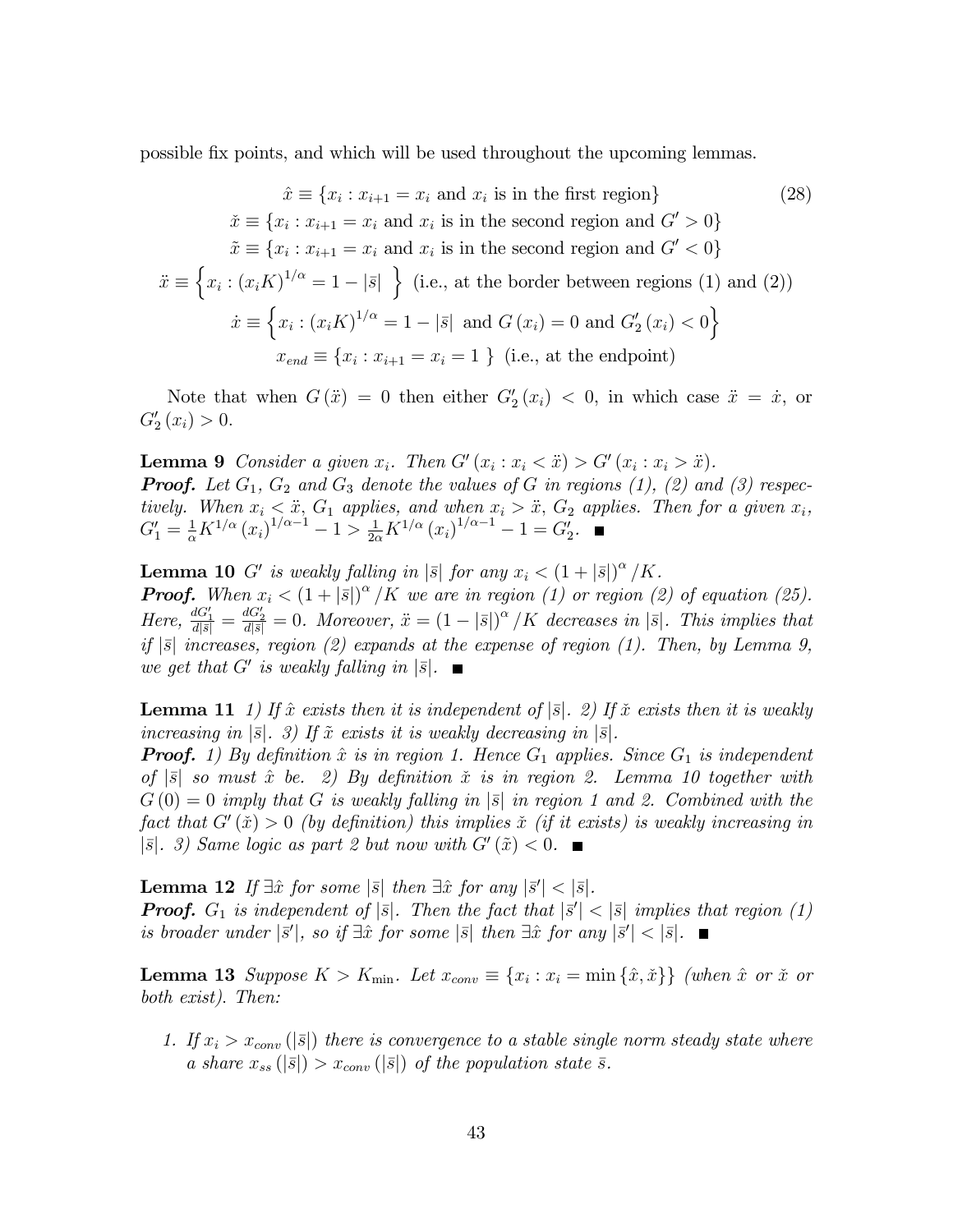possible fix points, and which will be used throughout the upcoming lemmas.

$$
\begin{aligned}
\hat{x} &\equiv \{x_i : x_{i+1} = x_i \text{ and } x_i \text{ is in the first region}\} \qquad (28)\\
\check{x} &\equiv \{x_i : x_{i+1} = x_i \text{ and } x_i \text{ is in the second region and } G' > 0\}\\
\tilde{x} &\equiv \{x_i : x_{i+1} = x_i \text{ and } x_i \text{ is in the second region and } G' < 0\}\\
\ddot{x} &\equiv \left\{x_i : (x_i K)^{1/\alpha} = 1 - |\bar{s}| \right\} \text{ (i.e., at the border between regions (1) and (2))}\\
\dot{x} &\equiv \left\{x_i : (x_i K)^{1/\alpha} = 1 - |\bar{s}| \text{ and } G(x_i) = 0 \text{ and } G_2'(x_i) < 0\right\}\\
x_{end} &\equiv \{x_i : x_{i+1} = x_i = 1 \} \text{ (i.e., at the endpoint)}
\end{aligned}
$$

Note that when $G(\ddot{x}) = 0$ then either $G_2'(x_i) < 0$, in which case $\ddot{x} = \dot{x}$, or $G_2'(x_i) > 0$.

**Lemma 9** *Consider a given $x_i$. Then $G'(x_i : x_i < \ddot{x}) > G'(x_i : x_i > \ddot{x})$.*

***Proof.*** *Let $G_1$, $G_2$ and $G_3$ denote the values of $G$ in regions (1), (2) and (3) respectively. When $x_i < \ddot{x}$, $G_1$ applies, and when $x_i > \ddot{x}$, $G_2$ applies. Then for a given $x_i$, $G_1' = \frac{1}{\alpha} K^{1/\alpha} (x_i)^{1/\alpha - 1} - 1 > \frac{1}{2\alpha} K^{1/\alpha} (x_i)^{1/\alpha - 1} - 1 = G_2'$.* ■

**Lemma 10** *$G'$ is weakly falling in $|\bar{s}|$ for any $x_i < (1 + |\bar{s}|)^{\alpha} / K$.*

***Proof.*** *When $x_i < (1 + |\bar{s}|)^{\alpha} / K$ we are in region (1) or region (2) of equation (25). Here, $\frac{dG_1'}{d|\bar{s}|} = \frac{dG_2'}{d|\bar{s}|} = 0$. Moreover, $\ddot{x} = (1 - |\bar{s}|)^{\alpha} / K$ decreases in $|\bar{s}|$. This implies that if $|\bar{s}|$ increases, region (2) expands at the expense of region (1). Then, by Lemma 9, we get that $G'$ is weakly falling in $|\bar{s}|$.* ■

**Lemma 11** *1) If $\hat{x}$ exists then it is independent of $|\bar{s}|$. 2) If $\check{x}$ exists then it is weakly increasing in $|\bar{s}|$. 3) If $\tilde{x}$ exists it is weakly decreasing in $|\bar{s}|$.*

***Proof.*** *1) By definition $\hat{x}$ is in region 1. Hence $G_1$ applies. Since $G_1$ is independent of $|\bar{s}|$ so must $\hat{x}$ be. 2) By definition $\check{x}$ is in region 2. Lemma 10 together with $G(0) = 0$ imply that $G$ is weakly falling in $|\bar{s}|$ in region 1 and 2. Combined with the fact that $G'(\check{x}) > 0$ (by definition) this implies $\check{x}$ (if it exists) is weakly increasing in $|\bar{s}|$. 3) Same logic as part 2 but now with $G'(\tilde{x}) < 0$.* ■

**Lemma 12** *If $\exists \hat{x}$ for some $|\bar{s}|$ then $\exists \hat{x}$ for any $|\bar{s}'| < |\bar{s}|$.*

***Proof.*** *$G_1$ is independent of $|\bar{s}|$. Then the fact that $|\bar{s}'| < |\bar{s}|$ implies that region (1) is broader under $|\bar{s}'|$, so if $\exists \hat{x}$ for some $|\bar{s}|$ then $\exists \hat{x}$ for any $|\bar{s}'| < |\bar{s}|$.* ■

**Lemma 13** *Suppose $K > K_{\min}$. Let $x_{conv} \equiv \{x_i : x_i = \min\{\hat{x}, \check{x}\}\}$ (when $\hat{x}$ or $\check{x}$ or both exist). Then:*

1. *If $x_i > x_{conv}(|\bar{s}|)$ there is convergence to a stable single norm steady state where a share $x_{ss}(|\bar{s}|) > x_{conv}(|\bar{s}|)$ of the population state $\bar{s}$.*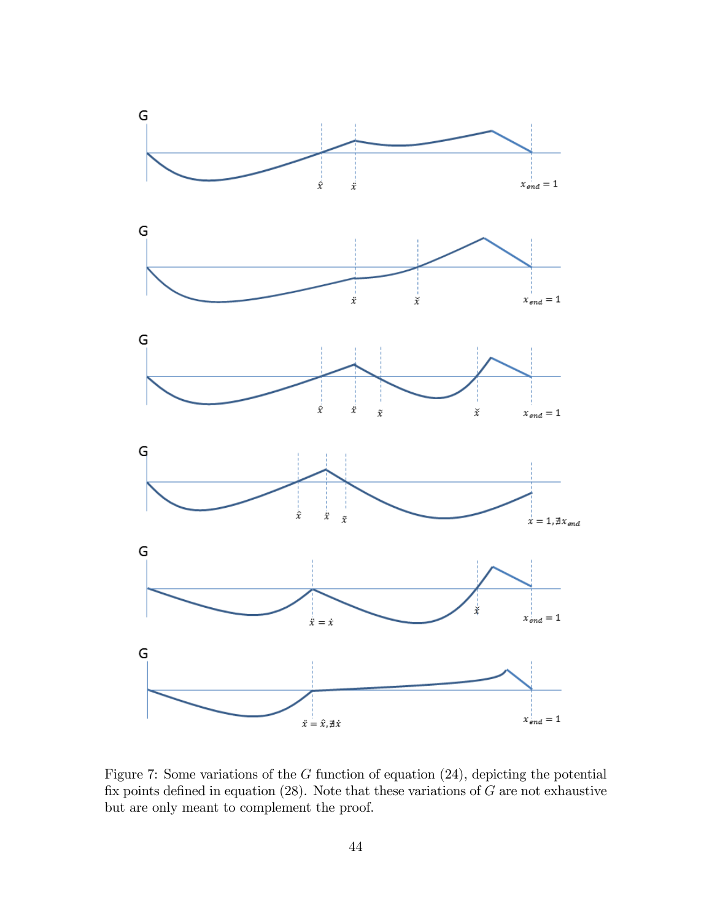Figure 7: Some variations of the $G$ function of equation (24), depicting the potential fix points defined in equation (28). Note that these variations of $G$ are not exhaustive but are only meant to complement the proof.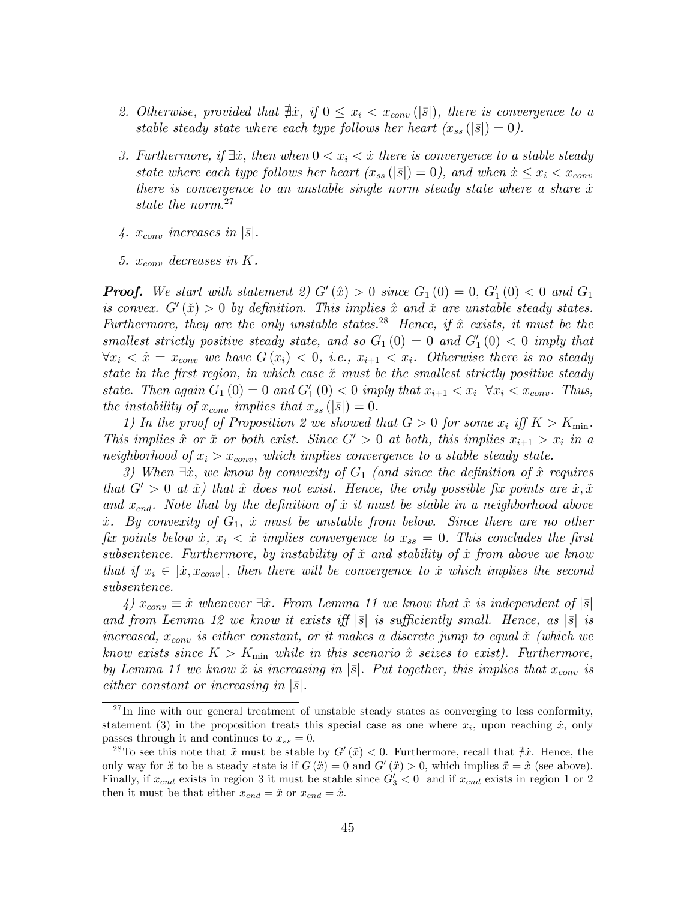2. *Otherwise, provided that $\nexists \dot{x}$, if $0 \leq x_i < x_{conv}(|\bar{s}|)$, there is convergence to a stable steady state where each type follows her heart ($x_{ss}(|\bar{s}|) = 0$).*

3. *Furthermore, if $\exists \dot{x}$, then when $0 < x_i < \dot{x}$ there is convergence to a stable steady state where each type follows her heart ($x_{ss}(|\bar{s}|) = 0$), and when $\dot{x} \leq x_i < x_{conv}$ there is convergence to an unstable single norm steady state where a share $\dot{x}$ state the norm.*[27]

4. *$x_{conv}$ increases in $|\bar{s}|$.*

5. *$x_{conv}$ decreases in $K$.*

***Proof.*** *We start with statement 2) $G'(\hat{x}) > 0$ since $G_1(0) = 0$, $G_1'(0) < 0$ and $G_1$ is convex. $G'(\breve{x}) > 0$ by definition. This implies $\hat{x}$ and $\breve{x}$ are unstable steady states. Furthermore, they are the only unstable states.*[28] *Hence, if $\hat{x}$ exists, it must be the smallest strictly positive steady state, and so $G_1(0) = 0$ and $G_1'(0) < 0$ imply that $\forall x_i < \hat{x} = x_{conv}$ we have $G(x_i) < 0$, i.e., $x_{i+1} < x_i$. Otherwise there is no steady state in the first region, in which case $\breve{x}$ must be the smallest strictly positive steady state. Then again $G_1(0) = 0$ and $G_1'(0) < 0$ imply that $x_{i+1} < x_i \;\; \forall x_i < x_{conv}$. Thus, the instability of $x_{conv}$ implies that $x_{ss}(|\bar{s}|) = 0$.*

*1) In the proof of Proposition 2 we showed that $G > 0$ for some $x_i$ iff $K > K_{\min}$. This implies $\hat{x}$ or $\breve{x}$ or both exist. Since $G' > 0$ at both, this implies $x_{i+1} > x_i$ in a neighborhood of $x_i > x_{conv}$, which implies convergence to a stable steady state.*

*3) When $\exists \dot{x}$, we know by convexity of $G_1$ (and since the definition of $\hat{x}$ requires that $G' > 0$ at $\hat{x}$) that $\hat{x}$ does not exist. Hence, the only possible fix points are $\dot{x}, \breve{x}$ and $x_{end}$. Note that by the definition of $\dot{x}$ it must be stable in a neighborhood above $\dot{x}$. By convexity of $G_1$, $\dot{x}$ must be unstable from below. Since there are no other fix points below $\dot{x}$, $x_i < \dot{x}$ implies convergence to $x_{ss} = 0$. This concludes the first subsentence. Furthermore, by instability of $\breve{x}$ and stability of $\dot{x}$ from above we know that if $x_i \in \left]\dot{x}, x_{conv}\right[$, then there will be convergence to $\dot{x}$ which implies the second subsentence.*

*4) $x_{conv} \equiv \hat{x}$ whenever $\exists \hat{x}$. From Lemma 11 we know that $\hat{x}$ is independent of $|\bar{s}|$ and from Lemma 12 we know it exists iff $|\bar{s}|$ is sufficiently small. Hence, as $|\bar{s}|$ is increased, $x_{conv}$ is either constant, or it makes a discrete jump to equal $\breve{x}$ (which we know exists since $K > K_{\min}$ while in this scenario $\hat{x}$ seizes to exist). Furthermore, by Lemma 11 we know $\breve{x}$ is increasing in $|\bar{s}|$. Put together, this implies that $x_{conv}$ is either constant or increasing in $|\bar{s}|$.*

---

[27] In line with our general treatment of unstable steady states as converging to less conformity, statement (3) in the proposition treats this special case as one where $x_i$, upon reaching $\dot{x}$, only passes through it and continues to $x_{ss} = 0$.

[28] To see this note that $\tilde{x}$ must be stable by $G'(\tilde{x}) < 0$. Furthermore, recall that $\nexists \dot{x}$. Hence, the only way for $\ddot{x}$ to be a steady state is if $G(\ddot{x}) = 0$ and $G'(\ddot{x}) > 0$, which implies $\ddot{x} = \hat{x}$ (see above). Finally, if $x_{end}$ exists in region 3 it must be stable since $G_3' < 0$ and if $x_{end}$ exists in region 1 or 2 then it must be that either $x_{end} = \breve{x}$ or $x_{end} = \hat{x}$.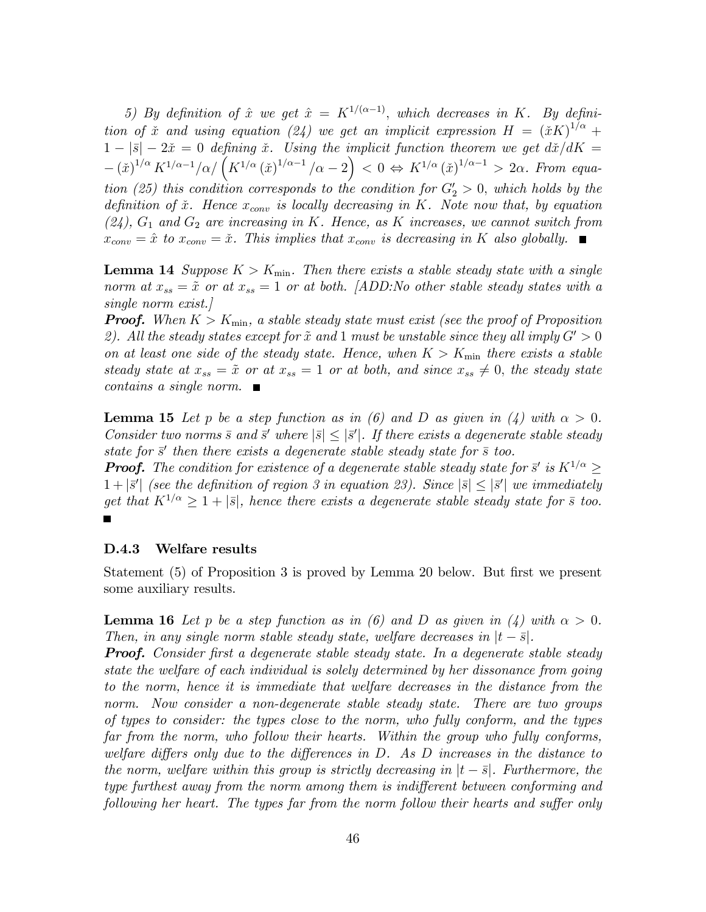*5) By definition of $\hat{x}$ we get $\hat{x} = K^{1/(\alpha-1)}$, which decreases in $K$. By definition of $\check{x}$ and using equation (24) we get an implicit expression $H = (\check{x}K)^{1/\alpha} + 1 - |\bar{s}| - 2\check{x} = 0$ defining $\check{x}$. Using the implicit function theorem we get $d\check{x}/dK = -(\check{x})^{1/\alpha} K^{1/\alpha - 1}/\alpha / \left( K^{1/\alpha} (\check{x})^{1/\alpha - 1}/\alpha - 2 \right) < 0 \Leftrightarrow K^{1/\alpha} (\check{x})^{1/\alpha-1} > 2\alpha$. From equation (25) this condition corresponds to the condition for $G_2' > 0$, which holds by the definition of $\check{x}$. Hence $x_{conv}$ is locally decreasing in $K$. Note now that, by equation (24), $G_1$ and $G_2$ are increasing in $K$. Hence, as $K$ increases, we cannot switch from $x_{conv} = \hat{x}$ to $x_{conv} = \check{x}$. This implies that $x_{conv}$ is decreasing in $K$ also globally.* ■

**Lemma 14** *Suppose $K > K_{\min}$. Then there exists a stable steady state with a single norm at $x_{ss} = \tilde{x}$ or at $x_{ss} = 1$ or at both. [ADD:No other stable steady states with a single norm exist.]*

***Proof.*** *When $K > K_{\min}$, a stable steady state must exist (see the proof of Proposition 2). All the steady states except for $\tilde{x}$ and 1 must be unstable since they all imply $G' > 0$ on at least one side of the steady state. Hence, when $K > K_{\min}$ there exists a stable steady state at $x_{ss} = \tilde{x}$ or at $x_{ss} = 1$ or at both, and since $x_{ss} \neq 0$, the steady state contains a single norm.* ■

**Lemma 15** *Let $p$ be a step function as in (6) and $D$ as given in (4) with $\alpha > 0$. Consider two norms $\bar{s}$ and $\bar{s}'$ where $|\bar{s}| \leq |\bar{s}'|$. If there exists a degenerate stable steady state for $\bar{s}'$ then there exists a degenerate stable steady state for $\bar{s}$ too.*

***Proof.*** *The condition for existence of a degenerate stable steady state for $\bar{s}'$ is $K^{1/\alpha} \geq 1 + |\bar{s}'|$ (see the definition of region 3 in equation 23). Since $|\bar{s}| \leq |\bar{s}'|$ we immediately get that $K^{1/\alpha} \geq 1 + |\bar{s}|$, hence there exists a degenerate stable steady state for $\bar{s}$ too.* ■

### D.4.3 Welfare results

Statement (5) of Proposition 3 is proved by Lemma 20 below. But first we present some auxiliary results.

**Lemma 16** *Let $p$ be a step function as in (6) and $D$ as given in (4) with $\alpha > 0$. Then, in any single norm stable steady state, welfare decreases in $|t - \bar{s}|$.*

***Proof.*** *Consider first a degenerate stable steady state. In a degenerate stable steady state the welfare of each individual is solely determined by her dissonance from going to the norm, hence it is immediate that welfare decreases in the distance from the norm. Now consider a non-degenerate stable steady state. There are two groups of types to consider: the types close to the norm, who fully conform, and the types far from the norm, who follow their hearts. Within the group who fully conforms, welfare differs only due to the differences in $D$. As $D$ increases in the distance to the norm, welfare within this group is strictly decreasing in $|t - \bar{s}|$. Furthermore, the type furthest away from the norm among them is indifferent between conforming and following her heart. The types far from the norm follow their hearts and suffer only*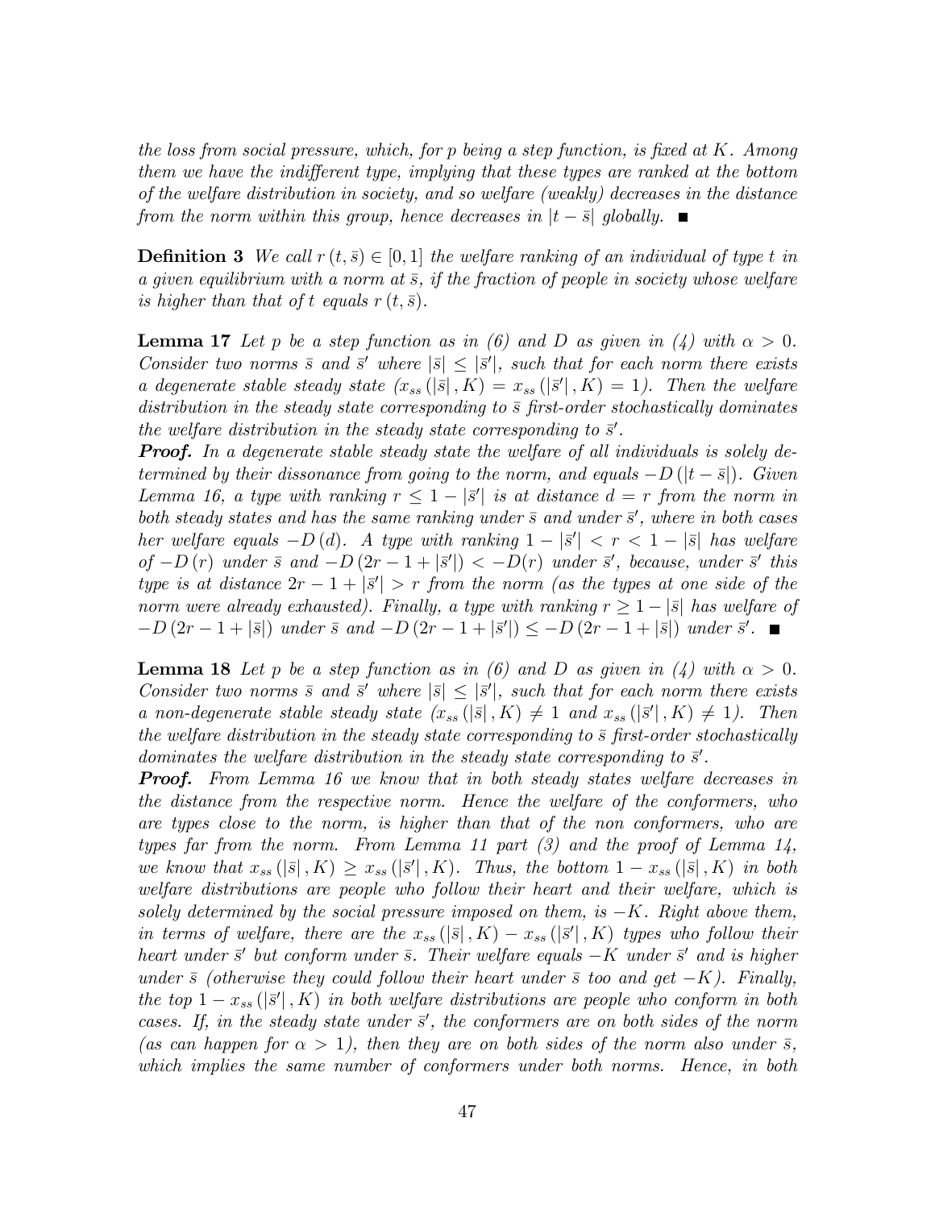*the loss from social pressure, which, for $p$ being a step function, is fixed at $K$. Among them we have the indifferent type, implying that these types are ranked at the bottom of the welfare distribution in society, and so welfare (weakly) decreases in the distance from the norm within this group, hence decreases in $|t - \bar{s}|$ globally.* ∎

**Definition 3** *We call $r(t, \bar{s}) \in [0, 1]$ the welfare ranking of an individual of type $t$ in a given equilibrium with a norm at $\bar{s}$, if the fraction of people in society whose welfare is higher than that of $t$ equals $r(t, \bar{s})$.*

**Lemma 17** *Let $p$ be a step function as in (6) and $D$ as given in (4) with $\alpha > 0$. Consider two norms $\bar{s}$ and $\bar{s}'$ where $|\bar{s}| \leq |\bar{s}'|$, such that for each norm there exists a degenerate stable steady state ($x_{ss}(|\bar{s}|, K) = x_{ss}(|\bar{s}'|, K) = 1$). Then the welfare distribution in the steady state corresponding to $\bar{s}$ first-order stochastically dominates the welfare distribution in the steady state corresponding to $\bar{s}'$.*

***Proof.*** *In a degenerate stable steady state the welfare of all individuals is solely determined by their dissonance from going to the norm, and equals $-D(|t - \bar{s}|)$. Given Lemma 16, a type with ranking $r \leq 1 - |\bar{s}'|$ is at distance $d = r$ from the norm in both steady states and has the same ranking under $\bar{s}$ and under $\bar{s}'$, where in both cases her welfare equals $-D(d)$. A type with ranking $1 - |\bar{s}'| < r < 1 - |\bar{s}|$ has welfare of $-D(r)$ under $\bar{s}$ and $-D(2r - 1 + |\bar{s}'|) < -D(r)$ under $\bar{s}'$, because, under $\bar{s}'$ this type is at distance $2r - 1 + |\bar{s}'| > r$ from the norm (as the types at one side of the norm were already exhausted). Finally, a type with ranking $r \geq 1 - |\bar{s}|$ has welfare of $-D(2r - 1 + |\bar{s}|)$ under $\bar{s}$ and $-D(2r - 1 + |\bar{s}'|) \leq -D(2r - 1 + |\bar{s}|)$ under $\bar{s}'$.* ∎

**Lemma 18** *Let $p$ be a step function as in (6) and $D$ as given in (4) with $\alpha > 0$. Consider two norms $\bar{s}$ and $\bar{s}'$ where $|\bar{s}| \leq |\bar{s}'|$, such that for each norm there exists a non-degenerate stable steady state ($x_{ss}(|\bar{s}|, K) \neq 1$ and $x_{ss}(|\bar{s}'|, K) \neq 1$). Then the welfare distribution in the steady state corresponding to $\bar{s}$ first-order stochastically dominates the welfare distribution in the steady state corresponding to $\bar{s}'$.*

***Proof.*** *From Lemma 16 we know that in both steady states welfare decreases in the distance from the respective norm. Hence the welfare of the conformers, who are types close to the norm, is higher than that of the non conformers, who are types far from the norm. From Lemma 11 part (3) and the proof of Lemma 14, we know that $x_{ss}(|\bar{s}|, K) \geq x_{ss}(|\bar{s}'|, K)$. Thus, the bottom $1 - x_{ss}(|\bar{s}|, K)$ in both welfare distributions are people who follow their heart and their welfare, which is solely determined by the social pressure imposed on them, is $-K$. Right above them, in terms of welfare, there are the $x_{ss}(|\bar{s}|, K) - x_{ss}(|\bar{s}'|, K)$ types who follow their heart under $\bar{s}'$ but conform under $\bar{s}$. Their welfare equals $-K$ under $\bar{s}'$ and is higher under $\bar{s}$ (otherwise they could follow their heart under $\bar{s}$ too and get $-K$). Finally, the top $1 - x_{ss}(|\bar{s}'|, K)$ in both welfare distributions are people who conform in both cases. If, in the steady state under $\bar{s}'$, the conformers are on both sides of the norm (as can happen for $\alpha > 1$), then they are on both sides of the norm also under $\bar{s}$, which implies the same number of conformers under both norms. Hence, in both*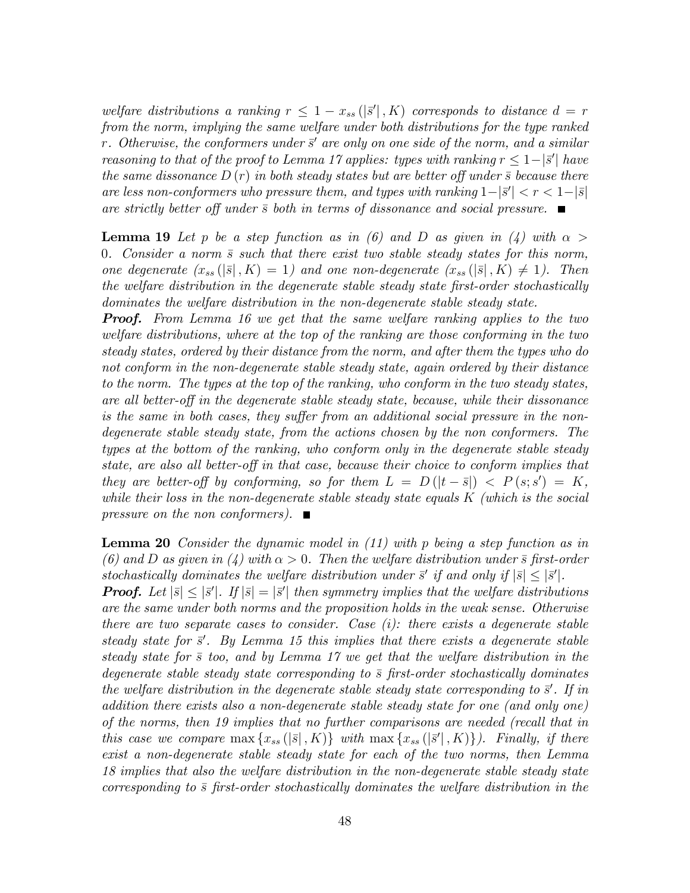*welfare distributions a ranking $r \leq 1 - x_{ss}(|\bar{s}'|, K)$ corresponds to distance $d = r$ from the norm, implying the same welfare under both distributions for the type ranked $r$. Otherwise, the conformers under $\bar{s}'$ are only on one side of the norm, and a similar reasoning to that of the proof to Lemma 17 applies: types with ranking $r \leq 1-|\bar{s}'|$ have the same dissonance $D(r)$ in both steady states but are better off under $\bar{s}$ because there are less non-conformers who pressure them, and types with ranking $1-|\bar{s}'| < r < 1-|\bar{s}|$ are strictly better off under $\bar{s}$ both in terms of dissonance and social pressure.* ■

**Lemma 19** *Let $p$ be a step function as in (6) and $D$ as given in (4) with $\alpha > 0$. Consider a norm $\bar{s}$ such that there exist two stable steady states for this norm, one degenerate ($x_{ss}(|\bar{s}|, K) = 1$) and one non-degenerate ($x_{ss}(|\bar{s}|, K) \neq 1$). Then the welfare distribution in the degenerate stable steady state first-order stochastically dominates the welfare distribution in the non-degenerate stable steady state.*

***Proof.*** *From Lemma 16 we get that the same welfare ranking applies to the two welfare distributions, where at the top of the ranking are those conforming in the two steady states, ordered by their distance from the norm, and after them the types who do not conform in the non-degenerate stable steady state, again ordered by their distance to the norm. The types at the top of the ranking, who conform in the two steady states, are all better-off in the degenerate stable steady state, because, while their dissonance is the same in both cases, they suffer from an additional social pressure in the non-degenerate stable steady state, from the actions chosen by the non conformers. The types at the bottom of the ranking, who conform only in the degenerate stable steady state, are also all better-off in that case, because their choice to conform implies that they are better-off by conforming, so for them $L = D(|t - \bar{s}|) < P(s; s') = K$, while their loss in the non-degenerate stable steady state equals $K$ (which is the social pressure on the non conformers).* ■

**Lemma 20** *Consider the dynamic model in (11) with $p$ being a step function as in (6) and $D$ as given in (4) with $\alpha > 0$. Then the welfare distribution under $\bar{s}$ first-order stochastically dominates the welfare distribution under $\bar{s}'$ if and only if $|\bar{s}| \leq |\bar{s}'|$.*

***Proof.*** *Let $|\bar{s}| \leq |\bar{s}'|$. If $|\bar{s}| = |\bar{s}'|$ then symmetry implies that the welfare distributions are the same under both norms and the proposition holds in the weak sense. Otherwise there are two separate cases to consider. Case (i): there exists a degenerate stable steady state for $\bar{s}'$. By Lemma 15 this implies that there exists a degenerate stable steady state for $\bar{s}$ too, and by Lemma 17 we get that the welfare distribution in the degenerate stable steady state corresponding to $\bar{s}$ first-order stochastically dominates the welfare distribution in the degenerate stable steady state corresponding to $\bar{s}'$. If in addition there exists also a non-degenerate stable steady state for one (and only one) of the norms, then 19 implies that no further comparisons are needed (recall that in this case we compare $\max\{x_{ss}(|\bar{s}|, K)\}$ with $\max\{x_{ss}(|\bar{s}'|, K)\}$). Finally, if there exist a non-degenerate stable steady state for each of the two norms, then Lemma 18 implies that also the welfare distribution in the non-degenerate stable steady state corresponding to $\bar{s}$ first-order stochastically dominates the welfare distribution in the*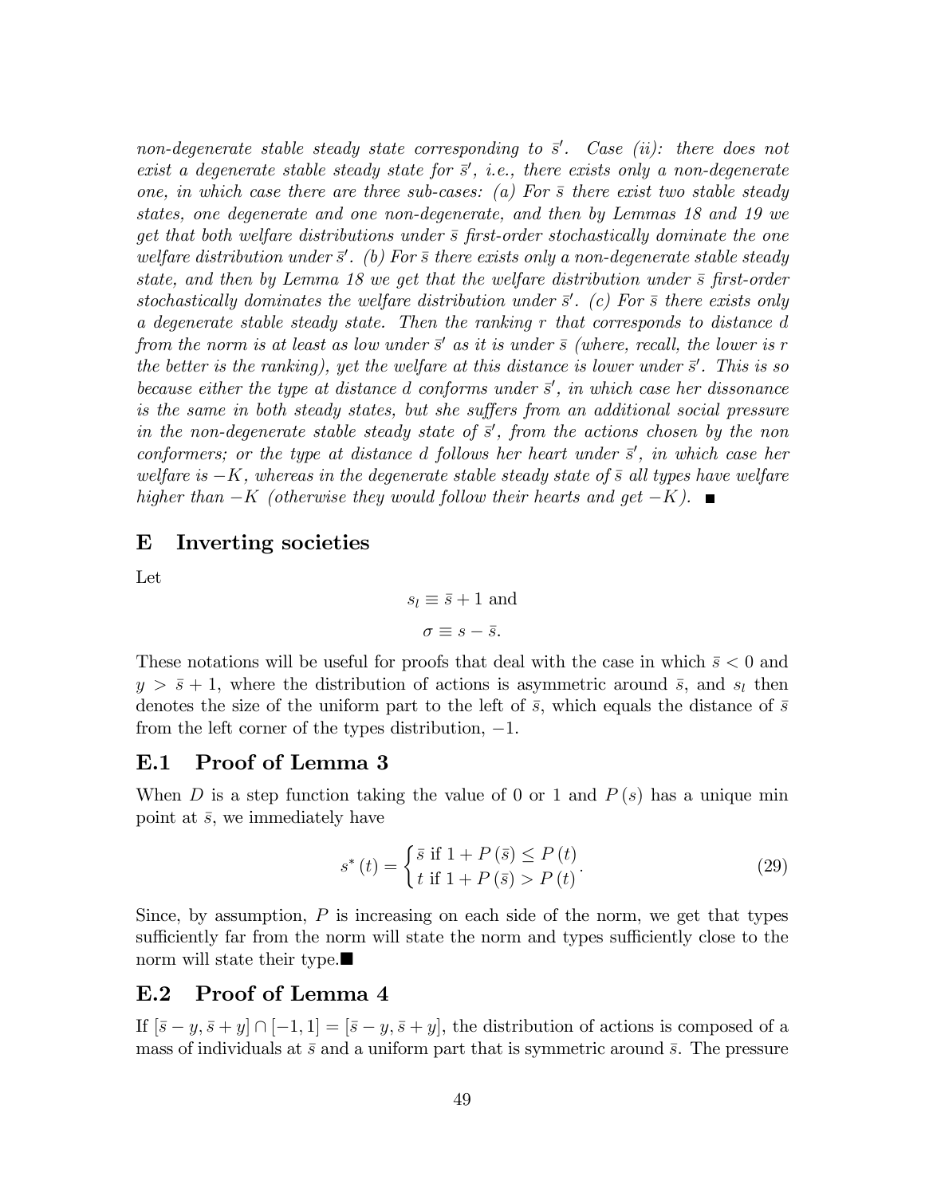*non-degenerate stable steady state corresponding to $\bar{s}'$. Case (ii): there does not exist a degenerate stable steady state for $\bar{s}'$, i.e., there exists only a non-degenerate one, in which case there are three sub-cases: (a) For $\bar{s}$ there exist two stable steady states, one degenerate and one non-degenerate, and then by Lemmas 18 and 19 we get that both welfare distributions under $\bar{s}$ first-order stochastically dominate the one welfare distribution under $\bar{s}'$. (b) For $\bar{s}$ there exists only a non-degenerate stable steady state, and then by Lemma 18 we get that the welfare distribution under $\bar{s}$ first-order stochastically dominates the welfare distribution under $\bar{s}'$. (c) For $\bar{s}$ there exists only a degenerate stable steady state. Then the ranking $r$ that corresponds to distance $d$ from the norm is at least as low under $\bar{s}'$ as it is under $\bar{s}$ (where, recall, the lower is $r$ the better is the ranking), yet the welfare at this distance is lower under $\bar{s}'$. This is so because either the type at distance $d$ conforms under $\bar{s}'$, in which case her dissonance is the same in both steady states, but she suffers from an additional social pressure in the non-degenerate stable steady state of $\bar{s}'$, from the actions chosen by the non conformers; or the type at distance $d$ follows her heart under $\bar{s}'$, in which case her welfare is $-K$, whereas in the degenerate stable steady state of $\bar{s}$ all types have welfare higher than $-K$ (otherwise they would follow their hearts and get $-K$).* ■

## E Inverting societies

Let

$$s_l \equiv \bar{s} + 1 \text{ and}$$

$$\sigma \equiv s - \bar{s}.$$

These notations will be useful for proofs that deal with the case in which $\bar{s} < 0$ and $y > \bar{s} + 1$, where the distribution of actions is asymmetric around $\bar{s}$, and $s_l$ then denotes the size of the uniform part to the left of $\bar{s}$, which equals the distance of $\bar{s}$ from the left corner of the types distribution, $-1$.

### E.1 Proof of Lemma 3

When $D$ is a step function taking the value of 0 or 1 and $P(s)$ has a unique min point at $\bar{s}$, we immediately have

$$s^*(t) = \begin{cases} \bar{s} \text{ if } 1 + P(\bar{s}) \leq P(t) \\ t \text{ if } 1 + P(\bar{s}) > P(t) \end{cases}. \tag{29}$$

Since, by assumption, $P$ is increasing on each side of the norm, we get that types sufficiently far from the norm will state the norm and types sufficiently close to the norm will state their type.■

### E.2 Proof of Lemma 4

If $[\bar{s} - y, \bar{s} + y] \cap [-1, 1] = [\bar{s} - y, \bar{s} + y]$, the distribution of actions is composed of a mass of individuals at $\bar{s}$ and a uniform part that is symmetric around $\bar{s}$. The pressure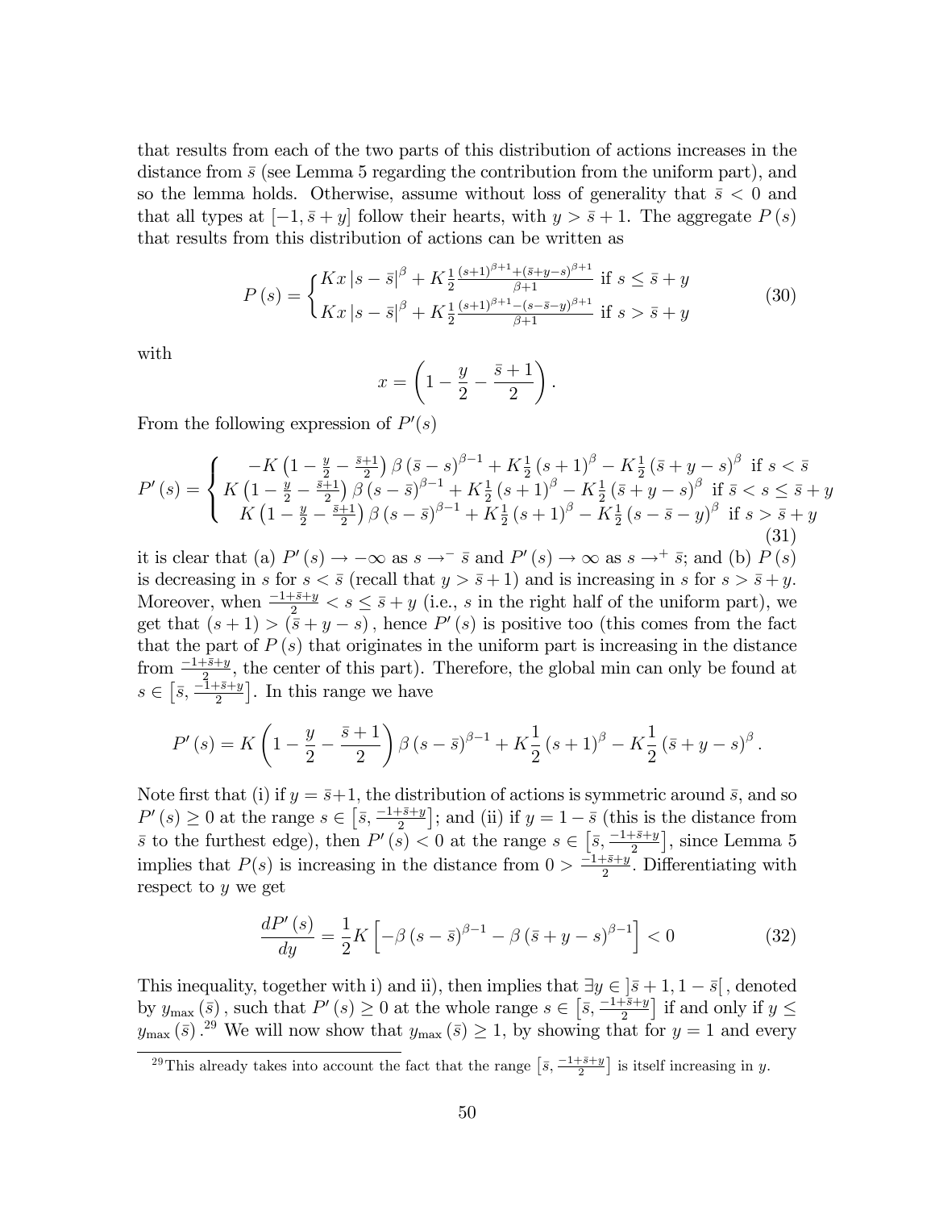that results from each of the two parts of this distribution of actions increases in the distance from $\bar{s}$ (see Lemma 5 regarding the contribution from the uniform part), and so the lemma holds. Otherwise, assume without loss of generality that $\bar{s} < 0$ and that all types at $[-1, \bar{s} + y]$ follow their hearts, with $y > \bar{s} + 1$. The aggregate $P(s)$ that results from this distribution of actions can be written as

$$P(s) = \begin{cases} Kx\,|s - \bar{s}|^{\beta} + K\frac{1}{2}\frac{(s+1)^{\beta+1} + (\bar{s}+y-s)^{\beta+1}}{\beta+1} & \text{if } s \leq \bar{s} + y \\ Kx\,|s - \bar{s}|^{\beta} + K\frac{1}{2}\frac{(s+1)^{\beta+1} - (s-\bar{s}-y)^{\beta+1}}{\beta+1} & \text{if } s > \bar{s} + y \end{cases} \tag{30}$$

with

$$x = \left(1 - \frac{y}{2} - \frac{\bar{s}+1}{2}\right).$$

From the following expression of $P'(s)$

$$P'(s) = \begin{cases} -K\left(1 - \frac{y}{2} - \frac{\bar{s}+1}{2}\right)\beta\,(\bar{s} - s)^{\beta-1} + K\frac{1}{2}(s+1)^{\beta} - K\frac{1}{2}(\bar{s}+y-s)^{\beta} & \text{if } s < \bar{s} \\ K\left(1 - \frac{y}{2} - \frac{\bar{s}+1}{2}\right)\beta\,(s - \bar{s})^{\beta-1} + K\frac{1}{2}(s+1)^{\beta} - K\frac{1}{2}(\bar{s}+y-s)^{\beta} & \text{if } \bar{s} < s \leq \bar{s} + y \\ K\left(1 - \frac{y}{2} - \frac{\bar{s}+1}{2}\right)\beta\,(s - \bar{s})^{\beta-1} + K\frac{1}{2}(s+1)^{\beta} - K\frac{1}{2}(s-\bar{s}-y)^{\beta} & \text{if } s > \bar{s} + y \end{cases} \tag{31}$$

it is clear that (a) $P'(s) \to -\infty$ as $s \to^{-} \bar{s}$ and $P'(s) \to \infty$ as $s \to^{+} \bar{s}$; and (b) $P(s)$ is decreasing in $s$ for $s < \bar{s}$ (recall that $y > \bar{s} + 1$) and is increasing in $s$ for $s > \bar{s} + y$. Moreover, when $\frac{-1+\bar{s}+y}{2} < s \leq \bar{s} + y$ (i.e., $s$ in the right half of the uniform part), we get that $(s+1) > (\bar{s} + y - s)$, hence $P'(s)$ is positive too (this comes from the fact that the part of $P(s)$ that originates in the uniform part is increasing in the distance from $\frac{-1+\bar{s}+y}{2}$, the center of this part). Therefore, the global min can only be found at $s \in \left[\bar{s}, \frac{-1+\bar{s}+y}{2}\right]$. In this range we have

$$P'(s) = K\left(1 - \frac{y}{2} - \frac{\bar{s}+1}{2}\right)\beta\,(s - \bar{s})^{\beta-1} + K\frac{1}{2}(s+1)^{\beta} - K\frac{1}{2}(\bar{s}+y-s)^{\beta}.$$

Note first that (i) if $y = \bar{s}+1$, the distribution of actions is symmetric around $\bar{s}$, and so $P'(s) \geq 0$ at the range $s \in \left[\bar{s}, \frac{-1+\bar{s}+y}{2}\right]$; and (ii) if $y = 1 - \bar{s}$ (this is the distance from $\bar{s}$ to the furthest edge), then $P'(s) < 0$ at the range $s \in \left[\bar{s}, \frac{-1+\bar{s}+y}{2}\right]$, since Lemma 5 implies that $P(s)$ is increasing in the distance from $0 > \frac{-1+\bar{s}+y}{2}$. Differentiating with respect to $y$ we get

$$\frac{dP'(s)}{dy} = \frac{1}{2}K\left[-\beta\,(s - \bar{s})^{\beta-1} - \beta\,(\bar{s} + y - s)^{\beta-1}\right] < 0 \tag{32}$$

This inequality, together with i) and ii), then implies that $\exists y \in \left]\bar{s} + 1, 1 - \bar{s}\right[$, denoted by $y_{\max}(\bar{s})$, such that $P'(s) \geq 0$ at the whole range $s \in \left[\bar{s}, \frac{-1+\bar{s}+y}{2}\right]$ if and only if $y \leq y_{\max}(\bar{s})$.[29] We will now show that $y_{\max}(\bar{s}) \geq 1$, by showing that for $y = 1$ and every

[29] This already takes into account the fact that the range $\left[\bar{s}, \frac{-1+\bar{s}+y}{2}\right]$ is itself increasing in $y$.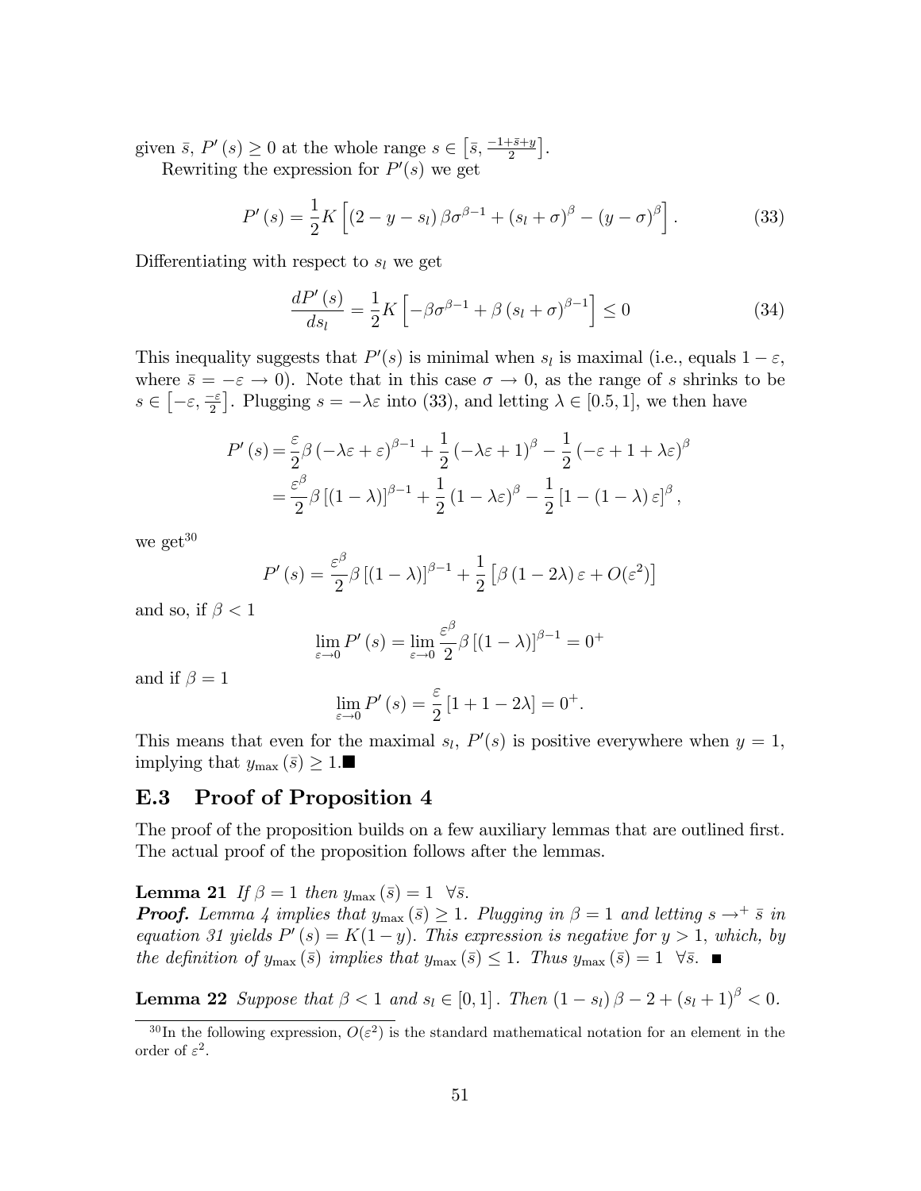given $\bar{s}$, $P'(s) \geq 0$ at the whole range $s \in \left[\bar{s}, \frac{-1+\bar{s}+y}{2}\right]$.

Rewriting the expression for $P'(s)$ we get

$$P'(s) = \frac{1}{2}K\left[(2-y-s_l)\beta\sigma^{\beta-1} + (s_l+\sigma)^{\beta} - (y-\sigma)^{\beta}\right]. \tag{33}$$

Differentiating with respect to $s_l$ we get

$$\frac{dP'(s)}{ds_l} = \frac{1}{2}K\left[-\beta\sigma^{\beta-1} + \beta(s_l+\sigma)^{\beta-1}\right] \leq 0 \tag{34}$$

This inequality suggests that $P'(s)$ is minimal when $s_l$ is maximal (i.e., equals $1-\varepsilon$, where $\bar{s} = -\varepsilon \to 0$). Note that in this case $\sigma \to 0$, as the range of $s$ shrinks to be $s \in \left[-\varepsilon, \frac{-\varepsilon}{2}\right]$. Plugging $s = -\lambda\varepsilon$ into (33), and letting $\lambda \in [0.5, 1]$, we then have

$$\begin{aligned}
P'(s) &= \frac{\varepsilon}{2}\beta(-\lambda\varepsilon+\varepsilon)^{\beta-1} + \frac{1}{2}(-\lambda\varepsilon+1)^{\beta} - \frac{1}{2}(-\varepsilon+1+\lambda\varepsilon)^{\beta} \\
&= \frac{\varepsilon^{\beta}}{2}\beta\left[(1-\lambda)\right]^{\beta-1} + \frac{1}{2}(1-\lambda\varepsilon)^{\beta} - \frac{1}{2}\left[1-(1-\lambda)\varepsilon\right]^{\beta},
\end{aligned}$$

we get[30]

$$P'(s) = \frac{\varepsilon^{\beta}}{2}\beta\left[(1-\lambda)\right]^{\beta-1} + \frac{1}{2}\left[\beta(1-2\lambda)\varepsilon + O(\varepsilon^2)\right]$$

and so, if $\beta < 1$

$$\lim_{\varepsilon\to 0} P'(s) = \lim_{\varepsilon\to 0}\frac{\varepsilon^{\beta}}{2}\beta\left[(1-\lambda)\right]^{\beta-1} = 0^{+}$$

and if $\beta = 1$

$$\lim_{\varepsilon\to 0} P'(s) = \frac{\varepsilon}{2}\left[1+1-2\lambda\right] = 0^{+}.$$

This means that even for the maximal $s_l$, $P'(s)$ is positive everywhere when $y = 1$, implying that $y_{\max}(\bar{s}) \geq 1$.■

## E.3 Proof of Proposition 4

The proof of the proposition builds on a few auxiliary lemmas that are outlined first. The actual proof of the proposition follows after the lemmas.

**Lemma 21** *If $\beta = 1$ then $y_{\max}(\bar{s}) = 1 \ \ \forall\bar{s}$.*
***Proof.*** *Lemma 4 implies that $y_{\max}(\bar{s}) \geq 1$. Plugging in $\beta = 1$ and letting $s \to^{+} \bar{s}$ in equation 31 yields $P'(s) = K(1-y)$. This expression is negative for $y > 1$, which, by the definition of $y_{\max}(\bar{s})$ implies that $y_{\max}(\bar{s}) \leq 1$. Thus $y_{\max}(\bar{s}) = 1 \ \ \forall\bar{s}$.* ■

**Lemma 22** *Suppose that $\beta < 1$ and $s_l \in [0,1]$. Then $(1-s_l)\beta - 2 + (s_l+1)^{\beta} < 0$.*

[30] In the following expression, $O(\varepsilon^2)$ is the standard mathematical notation for an element in the order of $\varepsilon^2$.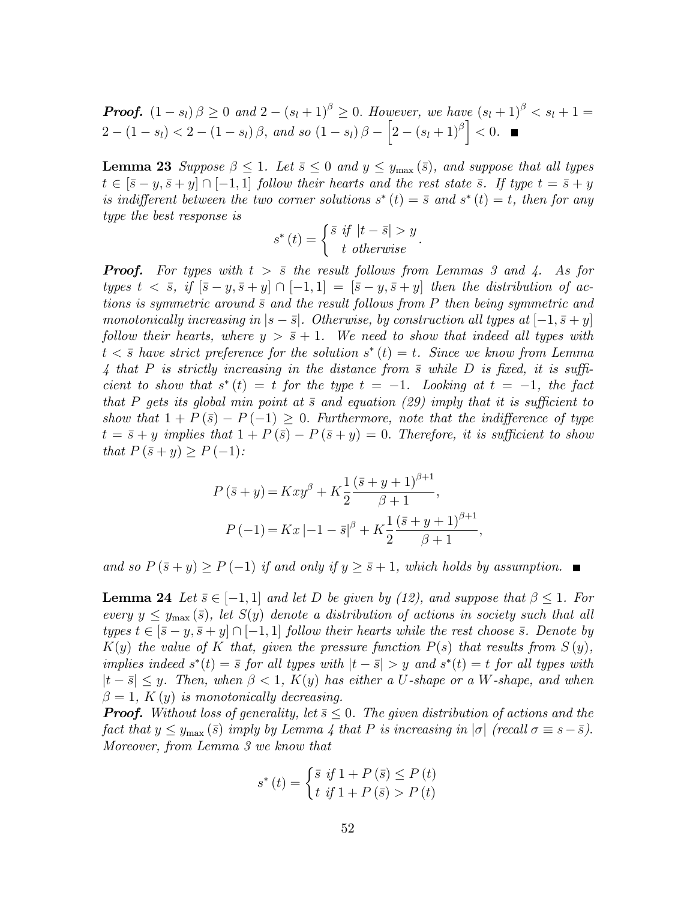***Proof.*** $(1-s_l)\beta \geq 0$ *and* $2-(s_l+1)^{\beta} \geq 0$*. However, we have* $(s_l+1)^{\beta} < s_l+1 = 2-(1-s_l) < 2-(1-s_l)\beta$*, and so* $(1-s_l)\beta - \left[2-(s_l+1)^{\beta}\right] < 0$*.* ■

**Lemma 23** *Suppose* $\beta \leq 1$*. Let* $\bar{s} \leq 0$ *and* $y \leq y_{\max}(\bar{s})$*, and suppose that all types* $t \in [\bar{s}-y, \bar{s}+y] \cap [-1,1]$ *follow their hearts and the rest state* $\bar{s}$*. If type* $t = \bar{s}+y$ *is indifferent between the two corner solutions* $s^*(t) = \bar{s}$ *and* $s^*(t) = t$*, then for any type the best response is*

$$s^*(t) = \begin{cases} \bar{s} & \text{if } |t-\bar{s}| > y \\ t & \text{otherwise} \end{cases}.$$

***Proof.*** *For types with* $t > \bar{s}$ *the result follows from Lemmas 3 and 4. As for types* $t < \bar{s}$*, if* $[\bar{s}-y, \bar{s}+y] \cap [-1,1] = [\bar{s}-y, \bar{s}+y]$ *then the distribution of actions is symmetric around* $\bar{s}$ *and the result follows from* $P$ *then being symmetric and monotonically increasing in* $|s-\bar{s}|$*. Otherwise, by construction all types at* $[-1, \bar{s}+y]$ *follow their hearts, where* $y > \bar{s}+1$*. We need to show that indeed all types with* $t < \bar{s}$ *have strict preference for the solution* $s^*(t) = t$*. Since we know from Lemma 4 that* $P$ *is strictly increasing in the distance from* $\bar{s}$ *while* $D$ *is fixed, it is sufficient to show that* $s^*(t) = t$ *for the type* $t = -1$*. Looking at* $t = -1$*, the fact that* $P$ *gets its global min point at* $\bar{s}$ *and equation (29) imply that it is sufficient to show that* $1 + P(\bar{s}) - P(-1) \geq 0$*. Furthermore, note that the indifference of type* $t = \bar{s}+y$ *implies that* $1 + P(\bar{s}) - P(\bar{s}+y) = 0$*. Therefore, it is sufficient to show that* $P(\bar{s}+y) \geq P(-1)$*:*

$$P(\bar{s}+y) = Kxy^{\beta} + K\frac{1}{2}\frac{(\bar{s}+y+1)^{\beta+1}}{\beta+1},$$

$$P(-1) = Kx\left|-1-\bar{s}\right|^{\beta} + K\frac{1}{2}\frac{(\bar{s}+y+1)^{\beta+1}}{\beta+1},$$

*and so* $P(\bar{s}+y) \geq P(-1)$ *if and only if* $y \geq \bar{s}+1$*, which holds by assumption.* ■

**Lemma 24** *Let* $\bar{s} \in [-1,1]$ *and let* $D$ *be given by (12), and suppose that* $\beta \leq 1$*. For every* $y \leq y_{\max}(\bar{s})$*, let* $S(y)$ *denote a distribution of actions in society such that all types* $t \in [\bar{s}-y, \bar{s}+y] \cap [-1,1]$ *follow their hearts while the rest choose* $\bar{s}$*. Denote by* $K(y)$ *the value of* $K$ *that, given the pressure function* $P(s)$ *that results from* $S(y)$*, implies indeed* $s^*(t) = \bar{s}$ *for all types with* $|t-\bar{s}| > y$ *and* $s^*(t) = t$ *for all types with* $|t-\bar{s}| \leq y$*. Then, when* $\beta < 1$*,* $K(y)$ *has either a* $U$*-shape or a* $W$*-shape, and when* $\beta = 1$*,* $K(y)$ *is monotonically decreasing.*

***Proof.*** *Without loss of generality, let* $\bar{s} \leq 0$*. The given distribution of actions and the fact that* $y \leq y_{\max}(\bar{s})$ *imply by Lemma 4 that* $P$ *is increasing in* $|\sigma|$ *(recall* $\sigma \equiv s - \bar{s}$*). Moreover, from Lemma 3 we know that*

$$s^*(t) = \begin{cases} \bar{s} & \text{if } 1 + P(\bar{s}) \leq P(t) \\ t & \text{if } 1 + P(\bar{s}) > P(t) \end{cases}$$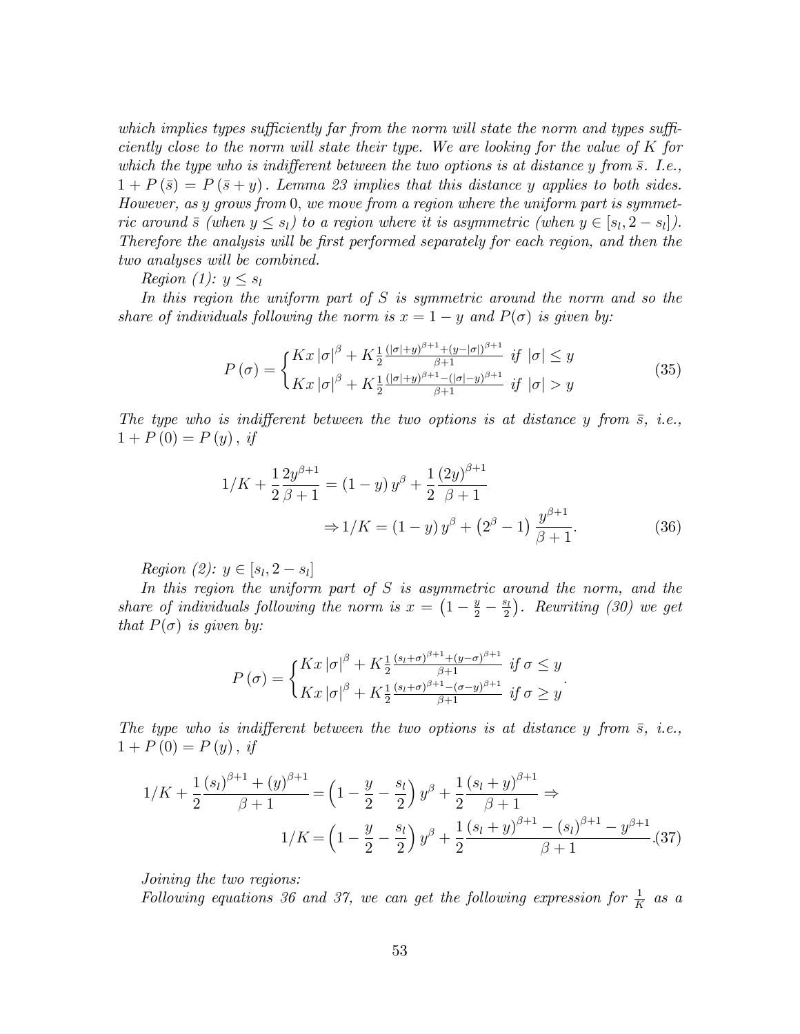*which implies types sufficiently far from the norm will state the norm and types sufficiently close to the norm will state their type. We are looking for the value of $K$ for which the type who is indifferent between the two options is at distance $y$ from $\bar{s}$. I.e., $1 + P(\bar{s}) = P(\bar{s} + y)$. Lemma 23 implies that this distance $y$ applies to both sides. However, as $y$ grows from 0, we move from a region where the uniform part is symmetric around $\bar{s}$ (when $y \leq s_l$) to a region where it is asymmetric (when $y \in [s_l, 2 - s_l]$). Therefore the analysis will be first performed separately for each region, and then the two analyses will be combined.*

*Region (1): $y \leq s_l$*

*In this region the uniform part of $S$ is symmetric around the norm and so the share of individuals following the norm is $x = 1 - y$ and $P(\sigma)$ is given by:*

$$P(\sigma) = \begin{cases} Kx\,|\sigma|^{\beta} + K\frac{1}{2}\frac{(|\sigma|+y)^{\beta+1}+(y-|\sigma|)^{\beta+1}}{\beta+1} & \text{if } |\sigma| \leq y \\ Kx\,|\sigma|^{\beta} + K\frac{1}{2}\frac{(|\sigma|+y)^{\beta+1}-(|\sigma|-y)^{\beta+1}}{\beta+1} & \text{if } |\sigma| > y \end{cases} \tag{35}$$

*The type who is indifferent between the two options is at distance $y$ from $\bar{s}$, i.e., $1 + P(0) = P(y)$, if*

$$1/K + \frac{1}{2}\frac{2y^{\beta+1}}{\beta+1} = (1-y)\,y^{\beta} + \frac{1}{2}\frac{(2y)^{\beta+1}}{\beta+1}$$
$$\Rightarrow 1/K = (1-y)\,y^{\beta} + \left(2^{\beta}-1\right)\frac{y^{\beta+1}}{\beta+1}. \tag{36}$$

*Region (2): $y \in [s_l, 2 - s_l]$*

*In this region the uniform part of $S$ is asymmetric around the norm, and the share of individuals following the norm is $x = \left(1 - \frac{y}{2} - \frac{s_l}{2}\right)$. Rewriting (30) we get that $P(\sigma)$ is given by:*

$$P(\sigma) = \begin{cases} Kx\,|\sigma|^{\beta} + K\frac{1}{2}\frac{(s_l+\sigma)^{\beta+1}+(y-\sigma)^{\beta+1}}{\beta+1} & \text{if } \sigma \leq y \\ Kx\,|\sigma|^{\beta} + K\frac{1}{2}\frac{(s_l+\sigma)^{\beta+1}-(\sigma-y)^{\beta+1}}{\beta+1} & \text{if } \sigma \geq y \end{cases}.$$

*The type who is indifferent between the two options is at distance $y$ from $\bar{s}$, i.e., $1 + P(0) = P(y)$, if*

$$1/K + \frac{1}{2}\frac{(s_l)^{\beta+1}+(y)^{\beta+1}}{\beta+1} = \left(1 - \frac{y}{2} - \frac{s_l}{2}\right)y^{\beta} + \frac{1}{2}\frac{(s_l+y)^{\beta+1}}{\beta+1} \Rightarrow$$
$$1/K = \left(1 - \frac{y}{2} - \frac{s_l}{2}\right)y^{\beta} + \frac{1}{2}\frac{(s_l+y)^{\beta+1} - (s_l)^{\beta+1} - y^{\beta+1}}{\beta+1}. \tag{37}$$

*Joining the two regions:*

*Following equations 36 and 37, we can get the following expression for $\frac{1}{K}$ as a*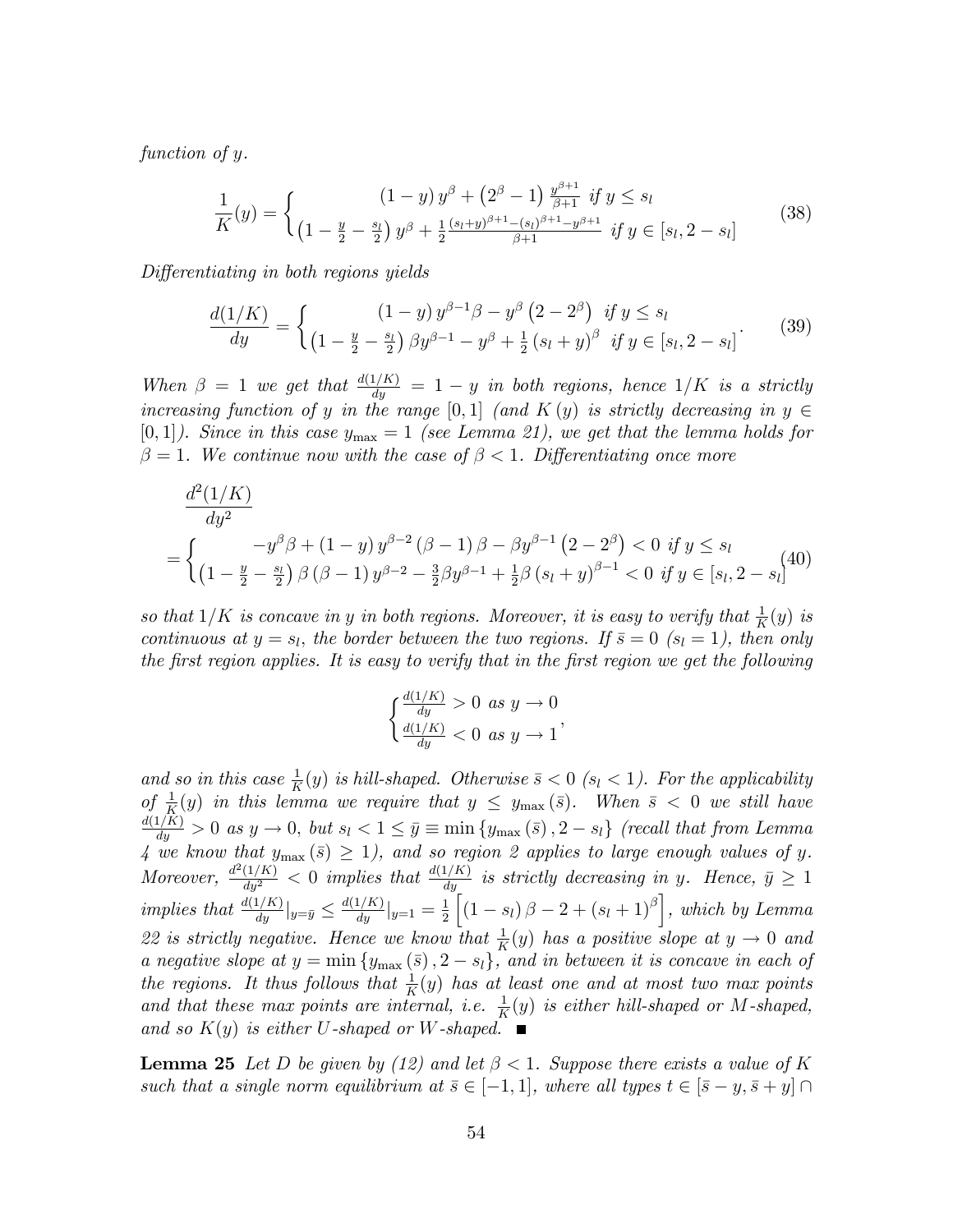*function of y.*

$$\frac{1}{K}(y) = \begin{cases} (1-y)\,y^{\beta} + \left(2^{\beta}-1\right)\frac{y^{\beta+1}}{\beta+1} & \text{if } y \leq s_l \\ \left(1-\frac{y}{2}-\frac{s_l}{2}\right)y^{\beta} + \frac{1}{2}\frac{(s_l+y)^{\beta+1}-(s_l)^{\beta+1}-y^{\beta+1}}{\beta+1} & \text{if } y \in [s_l, 2-s_l] \end{cases} \tag{38}$$

*Differentiating in both regions yields*

$$\frac{d(1/K)}{dy} = \begin{cases} (1-y)\,y^{\beta-1}\beta - y^{\beta}\left(2-2^{\beta}\right) & \text{if } y \leq s_l \\ \left(1-\frac{y}{2}-\frac{s_l}{2}\right)\beta y^{\beta-1} - y^{\beta} + \frac{1}{2}\left(s_l+y\right)^{\beta} & \text{if } y \in [s_l, 2-s_l] \end{cases}. \tag{39}$$

*When $\beta = 1$ we get that $\frac{d(1/K)}{dy} = 1-y$ in both regions, hence $1/K$ is a strictly increasing function of $y$ in the range $[0,1]$ (and $K(y)$ is strictly decreasing in $y \in [0,1]$). Since in this case $y_{\max} = 1$ (see Lemma 21), we get that the lemma holds for $\beta = 1$. We continue now with the case of $\beta < 1$. Differentiating once more*

$$\begin{aligned} &\frac{d^2(1/K)}{dy^2} \\ &= \begin{cases} -y^{\beta}\beta + (1-y)\,y^{\beta-2}(\beta-1)\beta - \beta y^{\beta-1}\left(2-2^{\beta}\right) < 0 & \text{if } y \leq s_l \\ \left(1-\frac{y}{2}-\frac{s_l}{2}\right)\beta(\beta-1)y^{\beta-2} - \frac{3}{2}\beta y^{\beta-1} + \frac{1}{2}\beta\left(s_l+y\right)^{\beta-1} < 0 & \text{if } y \in [s_l, 2-s_l] \end{cases} \end{aligned} \tag{40}$$

*so that $1/K$ is concave in $y$ in both regions. Moreover, it is easy to verify that $\frac{1}{K}(y)$ is continuous at $y = s_l$, the border between the two regions. If $\bar{s} = 0$ ($s_l = 1$), then only the first region applies. It is easy to verify that in the first region we get the following*

$$\begin{cases} \frac{d(1/K)}{dy} > 0 \text{ as } y \to 0 \\ \frac{d(1/K)}{dy} < 0 \text{ as } y \to 1 \end{cases},$$

*and so in this case $\frac{1}{K}(y)$ is hill-shaped. Otherwise $\bar{s} < 0$ ($s_l < 1$). For the applicability of $\frac{1}{K}(y)$ in this lemma we require that $y \leq y_{\max}(\bar{s})$. When $\bar{s} < 0$ we still have $\frac{d(1/K)}{dy} > 0$ as $y \to 0$, but $s_l < 1 \leq \bar{y} \equiv \min\{y_{\max}(\bar{s}), 2-s_l\}$ (recall that from Lemma 4 we know that $y_{\max}(\bar{s}) \geq 1$), and so region 2 applies to large enough values of $y$. Moreover, $\frac{d^2(1/K)}{dy^2} < 0$ implies that $\frac{d(1/K)}{dy}$ is strictly decreasing in $y$. Hence, $\bar{y} \geq 1$ implies that $\frac{d(1/K)}{dy}|_{y=\bar{y}} \leq \frac{d(1/K)}{dy}|_{y=1} = \frac{1}{2}\left[(1-s_l)\beta - 2 + (s_l+1)^{\beta}\right]$, which by Lemma 22 is strictly negative. Hence we know that $\frac{1}{K}(y)$ has a positive slope at $y \to 0$ and a negative slope at $y = \min\{y_{\max}(\bar{s}), 2-s_l\}$, and in between it is concave in each of the regions. It thus follows that $\frac{1}{K}(y)$ has at least one and at most two max points and that these max points are internal, i.e. $\frac{1}{K}(y)$ is either hill-shaped or M-shaped, and so $K(y)$ is either U-shaped or W-shaped.* ■

**Lemma 25** *Let $D$ be given by (12) and let $\beta < 1$. Suppose there exists a value of $K$ such that a single norm equilibrium at $\bar{s} \in [-1,1]$, where all types $t \in [\bar{s}-y, \bar{s}+y] \cap$*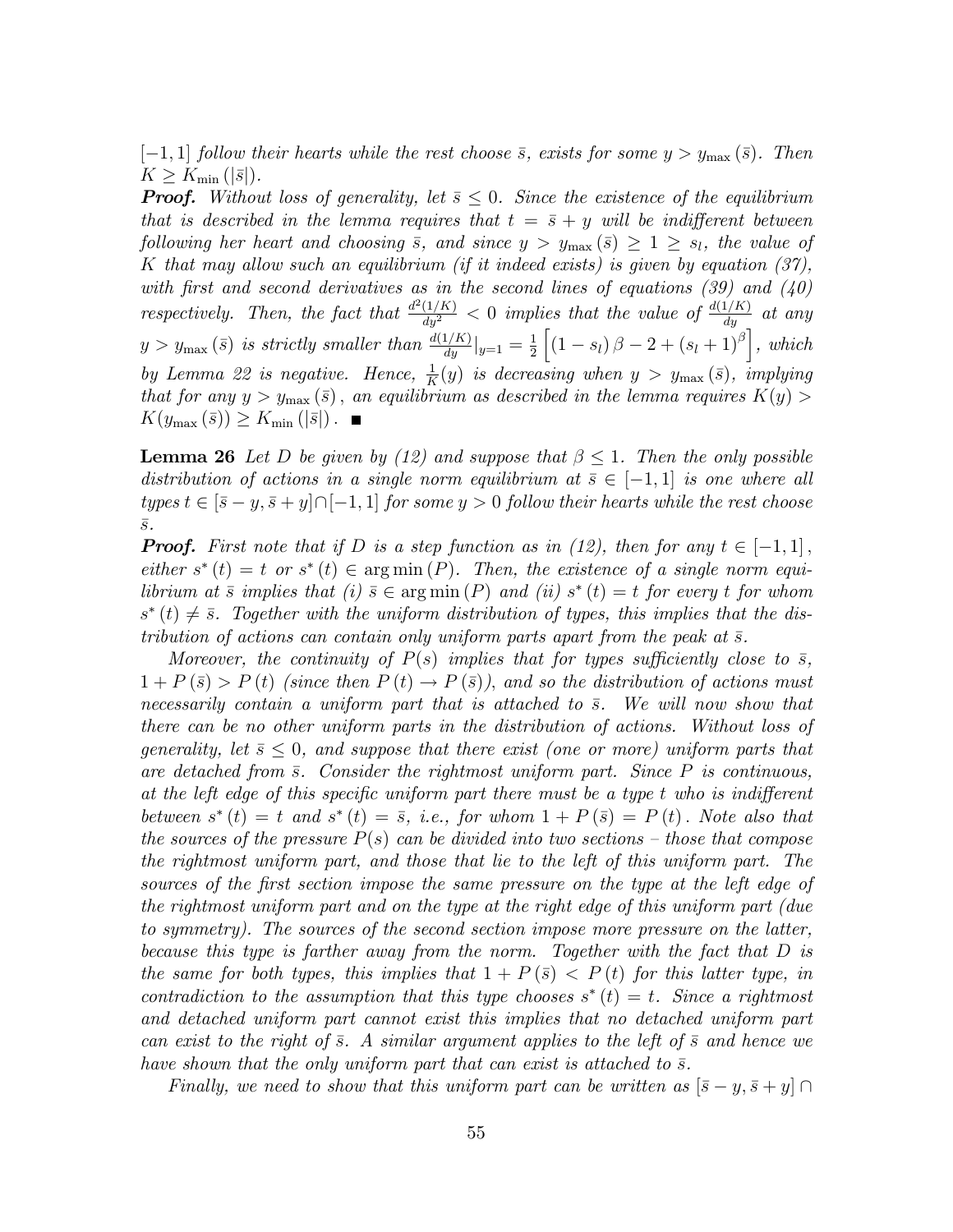*$[-1,1]$ follow their hearts while the rest choose $\bar{s}$, exists for some $y > y_{\max}(\bar{s})$. Then $K \geq K_{\min}(|\bar{s}|)$.*

***Proof.*** *Without loss of generality, let $\bar{s} \leq 0$. Since the existence of the equilibrium that is described in the lemma requires that $t = \bar{s} + y$ will be indifferent between following her heart and choosing $\bar{s}$, and since $y > y_{\max}(\bar{s}) \geq 1 \geq s_l$, the value of $K$ that may allow such an equilibrium (if it indeed exists) is given by equation (37), with first and second derivatives as in the second lines of equations (39) and (40) respectively. Then, the fact that $\frac{d^2(1/K)}{dy^2} < 0$ implies that the value of $\frac{d(1/K)}{dy}$ at any $y > y_{\max}(\bar{s})$ is strictly smaller than $\frac{d(1/K)}{dy}|_{y=1} = \frac{1}{2}\left[(1-s_l)\beta - 2 + (s_l+1)^{\beta}\right]$, which by Lemma 22 is negative. Hence, $\frac{1}{K}(y)$ is decreasing when $y > y_{\max}(\bar{s})$, implying that for any $y > y_{\max}(\bar{s})$, an equilibrium as described in the lemma requires $K(y) > K(y_{\max}(\bar{s})) \geq K_{\min}(|\bar{s}|)$.* ■

**Lemma 26** *Let $D$ be given by (12) and suppose that $\beta \leq 1$. Then the only possible distribution of actions in a single norm equilibrium at $\bar{s} \in [-1,1]$ is one where all types $t \in [\bar{s}-y, \bar{s}+y] \cap [-1,1]$ for some $y > 0$ follow their hearts while the rest choose $\bar{s}$.*

***Proof.*** *First note that if $D$ is a step function as in (12), then for any $t \in [-1,1]$, either $s^*(t) = t$ or $s^*(t) \in \arg\min(P)$. Then, the existence of a single norm equilibrium at $\bar{s}$ implies that (i) $\bar{s} \in \arg\min(P)$ and (ii) $s^*(t) = t$ for every $t$ for whom $s^*(t) \neq \bar{s}$. Together with the uniform distribution of types, this implies that the distribution of actions can contain only uniform parts apart from the peak at $\bar{s}$.*

*Moreover, the continuity of $P(s)$ implies that for types sufficiently close to $\bar{s}$, $1 + P(\bar{s}) > P(t)$ (since then $P(t) \to P(\bar{s})$), and so the distribution of actions must necessarily contain a uniform part that is attached to $\bar{s}$. We will now show that there can be no other uniform parts in the distribution of actions. Without loss of generality, let $\bar{s} \leq 0$, and suppose that there exist (one or more) uniform parts that are detached from $\bar{s}$. Consider the rightmost uniform part. Since $P$ is continuous, at the left edge of this specific uniform part there must be a type $t$ who is indifferent between $s^*(t) = t$ and $s^*(t) = \bar{s}$, i.e., for whom $1 + P(\bar{s}) = P(t)$. Note also that the sources of the pressure $P(s)$ can be divided into two sections – those that compose the rightmost uniform part, and those that lie to the left of this uniform part. The sources of the first section impose the same pressure on the type at the left edge of the rightmost uniform part and on the type at the right edge of this uniform part (due to symmetry). The sources of the second section impose more pressure on the latter, because this type is farther away from the norm. Together with the fact that $D$ is the same for both types, this implies that $1 + P(\bar{s}) < P(t)$ for this latter type, in contradiction to the assumption that this type chooses $s^*(t) = t$. Since a rightmost and detached uniform part cannot exist this implies that no detached uniform part can exist to the right of $\bar{s}$. A similar argument applies to the left of $\bar{s}$ and hence we have shown that the only uniform part that can exist is attached to $\bar{s}$.*

*Finally, we need to show that this uniform part can be written as $[\bar{s}-y, \bar{s}+y] \cap$*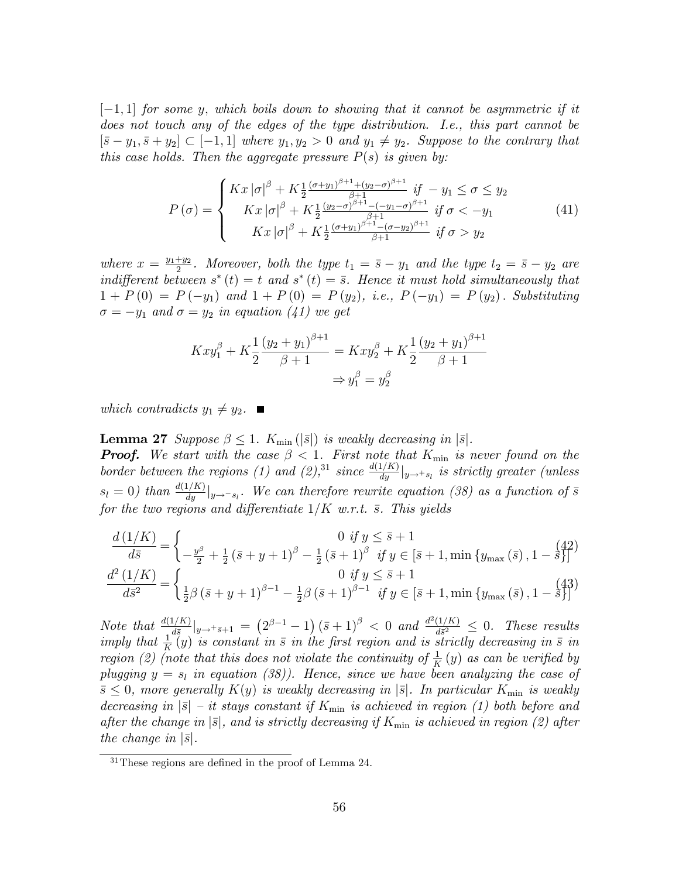$[-1,1]$ *for some* $y$*, which boils down to showing that it cannot be asymmetric if it does not touch any of the edges of the type distribution. I.e., this part cannot be* $[\bar{s}-y_1, \bar{s}+y_2] \subset [-1,1]$ *where* $y_1, y_2 > 0$ *and* $y_1 \neq y_2$*. Suppose to the contrary that this case holds. Then the aggregate pressure* $P(s)$ *is given by:*

$$P(\sigma) = \begin{cases} Kx\,|\sigma|^{\beta} + K\frac{1}{2}\frac{(\sigma+y_1)^{\beta+1}+(y_2-\sigma)^{\beta+1}}{\beta+1} \text{ if } -y_1 \leq \sigma \leq y_2 \\ Kx\,|\sigma|^{\beta} + K\frac{1}{2}\frac{(y_2-\sigma)^{\beta+1}-(-y_1-\sigma)^{\beta+1}}{\beta+1} \text{ if } \sigma < -y_1 \\ Kx\,|\sigma|^{\beta} + K\frac{1}{2}\frac{(\sigma+y_1)^{\beta+1}-(\sigma-y_2)^{\beta+1}}{\beta+1} \text{ if } \sigma > y_2 \end{cases} \tag{41}$$

*where* $x = \frac{y_1+y_2}{2}$*. Moreover, both the type* $t_1 = \bar{s} - y_1$ *and the type* $t_2 = \bar{s} - y_2$ *are indifferent between* $s^*(t) = t$ *and* $s^*(t) = \bar{s}$*. Hence it must hold simultaneously that* $1 + P(0) = P(-y_1)$ *and* $1 + P(0) = P(y_2)$*, i.e.,* $P(-y_1) = P(y_2)$*. Substituting* $\sigma = -y_1$ *and* $\sigma = y_2$ *in equation (41) we get*

$$Kxy_1^{\beta} + K\frac{1}{2}\frac{(y_2+y_1)^{\beta+1}}{\beta+1} = Kxy_2^{\beta} + K\frac{1}{2}\frac{(y_2+y_1)^{\beta+1}}{\beta+1}$$
$$\Rightarrow y_1^{\beta} = y_2^{\beta}$$

*which contradicts* $y_1 \neq y_2$*.* ■

**Lemma 27** *Suppose* $\beta \leq 1$*.* $K_{\min}(|\bar{s}|)$ *is weakly decreasing in* $|\bar{s}|$*.*
***Proof.*** *We start with the case* $\beta < 1$*. First note that* $K_{\min}$ *is never found on the border between the regions (1) and (2),*[31] *since* $\frac{d(1/K)}{dy}|_{y \to^+ s_l}$ *is strictly greater (unless* $s_l = 0$*) than* $\frac{d(1/K)}{dy}|_{y \to^- s_l}$*. We can therefore rewrite equation (38) as a function of* $\bar{s}$ *for the two regions and differentiate* $1/K$ *w.r.t.* $\bar{s}$*. This yields*

$$\frac{d(1/K)}{d\bar{s}} = \begin{cases} 0 \text{ if } y \leq \bar{s}+1 \\ -\frac{y^{\beta}}{2} + \frac{1}{2}(\bar{s}+y+1)^{\beta} - \frac{1}{2}(\bar{s}+1)^{\beta} \text{ if } y \in [\bar{s}+1, \min\{y_{\max}(\bar{s}), 1-\bar{s}\}] \end{cases} \tag{42}$$

$$\frac{d^2(1/K)}{d\bar{s}^2} = \begin{cases} 0 \text{ if } y \leq \bar{s}+1 \\ \frac{1}{2}\beta(\bar{s}+y+1)^{\beta-1} - \frac{1}{2}\beta(\bar{s}+1)^{\beta-1} \text{ if } y \in [\bar{s}+1, \min\{y_{\max}(\bar{s}), 1-\bar{s}\}] \end{cases} \tag{43}$$

*Note that* $\frac{d(1/K)}{d\bar{s}}|_{y \to^+ \bar{s}+1} = \left(2^{\beta-1}-1\right)(\bar{s}+1)^{\beta} < 0$ *and* $\frac{d^2(1/K)}{d\bar{s}^2} \leq 0$*. These results imply that* $\frac{1}{K}(y)$ *is constant in* $\bar{s}$ *in the first region and is strictly decreasing in* $\bar{s}$ *in region (2) (note that this does not violate the continuity of* $\frac{1}{K}(y)$ *as can be verified by plugging* $y = s_l$ *in equation (38)). Hence, since we have been analyzing the case of* $\bar{s} \leq 0$*, more generally* $K(y)$ *is weakly decreasing in* $|\bar{s}|$*. In particular* $K_{\min}$ *is weakly decreasing in* $|\bar{s}|$ *– it stays constant if* $K_{\min}$ *is achieved in region (1) both before and after the change in* $|\bar{s}|$*, and is strictly decreasing if* $K_{\min}$ *is achieved in region (2) after the change in* $|\bar{s}|$*.*

---

[31] These regions are defined in the proof of Lemma 24.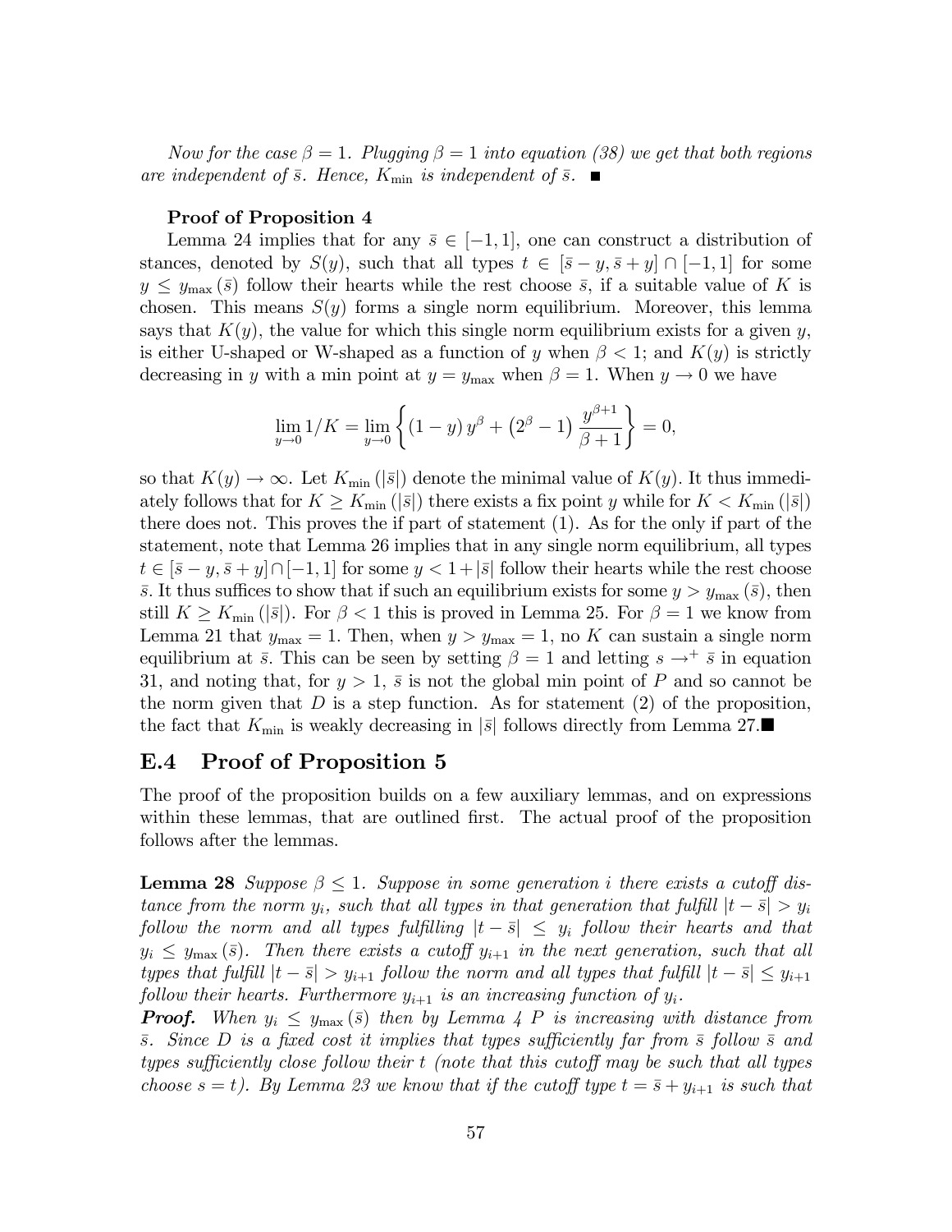*Now for the case $\beta = 1$. Plugging $\beta = 1$ into equation (38) we get that both regions are independent of $\bar{s}$. Hence, $K_{\min}$ is independent of $\bar{s}$.* ■

**Proof of Proposition 4**

Lemma 24 implies that for any $\bar{s} \in [-1, 1]$, one can construct a distribution of stances, denoted by $S(y)$, such that all types $t \in [\bar{s} - y, \bar{s} + y] \cap [-1, 1]$ for some $y \leq y_{\max}(\bar{s})$ follow their hearts while the rest choose $\bar{s}$, if a suitable value of $K$ is chosen. This means $S(y)$ forms a single norm equilibrium. Moreover, this lemma says that $K(y)$, the value for which this single norm equilibrium exists for a given $y$, is either U-shaped or W-shaped as a function of $y$ when $\beta < 1$; and $K(y)$ is strictly decreasing in $y$ with a min point at $y = y_{\max}$ when $\beta = 1$. When $y \to 0$ we have

$$\lim_{y \to 0} 1/K = \lim_{y \to 0} \left\{ (1 - y) y^{\beta} + \left(2^{\beta} - 1\right) \frac{y^{\beta+1}}{\beta + 1} \right\} = 0,$$

so that $K(y) \to \infty$. Let $K_{\min}(|\bar{s}|)$ denote the minimal value of $K(y)$. It thus immediately follows that for $K \geq K_{\min}(|\bar{s}|)$ there exists a fix point $y$ while for $K < K_{\min}(|\bar{s}|)$ there does not. This proves the if part of statement (1). As for the only if part of the statement, note that Lemma 26 implies that in any single norm equilibrium, all types $t \in [\bar{s} - y, \bar{s} + y] \cap [-1, 1]$ for some $y < 1 + |\bar{s}|$ follow their hearts while the rest choose $\bar{s}$. It thus suffices to show that if such an equilibrium exists for some $y > y_{\max}(\bar{s})$, then still $K \geq K_{\min}(|\bar{s}|)$. For $\beta < 1$ this is proved in Lemma 25. For $\beta = 1$ we know from Lemma 21 that $y_{\max} = 1$. Then, when $y > y_{\max} = 1$, no $K$ can sustain a single norm equilibrium at $\bar{s}$. This can be seen by setting $\beta = 1$ and letting $s \to^{+} \bar{s}$ in equation 31, and noting that, for $y > 1$, $\bar{s}$ is not the global min point of $P$ and so cannot be the norm given that $D$ is a step function. As for statement (2) of the proposition, the fact that $K_{\min}$ is weakly decreasing in $|\bar{s}|$ follows directly from Lemma 27. ■

## E.4 Proof of Proposition 5

The proof of the proposition builds on a few auxiliary lemmas, and on expressions within these lemmas, that are outlined first. The actual proof of the proposition follows after the lemmas.

**Lemma 28** *Suppose $\beta \leq 1$. Suppose in some generation $i$ there exists a cutoff distance from the norm $y_i$, such that all types in that generation that fulfill $|t - \bar{s}| > y_i$ follow the norm and all types fulfilling $|t - \bar{s}| \leq y_i$ follow their hearts and that $y_i \leq y_{\max}(\bar{s})$. Then there exists a cutoff $y_{i+1}$ in the next generation, such that all types that fulfill $|t - \bar{s}| > y_{i+1}$ follow the norm and all types that fulfill $|t - \bar{s}| \leq y_{i+1}$ follow their hearts. Furthermore $y_{i+1}$ is an increasing function of $y_i$.*

***Proof.*** *When $y_i \leq y_{\max}(\bar{s})$ then by Lemma 4 $P$ is increasing with distance from $\bar{s}$. Since $D$ is a fixed cost it implies that types sufficiently far from $\bar{s}$ follow $\bar{s}$ and types sufficiently close follow their $t$ (note that this cutoff may be such that all types choose $s = t$). By Lemma 23 we know that if the cutoff type $t = \bar{s} + y_{i+1}$ is such that*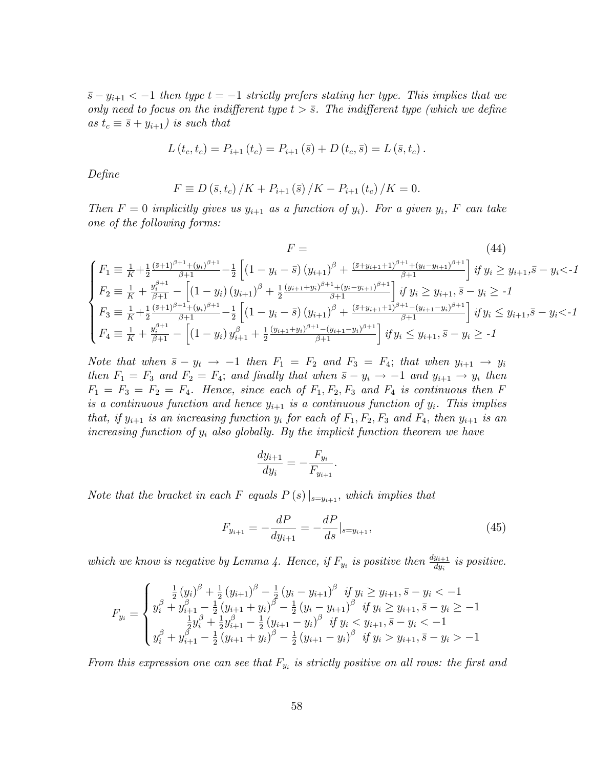*$\bar{s} - y_{i+1} < -1$ then type $t = -1$ strictly prefers stating her type. This implies that we only need to focus on the indifferent type $t > \bar{s}$. The indifferent type (which we define as $t_c \equiv \bar{s} + y_{i+1}$) is such that*

$$L(t_c, t_c) = P_{i+1}(t_c) = P_{i+1}(\bar{s}) + D(t_c, \bar{s}) = L(\bar{s}, t_c).$$

*Define*

$$F \equiv D(\bar{s}, t_c)/K + P_{i+1}(\bar{s})/K - P_{i+1}(t_c)/K = 0.$$

*Then $F = 0$ implicitly gives us $y_{i+1}$ as a function of $y_i$). For a given $y_i$, $F$ can take one of the following forms:*

$$F = \tag{44}$$

$$\begin{cases} F_1 \equiv \frac{1}{K} + \frac{1}{2}\frac{(\bar{s}+1)^{\beta+1} + (y_i)^{\beta+1}}{\beta+1} - \frac{1}{2}\left[(1 - y_i - \bar{s})(y_{i+1})^{\beta} + \frac{(\bar{s}+y_{i+1}+1)^{\beta+1} + (y_i - y_{i+1})^{\beta+1}}{\beta+1}\right] \text{ if } y_i \geq y_{i+1}, \bar{s} - y_i < \text{-}1 \\ F_2 \equiv \frac{1}{K} + \frac{y_i^{\beta+1}}{\beta+1} - \left[(1 - y_i)(y_{i+1})^{\beta} + \frac{1}{2}\frac{(y_{i+1}+y_i)^{\beta+1} + (y_i - y_{i+1})^{\beta+1}}{\beta+1}\right] \text{ if } y_i \geq y_{i+1}, \bar{s} - y_i \geq \text{-}1 \\ F_3 \equiv \frac{1}{K} + \frac{1}{2}\frac{(\bar{s}+1)^{\beta+1} + (y_i)^{\beta+1}}{\beta+1} - \frac{1}{2}\left[(1 - y_i - \bar{s})(y_{i+1})^{\beta} + \frac{(\bar{s}+y_{i+1}+1)^{\beta+1} - (y_{i+1} - y_i)^{\beta+1}}{\beta+1}\right] \text{ if } y_i \leq y_{i+1}, \bar{s} - y_i < \text{-}1 \\ F_4 \equiv \frac{1}{K} + \frac{y_i^{\beta+1}}{\beta+1} - \left[(1 - y_i)\, y_{i+1}^{\beta} + \frac{1}{2}\frac{(y_{i+1}+y_i)^{\beta+1} - (y_{i+1} - y_i)^{\beta+1}}{\beta+1}\right] \text{ if } y_i \leq y_{i+1}, \bar{s} - y_i \geq \text{-}1 \end{cases}$$

*Note that when $\bar{s} - y_t \to -1$ then $F_1 = F_2$ and $F_3 = F_4$; that when $y_{i+1} \to y_i$ then $F_1 = F_3$ and $F_2 = F_4$; and finally that when $\bar{s} - y_i \to -1$ and $y_{i+1} \to y_i$ then $F_1 = F_3 = F_2 = F_4$. Hence, since each of $F_1, F_2, F_3$ and $F_4$ is continuous then $F$ is a continuous function and hence $y_{i+1}$ is a continuous function of $y_i$. This implies that, if $y_{i+1}$ is an increasing function $y_i$ for each of $F_1, F_2, F_3$ and $F_4$, then $y_{i+1}$ is an increasing function of $y_i$ also globally. By the implicit function theorem we have*

$$\frac{dy_{i+1}}{dy_i} = -\frac{F_{y_i}}{F_{y_{i+1}}}.$$

*Note that the bracket in each $F$ equals $P(s)|_{s=y_{i+1}}$, which implies that*

$$F_{y_{i+1}} = -\frac{dP}{dy_{i+1}} = -\frac{dP}{ds}|_{s=y_{i+1}}, \tag{45}$$

*which we know is negative by Lemma 4. Hence, if $F_{y_i}$ is positive then $\frac{dy_{i+1}}{dy_i}$ is positive.*

$$F_{y_i} = \begin{cases} \frac{1}{2}(y_i)^{\beta} + \frac{1}{2}(y_{i+1})^{\beta} - \frac{1}{2}(y_i - y_{i+1})^{\beta} \;\; \text{if } y_i \geq y_{i+1}, \bar{s} - y_i < -1 \\ y_i^{\beta} + y_{i+1}^{\beta} - \frac{1}{2}(y_{i+1} + y_i)^{\beta} - \frac{1}{2}(y_i - y_{i+1})^{\beta} \;\; \text{if } y_i \geq y_{i+1}, \bar{s} - y_i \geq -1 \\ \frac{1}{2}y_i^{\beta} + \frac{1}{2}y_{i+1}^{\beta} - \frac{1}{2}(y_{i+1} - y_i)^{\beta} \;\; \text{if } y_i < y_{i+1}, \bar{s} - y_i < -1 \\ y_i^{\beta} + y_{i+1}^{\beta} - \frac{1}{2}(y_{i+1} + y_i)^{\beta} - \frac{1}{2}(y_{i+1} - y_i)^{\beta} \;\; \text{if } y_i > y_{i+1}, \bar{s} - y_i > -1 \end{cases}$$

*From this expression one can see that $F_{y_i}$ is strictly positive on all rows: the first and*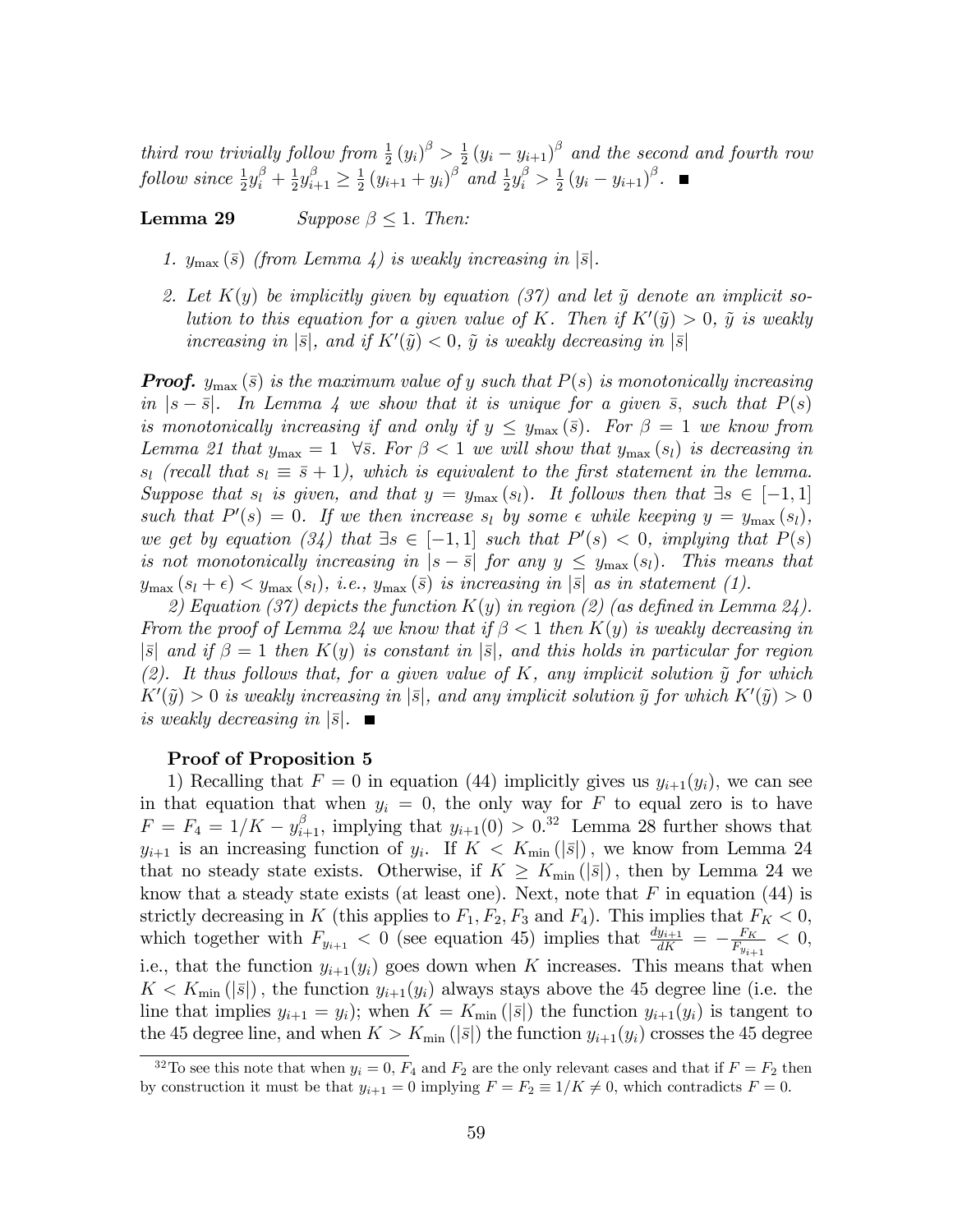*third row trivially follow from $\frac{1}{2}(y_i)^\beta > \frac{1}{2}(y_i - y_{i+1})^\beta$ and the second and fourth row follow since $\frac{1}{2}y_i^\beta + \frac{1}{2}y_{i+1}^\beta \geq \frac{1}{2}(y_{i+1} + y_i)^\beta$ and $\frac{1}{2}y_i^\beta > \frac{1}{2}(y_i - y_{i+1})^\beta$.* ∎

**Lemma 29** *Suppose $\beta \leq 1$. Then:*

1. *$y_{\max}(\bar{s})$ (from Lemma 4) is weakly increasing in $|\bar{s}|$.*

2. *Let $K(y)$ be implicitly given by equation (37) and let $\tilde{y}$ denote an implicit solution to this equation for a given value of $K$. Then if $K'(\tilde{y}) > 0$, $\tilde{y}$ is weakly increasing in $|\bar{s}|$, and if $K'(\tilde{y}) < 0$, $\tilde{y}$ is weakly decreasing in $|\bar{s}|$*

***Proof.*** *$y_{\max}(\bar{s})$ is the maximum value of $y$ such that $P(s)$ is monotonically increasing in $|s - \bar{s}|$. In Lemma 4 we show that it is unique for a given $\bar{s}$, such that $P(s)$ is monotonically increasing if and only if $y \leq y_{\max}(\bar{s})$. For $\beta = 1$ we know from Lemma 21 that $y_{\max} = 1 \;\; \forall \bar{s}$. For $\beta < 1$ we will show that $y_{\max}(s_l)$ is decreasing in $s_l$ (recall that $s_l \equiv \bar{s} + 1$), which is equivalent to the first statement in the lemma. Suppose that $s_l$ is given, and that $y = y_{\max}(s_l)$. It follows then that $\exists s \in [-1, 1]$ such that $P'(s) = 0$. If we then increase $s_l$ by some $\epsilon$ while keeping $y = y_{\max}(s_l)$, we get by equation (34) that $\exists s \in [-1, 1]$ such that $P'(s) < 0$, implying that $P(s)$ is not monotonically increasing in $|s - \bar{s}|$ for any $y \leq y_{\max}(s_l)$. This means that $y_{\max}(s_l + \epsilon) < y_{\max}(s_l)$, i.e., $y_{\max}(\bar{s})$ is increasing in $|\bar{s}|$ as in statement (1).*

*2) Equation (37) depicts the function $K(y)$ in region (2) (as defined in Lemma 24). From the proof of Lemma 24 we know that if $\beta < 1$ then $K(y)$ is weakly decreasing in $|\bar{s}|$ and if $\beta = 1$ then $K(y)$ is constant in $|\bar{s}|$, and this holds in particular for region (2). It thus follows that, for a given value of $K$, any implicit solution $\tilde{y}$ for which $K'(\tilde{y}) > 0$ is weakly increasing in $|\bar{s}|$, and any implicit solution $\tilde{y}$ for which $K'(\tilde{y}) > 0$ is weakly decreasing in $|\bar{s}|$.* ∎

**Proof of Proposition 5**

1) Recalling that $F = 0$ in equation (44) implicitly gives us $y_{i+1}(y_i)$, we can see in that equation that when $y_i = 0$, the only way for $F$ to equal zero is to have $F = F_4 = 1/K - y_{i+1}^\beta$, implying that $y_{i+1}(0) > 0$.[32] Lemma 28 further shows that $y_{i+1}$ is an increasing function of $y_i$. If $K < K_{\min}(|\bar{s}|)$, we know from Lemma 24 that no steady state exists. Otherwise, if $K \geq K_{\min}(|\bar{s}|)$, then by Lemma 24 we know that a steady state exists (at least one). Next, note that $F$ in equation (44) is strictly decreasing in $K$ (this applies to $F_1, F_2, F_3$ and $F_4$). This implies that $F_K < 0$, which together with $F_{y_{i+1}} < 0$ (see equation 45) implies that $\frac{dy_{i+1}}{dK} = -\frac{F_K}{F_{y_{i+1}}} < 0$, i.e., that the function $y_{i+1}(y_i)$ goes down when $K$ increases. This means that when $K < K_{\min}(|\bar{s}|)$, the function $y_{i+1}(y_i)$ always stays above the 45 degree line (i.e. the line that implies $y_{i+1} = y_i$); when $K = K_{\min}(|\bar{s}|)$ the function $y_{i+1}(y_i)$ is tangent to the 45 degree line, and when $K > K_{\min}(|\bar{s}|)$ the function $y_{i+1}(y_i)$ crosses the 45 degree

[32] To see this note that when $y_i = 0$, $F_4$ and $F_2$ are the only relevant cases and that if $F = F_2$ then by construction it must be that $y_{i+1} = 0$ implying $F = F_2 \equiv 1/K \neq 0$, which contradicts $F = 0$.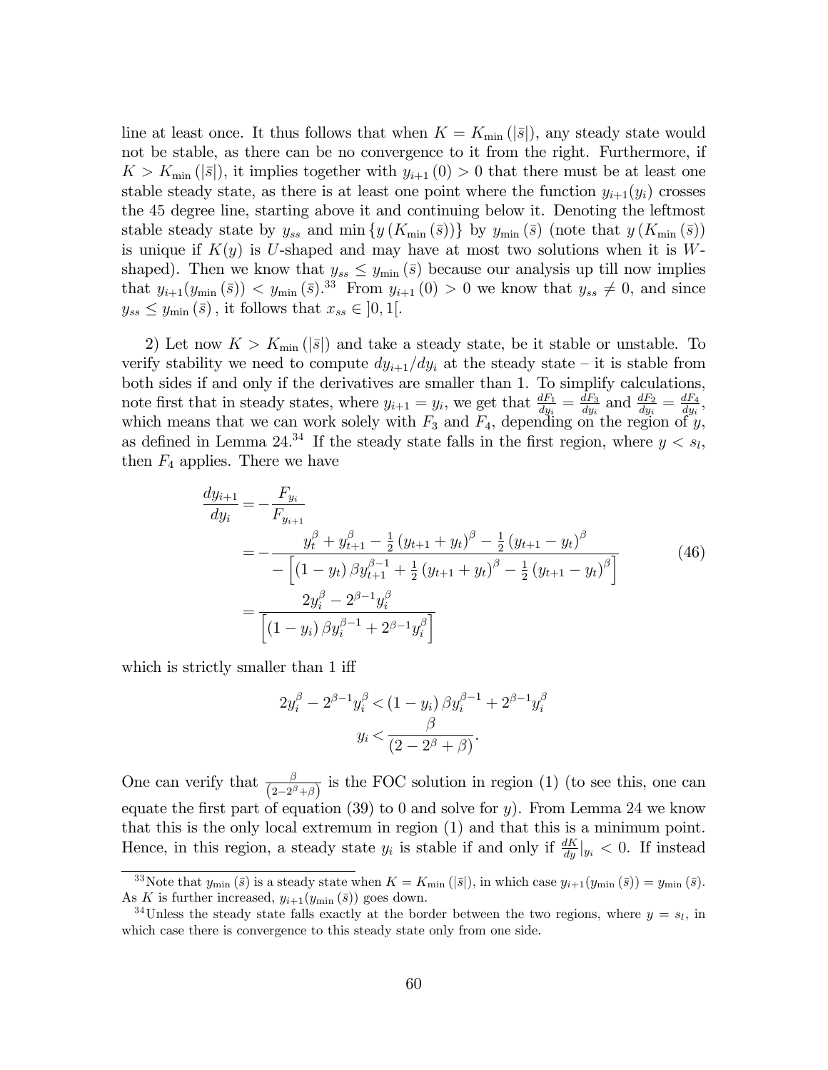line at least once. It thus follows that when $K = K_{\min}(|\bar{s}|)$, any steady state would not be stable, as there can be no convergence to it from the right. Furthermore, if $K > K_{\min}(|\bar{s}|)$, it implies together with $y_{i+1}(0) > 0$ that there must be at least one stable steady state, as there is at least one point where the function $y_{i+1}(y_i)$ crosses the 45 degree line, starting above it and continuing below it. Denoting the leftmost stable steady state by $y_{ss}$ and $\min\{y(K_{\min}(\bar{s}))\}$ by $y_{\min}(\bar{s})$ (note that $y(K_{\min}(\bar{s}))$ is unique if $K(y)$ is $U$-shaped and may have at most two solutions when it is $W$-shaped). Then we know that $y_{ss} \leq y_{\min}(\bar{s})$ because our analysis up till now implies that $y_{i+1}(y_{\min}(\bar{s})) < y_{\min}(\bar{s})$.[33] From $y_{i+1}(0) > 0$ we know that $y_{ss} \neq 0$, and since $y_{ss} \leq y_{\min}(\bar{s})$, it follows that $x_{ss} \in ]0, 1[$.

2) Let now $K > K_{\min}(|\bar{s}|)$ and take a steady state, be it stable or unstable. To verify stability we need to compute $dy_{i+1}/dy_i$ at the steady state – it is stable from both sides if and only if the derivatives are smaller than 1. To simplify calculations, note first that in steady states, where $y_{i+1} = y_i$, we get that $\frac{dF_1}{dy_i} = \frac{dF_3}{dy_i}$ and $\frac{dF_2}{dy_i} = \frac{dF_4}{dy_i}$, which means that we can work solely with $F_3$ and $F_4$, depending on the region of $y$, as defined in Lemma 24.[34] If the steady state falls in the first region, where $y < s_l$, then $F_4$ applies. There we have

$$
\begin{aligned}
\frac{dy_{i+1}}{dy_i} &= -\frac{F_{y_i}}{F_{y_{i+1}}} \\
&= -\frac{y_t^\beta + y_{t+1}^\beta - \frac{1}{2}(y_{t+1} + y_t)^\beta - \frac{1}{2}(y_{t+1} - y_t)^\beta}{-\left[(1 - y_t)\beta y_{t+1}^{\beta-1} + \frac{1}{2}(y_{t+1} + y_t)^\beta - \frac{1}{2}(y_{t+1} - y_t)^\beta\right]} \\
&= \frac{2y_i^\beta - 2^{\beta-1} y_i^\beta}{\left[(1 - y_i)\beta y_i^{\beta-1} + 2^{\beta-1} y_i^\beta\right]}
\end{aligned}
\tag{46}
$$

which is strictly smaller than 1 iff

$$
\begin{aligned}
2y_i^\beta - 2^{\beta-1} y_i^\beta &< (1 - y_i)\beta y_i^{\beta-1} + 2^{\beta-1} y_i^\beta \\
y_i &< \frac{\beta}{(2 - 2^\beta + \beta)}.
\end{aligned}
$$

One can verify that $\frac{\beta}{(2-2^\beta+\beta)}$ is the FOC solution in region (1) (to see this, one can equate the first part of equation (39) to 0 and solve for $y$). From Lemma 24 we know that this is the only local extremum in region (1) and that this is a minimum point. Hence, in this region, a steady state $y_i$ is stable if and only if $\frac{dK}{dy}|_{y_i} < 0$. If instead

[33] Note that $y_{\min}(\bar{s})$ is a steady state when $K = K_{\min}(|\bar{s}|)$, in which case $y_{i+1}(y_{\min}(\bar{s})) = y_{\min}(\bar{s})$. As $K$ is further increased, $y_{i+1}(y_{\min}(\bar{s}))$ goes down.

[34] Unless the steady state falls exactly at the border between the two regions, where $y = s_l$, in which case there is convergence to this steady state only from one side.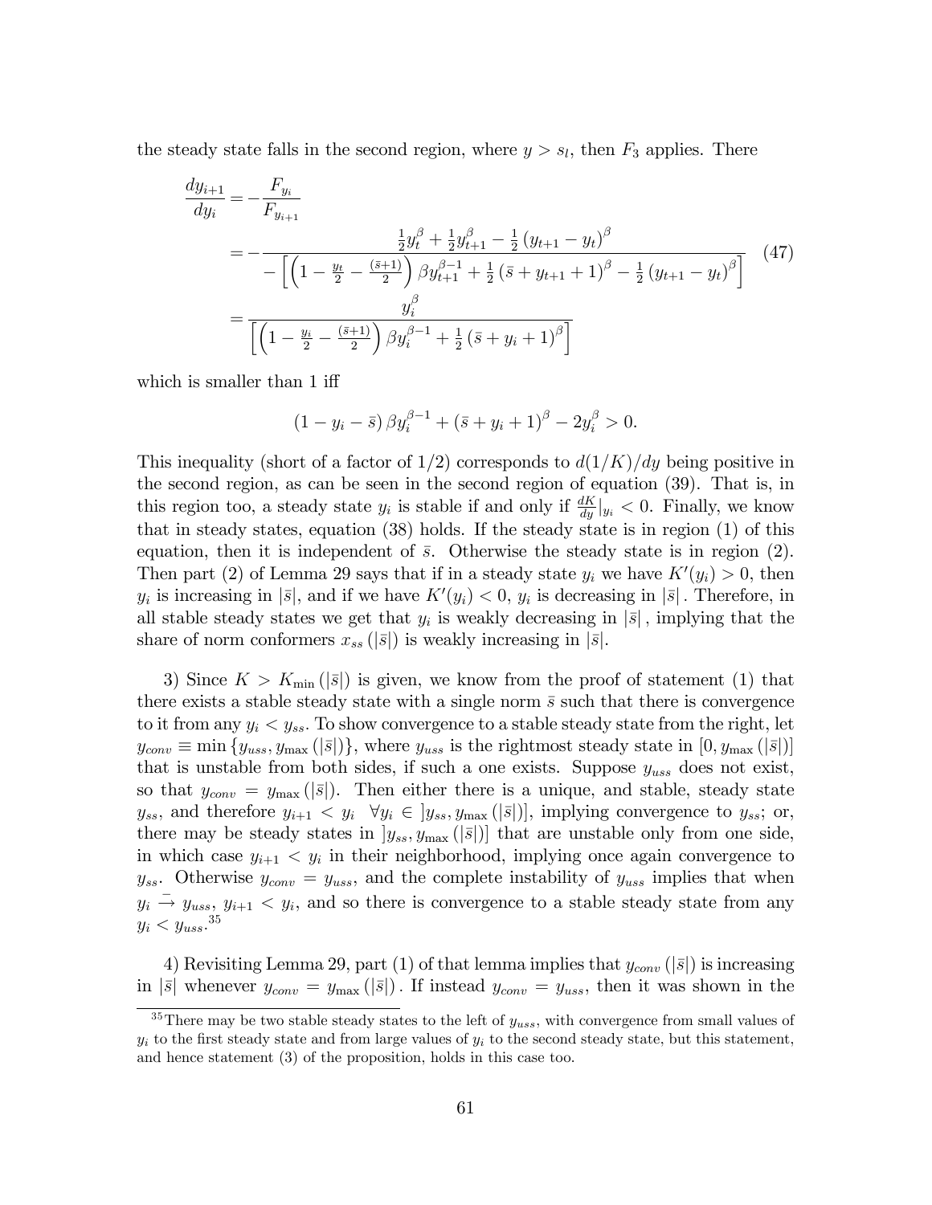the steady state falls in the second region, where $y > s_l$, then $F_3$ applies. There

$$
\begin{aligned}
\frac{dy_{i+1}}{dy_i} &= -\frac{F_{y_i}}{F_{y_{i+1}}} \\
&= -\frac{\frac{1}{2}y_t^{\beta} + \frac{1}{2}y_{t+1}^{\beta} - \frac{1}{2}\left(y_{t+1} - y_t\right)^{\beta}}{-\left[\left(1 - \frac{y_t}{2} - \frac{(\bar{s}+1)}{2}\right)\beta y_{t+1}^{\beta-1} + \frac{1}{2}\left(\bar{s} + y_{t+1} + 1\right)^{\beta} - \frac{1}{2}\left(y_{t+1} - y_t\right)^{\beta}\right]} \\
&= \frac{y_i^{\beta}}{\left[\left(1 - \frac{y_i}{2} - \frac{(\bar{s}+1)}{2}\right)\beta y_i^{\beta-1} + \frac{1}{2}\left(\bar{s} + y_i + 1\right)^{\beta}\right]}
\end{aligned}
\tag{47}
$$

which is smaller than 1 iff

$$
\left(1 - y_i - \bar{s}\right)\beta y_i^{\beta-1} + \left(\bar{s} + y_i + 1\right)^{\beta} - 2y_i^{\beta} > 0.
$$

This inequality (short of a factor of 1/2) corresponds to $d(1/K)/dy$ being positive in the second region, as can be seen in the second region of equation (39). That is, in this region too, a steady state $y_i$ is stable if and only if $\frac{dK}{dy}|_{y_i} < 0$. Finally, we know that in steady states, equation (38) holds. If the steady state is in region (1) of this equation, then it is independent of $\bar{s}$. Otherwise the steady state is in region (2). Then part (2) of Lemma 29 says that if in a steady state $y_i$ we have $K'(y_i) > 0$, then $y_i$ is increasing in $|\bar{s}|$, and if we have $K'(y_i) < 0$, $y_i$ is decreasing in $|\bar{s}|$. Therefore, in all stable steady states we get that $y_i$ is weakly decreasing in $|\bar{s}|$, implying that the share of norm conformers $x_{ss}(|\bar{s}|)$ is weakly increasing in $|\bar{s}|$.

3) Since $K > K_{\min}(|\bar{s}|)$ is given, we know from the proof of statement (1) that there exists a stable steady state with a single norm $\bar{s}$ such that there is convergence to it from any $y_i < y_{ss}$. To show convergence to a stable steady state from the right, let $y_{conv} \equiv \min\{y_{uss}, y_{\max}(|\bar{s}|)\}$, where $y_{uss}$ is the rightmost steady state in $[0, y_{\max}(|\bar{s}|)]$ that is unstable from both sides, if such a one exists. Suppose $y_{uss}$ does not exist, so that $y_{conv} = y_{\max}(|\bar{s}|)$. Then either there is a unique, and stable, steady state $y_{ss}$, and therefore $y_{i+1} < y_i \quad \forall y_i \in \, ]y_{ss}, y_{\max}(|\bar{s}|)]$, implying convergence to $y_{ss}$; or, there may be steady states in $]y_{ss}, y_{\max}(|\bar{s}|)]$ that are unstable only from one side, in which case $y_{i+1} < y_i$ in their neighborhood, implying once again convergence to $y_{ss}$. Otherwise $y_{conv} = y_{uss}$, and the complete instability of $y_{uss}$ implies that when $y_i \xrightarrow{-} y_{uss}$, $y_{i+1} < y_i$, and so there is convergence to a stable steady state from any $y_i < y_{uss}$.[35]

4) Revisiting Lemma 29, part (1) of that lemma implies that $y_{conv}(|\bar{s}|)$ is increasing in $|\bar{s}|$ whenever $y_{conv} = y_{\max}(|\bar{s}|)$. If instead $y_{conv} = y_{uss}$, then it was shown in the

[35] There may be two stable steady states to the left of $y_{uss}$, with convergence from small values of $y_i$ to the first steady state and from large values of $y_i$ to the second steady state, but this statement, and hence statement (3) of the proposition, holds in this case too.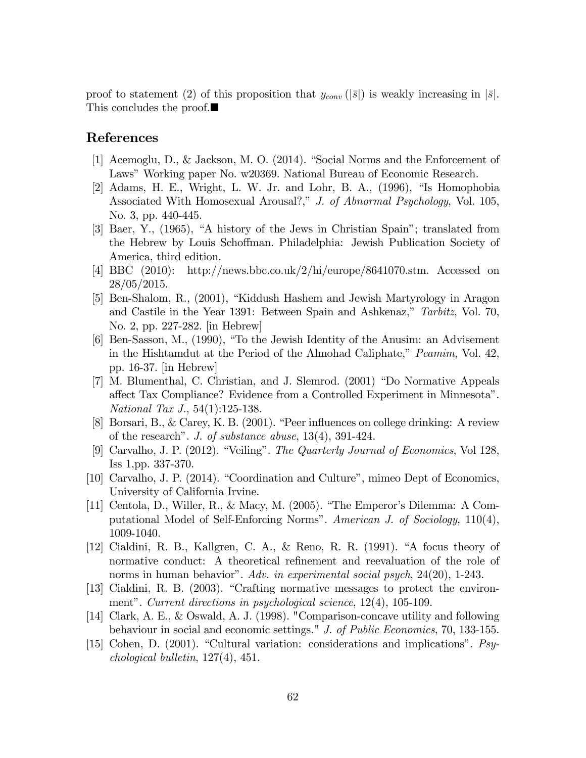proof to statement (2) of this proposition that $y_{conv}(|\bar{s}|)$ is weakly increasing in $|\bar{s}|$. This concludes the proof.■

## References

[1] Acemoglu, D., & Jackson, M. O. (2014). "Social Norms and the Enforcement of Laws" Working paper No. w20369. National Bureau of Economic Research.

[2] Adams, H. E., Wright, L. W. Jr. and Lohr, B. A., (1996), "Is Homophobia Associated With Homosexual Arousal?," *J. of Abnormal Psychology*, Vol. 105, No. 3, pp. 440-445.

[3] Baer, Y., (1965), "A history of the Jews in Christian Spain"; translated from the Hebrew by Louis Schoffman. Philadelphia: Jewish Publication Society of America, third edition.

[4] BBC (2010): http://news.bbc.co.uk/2/hi/europe/8641070.stm. Accessed on 28/05/2015.

[5] Ben-Shalom, R., (2001), "Kiddush Hashem and Jewish Martyrology in Aragon and Castile in the Year 1391: Between Spain and Ashkenaz," *Tarbitz*, Vol. 70, No. 2, pp. 227-282. [in Hebrew]

[6] Ben-Sasson, M., (1990), "To the Jewish Identity of the Anusim: an Advisement in the Hishtamdut at the Period of the Almohad Caliphate," *Peamim*, Vol. 42, pp. 16-37. [in Hebrew]

[7] M. Blumenthal, C. Christian, and J. Slemrod. (2001) "Do Normative Appeals affect Tax Compliance? Evidence from a Controlled Experiment in Minnesota". *National Tax J.*, 54(1):125-138.

[8] Borsari, B., & Carey, K. B. (2001). "Peer influences on college drinking: A review of the research". *J. of substance abuse*, 13(4), 391-424.

[9] Carvalho, J. P. (2012). "Veiling". *The Quarterly Journal of Economics*, Vol 128, Iss 1,pp. 337-370.

[10] Carvalho, J. P. (2014). "Coordination and Culture", mimeo Dept of Economics, University of California Irvine.

[11] Centola, D., Willer, R., & Macy, M. (2005). "The Emperor's Dilemma: A Computational Model of Self-Enforcing Norms". *American J. of Sociology*, 110(4), 1009-1040.

[12] Cialdini, R. B., Kallgren, C. A., & Reno, R. R. (1991). "A focus theory of normative conduct: A theoretical refinement and reevaluation of the role of norms in human behavior". *Adv. in experimental social psych*, 24(20), 1-243.

[13] Cialdini, R. B. (2003). "Crafting normative messages to protect the environment". *Current directions in psychological science*, 12(4), 105-109.

[14] Clark, A. E., & Oswald, A. J. (1998). "Comparison-concave utility and following behaviour in social and economic settings." *J. of Public Economics*, 70, 133-155.

[15] Cohen, D. (2001). "Cultural variation: considerations and implications". *Psychological bulletin*, 127(4), 451.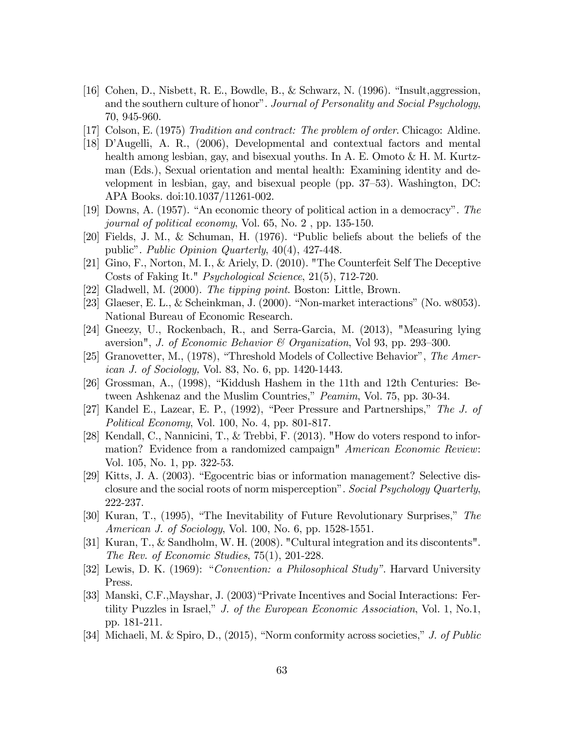[16] Cohen, D., Nisbett, R. E., Bowdle, B., & Schwarz, N. (1996). "Insult,aggression, and the southern culture of honor". *Journal of Personality and Social Psychology*, 70, 945-960.

[17] Colson, E. (1975) *Tradition and contract: The problem of order*. Chicago: Aldine.

[18] D'Augelli, A. R., (2006), Developmental and contextual factors and mental health among lesbian, gay, and bisexual youths. In A. E. Omoto & H. M. Kurtzman (Eds.), Sexual orientation and mental health: Examining identity and development in lesbian, gay, and bisexual people (pp. 37–53). Washington, DC: APA Books. doi:10.1037/11261-002.

[19] Downs, A. (1957). "An economic theory of political action in a democracy". *The journal of political economy*, Vol. 65, No. 2 , pp. 135-150.

[20] Fields, J. M., & Schuman, H. (1976). "Public beliefs about the beliefs of the public". *Public Opinion Quarterly*, 40(4), 427-448.

[21] Gino, F., Norton, M. I., & Ariely, D. (2010). "The Counterfeit Self The Deceptive Costs of Faking It." *Psychological Science*, 21(5), 712-720.

[22] Gladwell, M. (2000). *The tipping point*. Boston: Little, Brown.

[23] Glaeser, E. L., & Scheinkman, J. (2000). "Non-market interactions" (No. w8053). National Bureau of Economic Research.

[24] Gneezy, U., Rockenbach, R., and Serra-Garcia, M. (2013), "Measuring lying aversion", *J. of Economic Behavior & Organization*, Vol 93, pp. 293–300.

[25] Granovetter, M., (1978), "Threshold Models of Collective Behavior", *The American J. of Sociology,* Vol. 83, No. 6, pp. 1420-1443.

[26] Grossman, A., (1998), "Kiddush Hashem in the 11th and 12th Centuries: Between Ashkenaz and the Muslim Countries," *Peamim*, Vol. 75, pp. 30-34.

[27] Kandel E., Lazear, E. P., (1992), "Peer Pressure and Partnerships," *The J. of Political Economy*, Vol. 100, No. 4, pp. 801-817.

[28] Kendall, C., Nannicini, T., & Trebbi, F. (2013). "How do voters respond to information? Evidence from a randomized campaign" *American Economic Review*: Vol. 105, No. 1, pp. 322-53.

[29] Kitts, J. A. (2003). "Egocentric bias or information management? Selective disclosure and the social roots of norm misperception". *Social Psychology Quarterly*, 222-237.

[30] Kuran, T., (1995), "The Inevitability of Future Revolutionary Surprises," *The American J. of Sociology*, Vol. 100, No. 6, pp. 1528-1551.

[31] Kuran, T., & Sandholm, W. H. (2008). "Cultural integration and its discontents". *The Rev. of Economic Studies*, 75(1), 201-228.

[32] Lewis, D. K. (1969): "*Convention: a Philosophical Study"*. Harvard University Press.

[33] Manski, C.F.,Mayshar, J. (2003)"Private Incentives and Social Interactions: Fertility Puzzles in Israel," *J. of the European Economic Association*, Vol. 1, No.1, pp. 181-211.

[34] Michaeli, M. & Spiro, D., (2015), "Norm conformity across societies," *J. of Public*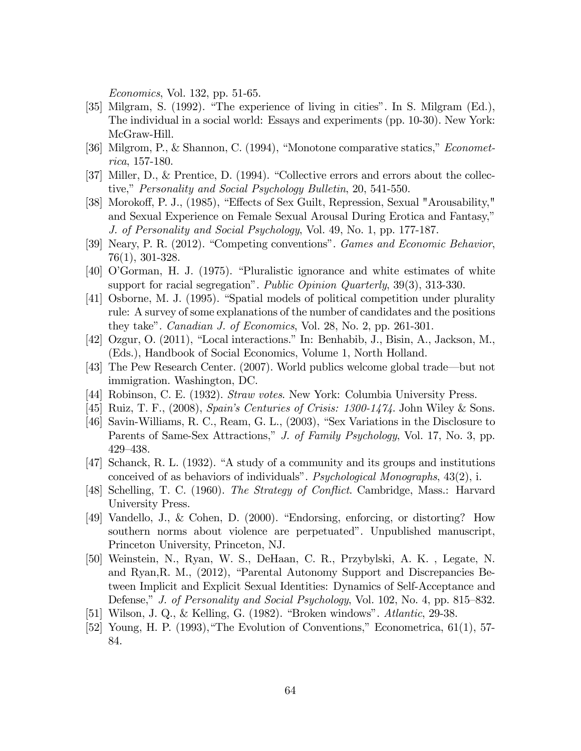*Economics*, Vol. 132, pp. 51-65.

[35] Milgram, S. (1992). "The experience of living in cities". In S. Milgram (Ed.), The individual in a social world: Essays and experiments (pp. 10-30). New York: McGraw-Hill.

[36] Milgrom, P., & Shannon, C. (1994), "Monotone comparative statics," *Econometrica*, 157-180.

[37] Miller, D., & Prentice, D. (1994). "Collective errors and errors about the collective," *Personality and Social Psychology Bulletin*, 20, 541-550.

[38] Morokoff, P. J., (1985), "Effects of Sex Guilt, Repression, Sexual "Arousability," and Sexual Experience on Female Sexual Arousal During Erotica and Fantasy," *J. of Personality and Social Psychology*, Vol. 49, No. 1, pp. 177-187.

[39] Neary, P. R. (2012). "Competing conventions". *Games and Economic Behavior*, 76(1), 301-328.

[40] O'Gorman, H. J. (1975). "Pluralistic ignorance and white estimates of white support for racial segregation". *Public Opinion Quarterly*, 39(3), 313-330.

[41] Osborne, M. J. (1995). "Spatial models of political competition under plurality rule: A survey of some explanations of the number of candidates and the positions they take". *Canadian J. of Economics*, Vol. 28, No. 2, pp. 261-301.

[42] Ozgur, O. (2011), "Local interactions." In: Benhabib, J., Bisin, A., Jackson, M., (Eds.), Handbook of Social Economics, Volume 1, North Holland.

[43] The Pew Research Center. (2007). World publics welcome global trade—but not immigration. Washington, DC.

[44] Robinson, C. E. (1932). *Straw votes*. New York: Columbia University Press.

[45] Ruiz, T. F., (2008), *Spain's Centuries of Crisis: 1300-1474*. John Wiley & Sons.

[46] Savin-Williams, R. C., Ream, G. L., (2003), "Sex Variations in the Disclosure to Parents of Same-Sex Attractions," *J. of Family Psychology*, Vol. 17, No. 3, pp. 429–438.

[47] Schanck, R. L. (1932). "A study of a community and its groups and institutions conceived of as behaviors of individuals". *Psychological Monographs*, 43(2), i.

[48] Schelling, T. C. (1960). *The Strategy of Conflict*. Cambridge, Mass.: Harvard University Press.

[49] Vandello, J., & Cohen, D. (2000). "Endorsing, enforcing, or distorting? How southern norms about violence are perpetuated". Unpublished manuscript, Princeton University, Princeton, NJ.

[50] Weinstein, N., Ryan, W. S., DeHaan, C. R., Przybylski, A. K. , Legate, N. and Ryan,R. M., (2012), "Parental Autonomy Support and Discrepancies Between Implicit and Explicit Sexual Identities: Dynamics of Self-Acceptance and Defense," *J. of Personality and Social Psychology*, Vol. 102, No. 4, pp. 815–832.

[51] Wilson, J. Q., & Kelling, G. (1982). "Broken windows". *Atlantic*, 29-38.

[52] Young, H. P. (1993),"The Evolution of Conventions," Econometrica, 61(1), 57-84.